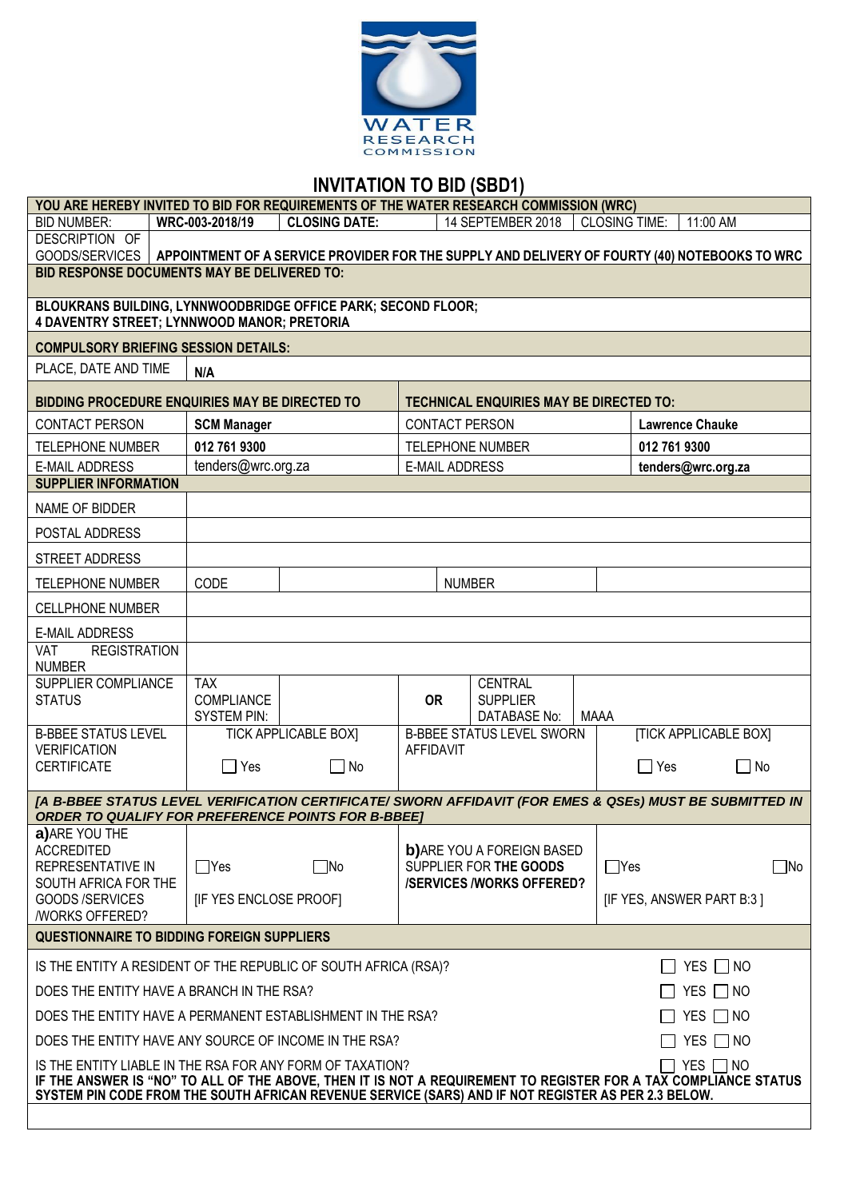# INVITATION TO BID (SBD1)

| YOU ARE HEREBY INVITED TO BID FOR REQUIREMENTS OF THE WATER RESEARCH COMMISSION (WRC) | | | | | |
|---|---|---|---|---|---|
| BID NUMBER: | **WRC-003-2018/19** | **CLOSING DATE:** | 14 SEPTEMBER 2018 | CLOSING TIME: | 11:00 AM |
| DESCRIPTION OF GOODS/SERVICES | **APPOINTMENT OF A SERVICE PROVIDER FOR THE SUPPLY AND DELIVERY OF FOURTY (40) NOTEBOOKS TO WRC** | | | | |
| **BID RESPONSE DOCUMENTS MAY BE DELIVERED TO:** | | | | | |
| **BLOUKRANS BUILDING, LYNNWOODBRIDGE OFFICE PARK; SECOND FLOOR; 4 DAVENTRY STREET; LYNNWOOD MANOR; PRETORIA** | | | | | |
| **COMPULSORY BRIEFING SESSION DETAILS:** | | | | | |
| PLACE, DATE AND TIME | **N/A** | | | | |

| **BIDDING PROCEDURE ENQUIRIES MAY BE DIRECTED TO** | | **TECHNICAL ENQUIRIES MAY BE DIRECTED TO:** | |
|---|---|---|---|
| CONTACT PERSON | **SCM Manager** | CONTACT PERSON | **Lawrence Chauke** |
| TELEPHONE NUMBER | **012 761 9300** | TELEPHONE NUMBER | **012 761 9300** |
| E-MAIL ADDRESS | tenders@wrc.org.za | E-MAIL ADDRESS | **tenders@wrc.org.za** |

| **SUPPLIER INFORMATION** | | | | | |
|---|---|---|---|---|---|
| NAME OF BIDDER | | | | | |
| POSTAL ADDRESS | | | | | |
| STREET ADDRESS | | | | | |
| TELEPHONE NUMBER | CODE | | NUMBER | | |
| CELLPHONE NUMBER | | | | | |
| E-MAIL ADDRESS | | | | | |
| VAT REGISTRATION NUMBER | | | | | |
| SUPPLIER COMPLIANCE STATUS | TAX COMPLIANCE SYSTEM PIN: | | **OR** | CENTRAL SUPPLIER DATABASE No: | MAAA |
| B-BBEE STATUS LEVEL VERIFICATION CERTIFICATE | TICK APPLICABLE BOX] ☐ Yes ☐ No | | B-BBEE STATUS LEVEL SWORN AFFIDAVIT | | [TICK APPLICABLE BOX] ☐ Yes ☐ No |

***[A B-BBEE STATUS LEVEL VERIFICATION CERTIFICATE/ SWORN AFFIDAVIT (FOR EMES & QSEs) MUST BE SUBMITTED IN ORDER TO QUALIFY FOR PREFERENCE POINTS FOR B-BBEE]***

| **a)** ARE YOU THE ACCREDITED REPRESENTATIVE IN SOUTH AFRICA FOR THE GOODS /SERVICES /WORKS OFFERED? | ☐Yes ☐No [IF YES ENCLOSE PROOF] | **b)** ARE YOU A FOREIGN BASED SUPPLIER FOR **THE GOODS /SERVICES /WORKS OFFERED?** | ☐Yes ☐No [IF YES, ANSWER PART B:3 ] |
|---|---|---|---|

**QUESTIONNAIRE TO BIDDING FOREIGN SUPPLIERS**

| | |
|---|---|
| IS THE ENTITY A RESIDENT OF THE REPUBLIC OF SOUTH AFRICA (RSA)? | ☐ YES ☐ NO |
| DOES THE ENTITY HAVE A BRANCH IN THE RSA? | ☐ YES ☐ NO |
| DOES THE ENTITY HAVE A PERMANENT ESTABLISHMENT IN THE RSA? | ☐ YES ☐ NO |
| DOES THE ENTITY HAVE ANY SOURCE OF INCOME IN THE RSA? | ☐ YES ☐ NO |
| IS THE ENTITY LIABLE IN THE RSA FOR ANY FORM OF TAXATION? | ☐ YES ☐ NO |

**IF THE ANSWER IS "NO" TO ALL OF THE ABOVE, THEN IT IS NOT A REQUIREMENT TO REGISTER FOR A TAX COMPLIANCE STATUS SYSTEM PIN CODE FROM THE SOUTH AFRICAN REVENUE SERVICE (SARS) AND IF NOT REGISTER AS PER 2.3 BELOW.**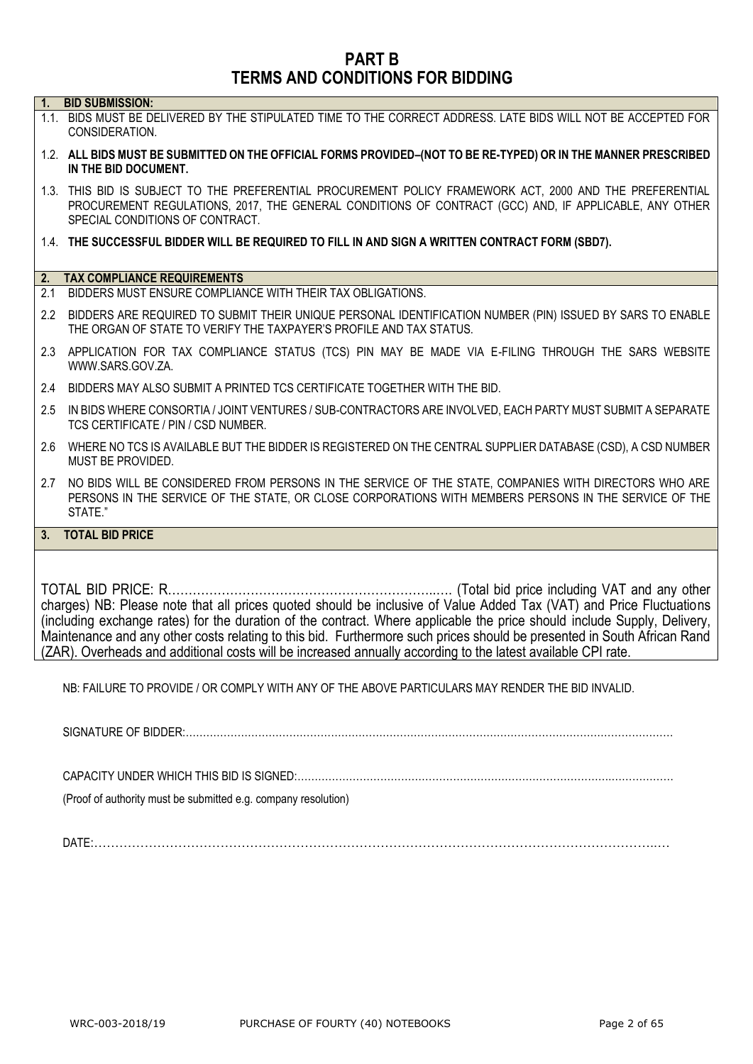# PART B
# TERMS AND CONDITIONS FOR BIDDING

**1. BID SUBMISSION:**

1.1. BIDS MUST BE DELIVERED BY THE STIPULATED TIME TO THE CORRECT ADDRESS. LATE BIDS WILL NOT BE ACCEPTED FOR CONSIDERATION.

1.2. **ALL BIDS MUST BE SUBMITTED ON THE OFFICIAL FORMS PROVIDED–(NOT TO BE RE-TYPED) OR IN THE MANNER PRESCRIBED IN THE BID DOCUMENT.**

1.3. THIS BID IS SUBJECT TO THE PREFERENTIAL PROCUREMENT POLICY FRAMEWORK ACT, 2000 AND THE PREFERENTIAL PROCUREMENT REGULATIONS, 2017, THE GENERAL CONDITIONS OF CONTRACT (GCC) AND, IF APPLICABLE, ANY OTHER SPECIAL CONDITIONS OF CONTRACT.

1.4. **THE SUCCESSFUL BIDDER WILL BE REQUIRED TO FILL IN AND SIGN A WRITTEN CONTRACT FORM (SBD7).**

**2. TAX COMPLIANCE REQUIREMENTS**

2.1 BIDDERS MUST ENSURE COMPLIANCE WITH THEIR TAX OBLIGATIONS.

2.2 BIDDERS ARE REQUIRED TO SUBMIT THEIR UNIQUE PERSONAL IDENTIFICATION NUMBER (PIN) ISSUED BY SARS TO ENABLE THE ORGAN OF STATE TO VERIFY THE TAXPAYER'S PROFILE AND TAX STATUS.

2.3 APPLICATION FOR TAX COMPLIANCE STATUS (TCS) PIN MAY BE MADE VIA E-FILING THROUGH THE SARS WEBSITE WWW.SARS.GOV.ZA.

2.4 BIDDERS MAY ALSO SUBMIT A PRINTED TCS CERTIFICATE TOGETHER WITH THE BID.

2.5 IN BIDS WHERE CONSORTIA / JOINT VENTURES / SUB-CONTRACTORS ARE INVOLVED, EACH PARTY MUST SUBMIT A SEPARATE TCS CERTIFICATE / PIN / CSD NUMBER.

2.6 WHERE NO TCS IS AVAILABLE BUT THE BIDDER IS REGISTERED ON THE CENTRAL SUPPLIER DATABASE (CSD), A CSD NUMBER MUST BE PROVIDED.

2.7 NO BIDS WILL BE CONSIDERED FROM PERSONS IN THE SERVICE OF THE STATE, COMPANIES WITH DIRECTORS WHO ARE PERSONS IN THE SERVICE OF THE STATE, OR CLOSE CORPORATIONS WITH MEMBERS PERSONS IN THE SERVICE OF THE STATE."

**3. TOTAL BID PRICE**

TOTAL BID PRICE: R…………………………………………………………..…. (Total bid price including VAT and any other charges) NB: Please note that all prices quoted should be inclusive of Value Added Tax (VAT) and Price Fluctuations (including exchange rates) for the duration of the contract. Where applicable the price should include Supply, Delivery, Maintenance and any other costs relating to this bid. Furthermore such prices should be presented in South African Rand (ZAR). Overheads and additional costs will be increased annually according to the latest available CPI rate.

NB: FAILURE TO PROVIDE / OR COMPLY WITH ANY OF THE ABOVE PARTICULARS MAY RENDER THE BID INVALID.

SIGNATURE OF BIDDER:……………………………………………………………………………………………………………………………

CAPACITY UNDER WHICH THIS BID IS SIGNED:…………………………………………………………………………………………………

(Proof of authority must be submitted e.g. company resolution)

DATE:…………………………………………………………………………………………………………………….…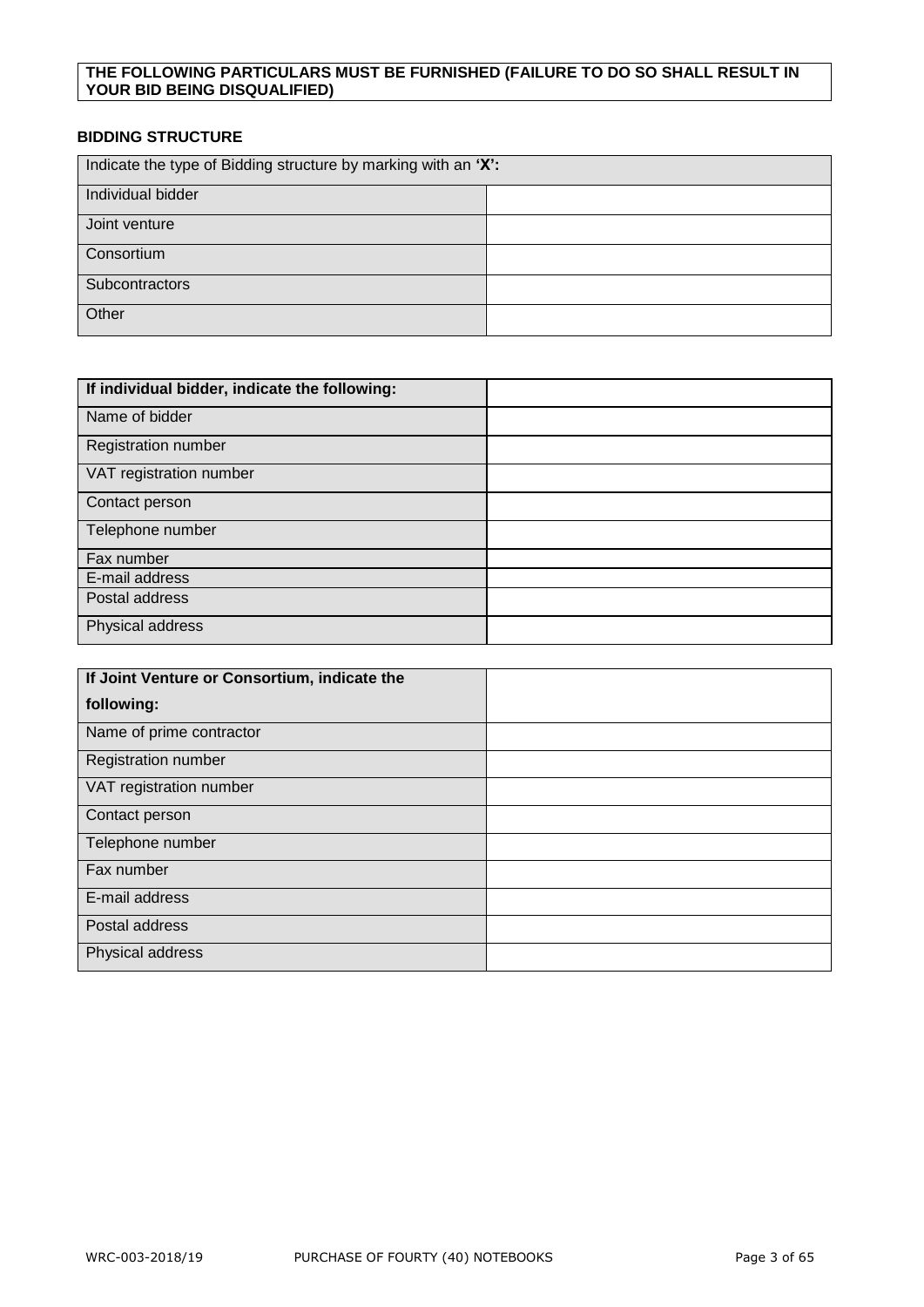**THE FOLLOWING PARTICULARS MUST BE FURNISHED (FAILURE TO DO SO SHALL RESULT IN YOUR BID BEING DISQUALIFIED)**

**BIDDING STRUCTURE**

| Indicate the type of Bidding structure by marking with an **'X':** | |
|---|---|
| Individual bidder | |
| Joint venture | |
| Consortium | |
| Subcontractors | |
| Other | |

| **If individual bidder, indicate the following:** | |
|---|---|
| Name of bidder | |
| Registration number | |
| VAT registration number | |
| Contact person | |
| Telephone number | |
| Fax number | |
| E-mail address | |
| Postal address | |
| Physical address | |

| **If Joint Venture or Consortium, indicate the following:** | |
|---|---|
| Name of prime contractor | |
| Registration number | |
| VAT registration number | |
| Contact person | |
| Telephone number | |
| Fax number | |
| E-mail address | |
| Postal address | |
| Physical address | |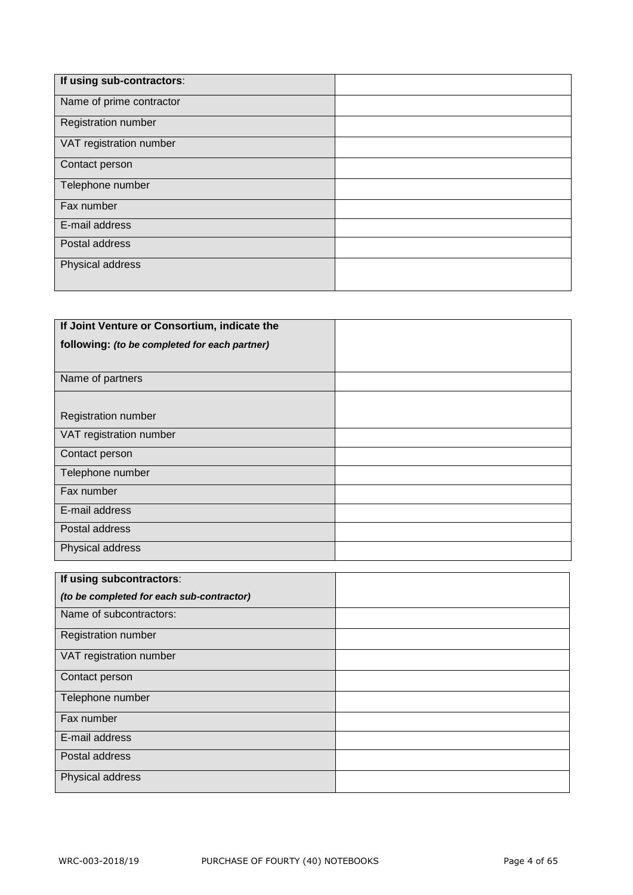| **If using sub-contractors**: | |
|---|---|
| Name of prime contractor | |
| Registration number | |
| VAT registration number | |
| Contact person | |
| Telephone number | |
| Fax number | |
| E-mail address | |
| Postal address | |
| Physical address | |

| **If Joint Venture or Consortium, indicate the following:** ***(to be completed for each partner)*** | |
|---|---|
| Name of partners | |
| Registration number | |
| VAT registration number | |
| Contact person | |
| Telephone number | |
| Fax number | |
| E-mail address | |
| Postal address | |
| Physical address | |

| **If using subcontractors**: ***(to be completed for each sub-contractor)*** | |
|---|---|
| Name of subcontractors: | |
| Registration number | |
| VAT registration number | |
| Contact person | |
| Telephone number | |
| Fax number | |
| E-mail address | |
| Postal address | |
| Physical address | |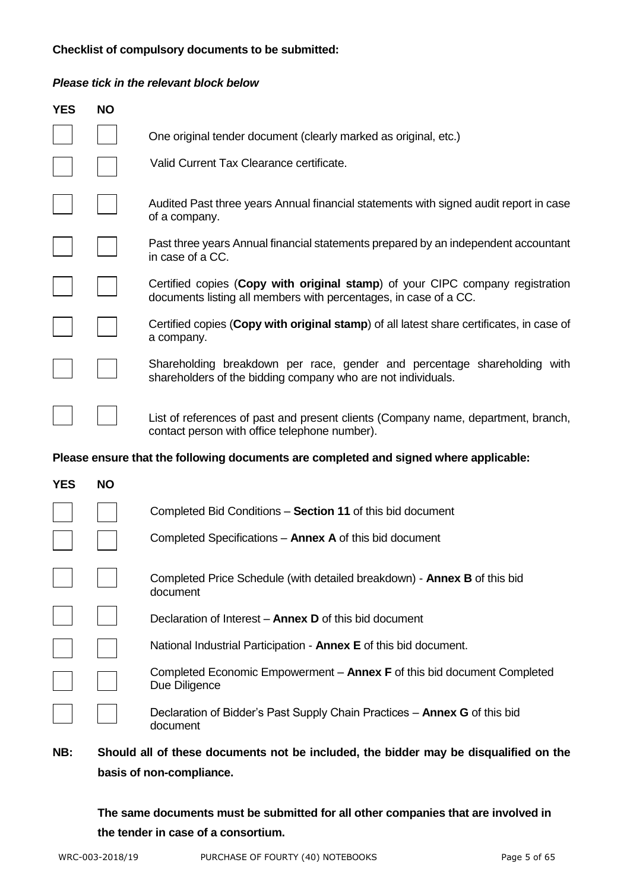**Checklist of compulsory documents to be submitted:**

***Please tick in the relevant block below***

| YES | NO | |
|---|---|---|
| ☐ | ☐ | One original tender document (clearly marked as original, etc.) |
| ☐ | ☐ | Valid Current Tax Clearance certificate. |
| ☐ | ☐ | Audited Past three years Annual financial statements with signed audit report in case of a company. |
| ☐ | ☐ | Past three years Annual financial statements prepared by an independent accountant in case of a CC. |
| ☐ | ☐ | Certified copies (**Copy with original stamp**) of your CIPC company registration documents listing all members with percentages, in case of a CC. |
| ☐ | ☐ | Certified copies (**Copy with original stamp**) of all latest share certificates, in case of a company. |
| ☐ | ☐ | Shareholding breakdown per race, gender and percentage shareholding with shareholders of the bidding company who are not individuals. |
| ☐ | ☐ | List of references of past and present clients (Company name, department, branch, contact person with office telephone number). |

**Please ensure that the following documents are completed and signed where applicable:**

| YES | NO | |
|---|---|---|
| ☐ | ☐ | Completed Bid Conditions – **Section 11** of this bid document |
| ☐ | ☐ | Completed Specifications – **Annex A** of this bid document |
| ☐ | ☐ | Completed Price Schedule (with detailed breakdown) - **Annex B** of this bid document |
| ☐ | ☐ | Declaration of Interest – **Annex D** of this bid document |
| ☐ | ☐ | National Industrial Participation - **Annex E** of this bid document. |
| ☐ | ☐ | Completed Economic Empowerment – **Annex F** of this bid document Completed Due Diligence |
| ☐ | ☐ | Declaration of Bidder's Past Supply Chain Practices – **Annex G** of this bid document |

**NB: Should all of these documents not be included, the bidder may be disqualified on the basis of non-compliance.**

**The same documents must be submitted for all other companies that are involved in the tender in case of a consortium.**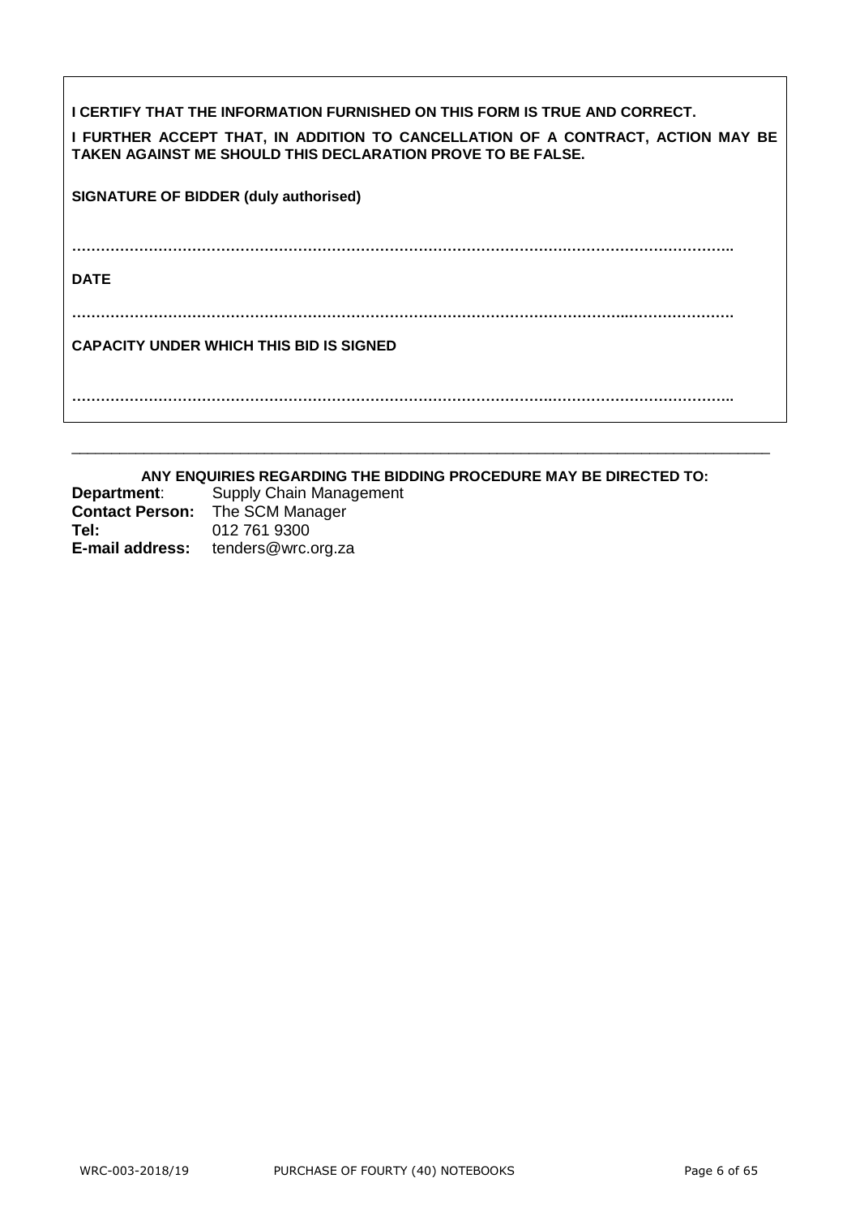**I CERTIFY THAT THE INFORMATION FURNISHED ON THIS FORM IS TRUE AND CORRECT.**

**I FURTHER ACCEPT THAT, IN ADDITION TO CANCELLATION OF A CONTRACT, ACTION MAY BE TAKEN AGAINST ME SHOULD THIS DECLARATION PROVE TO BE FALSE.**

**SIGNATURE OF BIDDER (duly authorised)**

…………………………………………………………………………………………………………………..

**DATE**

…………………………………………………………………………………………………………………….

**CAPACITY UNDER WHICH THIS BID IS SIGNED**

…………………………………………………………………………………………………………………..

---

**ANY ENQUIRIES REGARDING THE BIDDING PROCEDURE MAY BE DIRECTED TO:**

**Department**: Supply Chain Management
**Contact Person:** The SCM Manager
**Tel:** 012 761 9300
**E-mail address:** tenders@wrc.org.za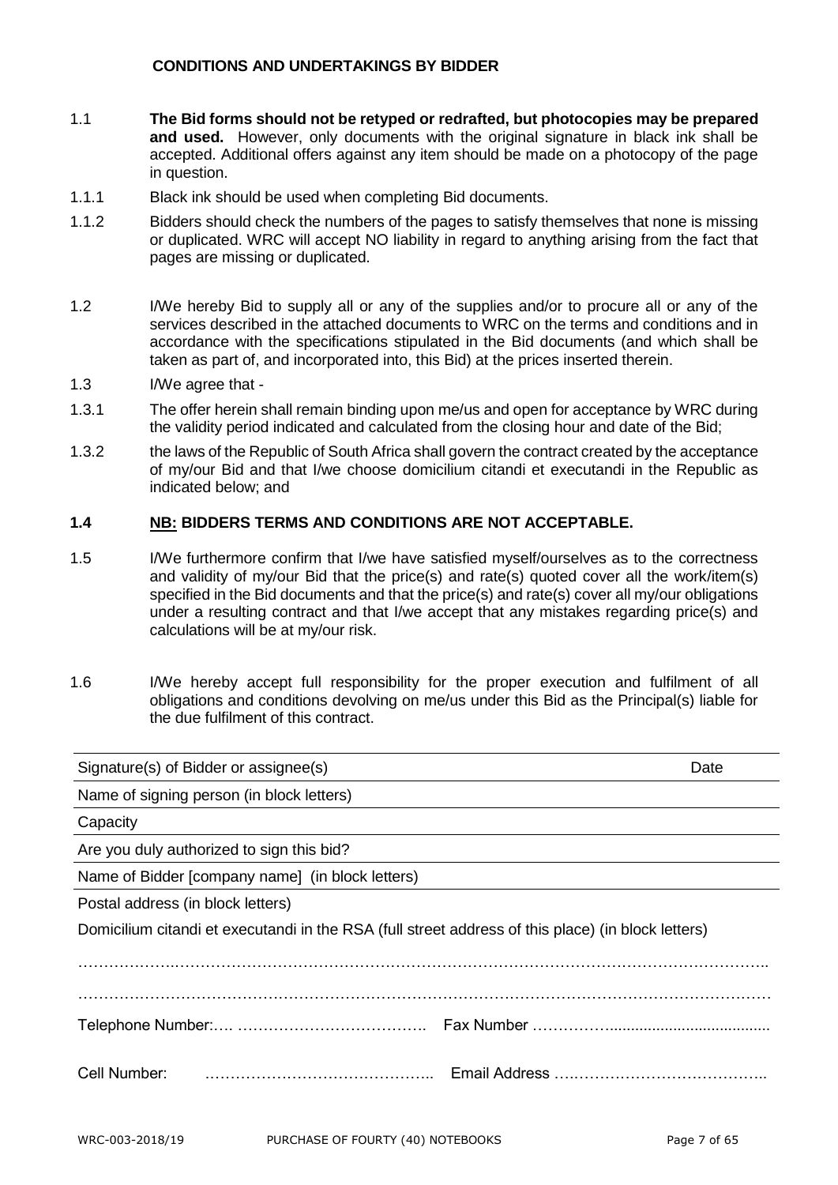### CONDITIONS AND UNDERTAKINGS BY BIDDER

1.1 **The Bid forms should not be retyped or redrafted, but photocopies may be prepared and used.** However, only documents with the original signature in black ink shall be accepted. Additional offers against any item should be made on a photocopy of the page in question.

1.1.1 Black ink should be used when completing Bid documents.

1.1.2 Bidders should check the numbers of the pages to satisfy themselves that none is missing or duplicated. WRC will accept NO liability in regard to anything arising from the fact that pages are missing or duplicated.

1.2 I/We hereby Bid to supply all or any of the supplies and/or to procure all or any of the services described in the attached documents to WRC on the terms and conditions and in accordance with the specifications stipulated in the Bid documents (and which shall be taken as part of, and incorporated into, this Bid) at the prices inserted therein.

1.3 I/We agree that -

1.3.1 The offer herein shall remain binding upon me/us and open for acceptance by WRC during the validity period indicated and calculated from the closing hour and date of the Bid;

1.3.2 the laws of the Republic of South Africa shall govern the contract created by the acceptance of my/our Bid and that I/we choose domicilium citandi et executandi in the Republic as indicated below; and

**1.4 NB: BIDDERS TERMS AND CONDITIONS ARE NOT ACCEPTABLE.**

1.5 I/We furthermore confirm that I/we have satisfied myself/ourselves as to the correctness and validity of my/our Bid that the price(s) and rate(s) quoted cover all the work/item(s) specified in the Bid documents and that the price(s) and rate(s) cover all my/our obligations under a resulting contract and that I/we accept that any mistakes regarding price(s) and calculations will be at my/our risk.

1.6 I/We hereby accept full responsibility for the proper execution and fulfilment of all obligations and conditions devolving on me/us under this Bid as the Principal(s) liable for the due fulfilment of this contract.

Signature(s) of Bidder or assignee(s) Date

Name of signing person (in block letters)

Capacity

Are you duly authorized to sign this bid?

Name of Bidder [company name] (in block letters)

Postal address (in block letters)

Domicilium citandi et executandi in the RSA (full street address of this place) (in block letters)

……………………………………………………………………………………………………………………..

……………………………………………………………………………………………………………………

Telephone Number:…. ………………………………. Fax Number ……………......................................

Cell Number: …………………………………….. Email Address ….………………………………..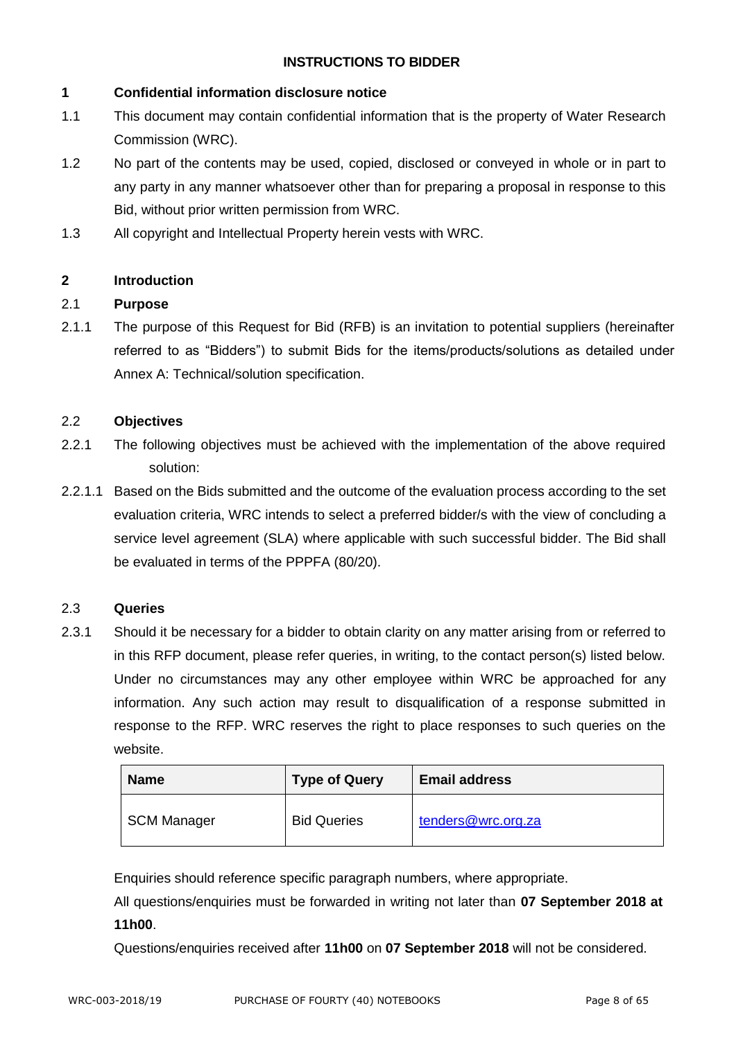**INSTRUCTIONS TO BIDDER**

**1 Confidential information disclosure notice**

1.1 This document may contain confidential information that is the property of Water Research Commission (WRC).

1.2 No part of the contents may be used, copied, disclosed or conveyed in whole or in part to any party in any manner whatsoever other than for preparing a proposal in response to this Bid, without prior written permission from WRC.

1.3 All copyright and Intellectual Property herein vests with WRC.

**2 Introduction**

2.1 **Purpose**

2.1.1 The purpose of this Request for Bid (RFB) is an invitation to potential suppliers (hereinafter referred to as "Bidders") to submit Bids for the items/products/solutions as detailed under Annex A: Technical/solution specification.

2.2 **Objectives**

2.2.1 The following objectives must be achieved with the implementation of the above required solution:

2.2.1.1 Based on the Bids submitted and the outcome of the evaluation process according to the set evaluation criteria, WRC intends to select a preferred bidder/s with the view of concluding a service level agreement (SLA) where applicable with such successful bidder. The Bid shall be evaluated in terms of the PPPFA (80/20).

2.3 **Queries**

2.3.1 Should it be necessary for a bidder to obtain clarity on any matter arising from or referred to in this RFP document, please refer queries, in writing, to the contact person(s) listed below. Under no circumstances may any other employee within WRC be approached for any information. Any such action may result to disqualification of a response submitted in response to the RFP. WRC reserves the right to place responses to such queries on the website.

| Name | Type of Query | Email address |
|---|---|---|
| SCM Manager | Bid Queries | tenders@wrc.org.za |

Enquiries should reference specific paragraph numbers, where appropriate.

All questions/enquiries must be forwarded in writing not later than **07 September 2018 at 11h00**.

Questions/enquiries received after **11h00** on **07 September 2018** will not be considered.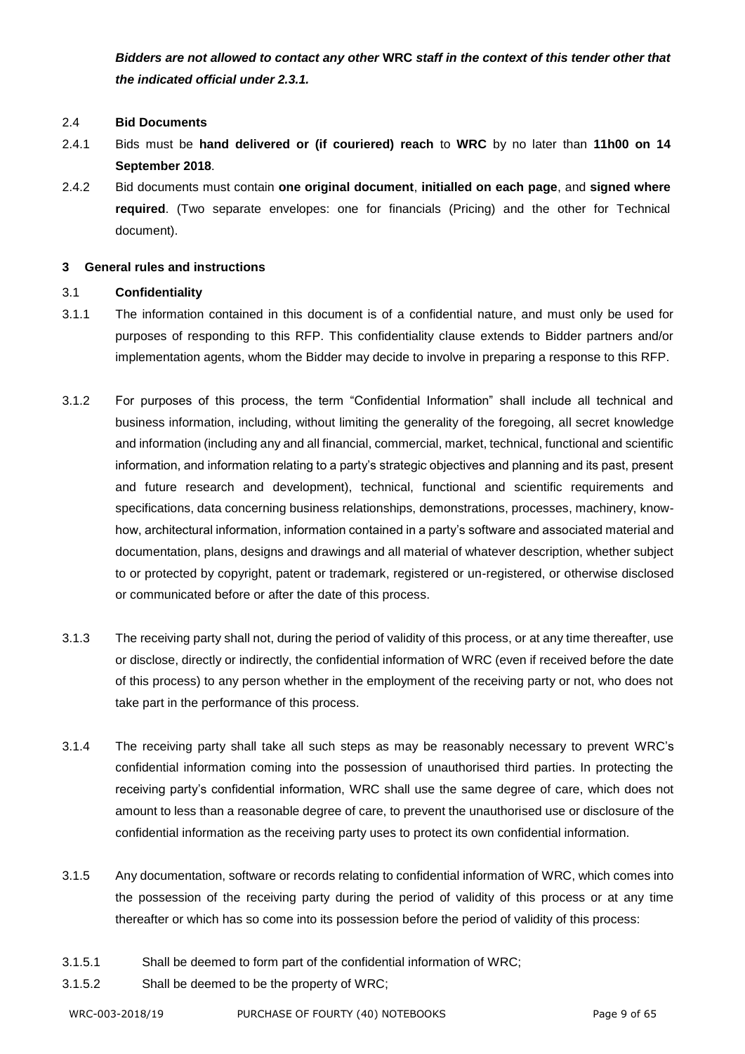***Bidders are not allowed to contact any other* WRC *staff in the context of this tender other that the indicated official under 2.3.1.***

2.4 **Bid Documents**

2.4.1 Bids must be **hand delivered or (if couriered) reach** to **WRC** by no later than **11h00 on 14 September 2018**.

2.4.2 Bid documents must contain **one original document**, **initialled on each page**, and **signed where required**. (Two separate envelopes: one for financials (Pricing) and the other for Technical document).

## 3 General rules and instructions

3.1 **Confidentiality**

3.1.1 The information contained in this document is of a confidential nature, and must only be used for purposes of responding to this RFP. This confidentiality clause extends to Bidder partners and/or implementation agents, whom the Bidder may decide to involve in preparing a response to this RFP.

3.1.2 For purposes of this process, the term "Confidential Information" shall include all technical and business information, including, without limiting the generality of the foregoing, all secret knowledge and information (including any and all financial, commercial, market, technical, functional and scientific information, and information relating to a party's strategic objectives and planning and its past, present and future research and development), technical, functional and scientific requirements and specifications, data concerning business relationships, demonstrations, processes, machinery, know-how, architectural information, information contained in a party's software and associated material and documentation, plans, designs and drawings and all material of whatever description, whether subject to or protected by copyright, patent or trademark, registered or un-registered, or otherwise disclosed or communicated before or after the date of this process.

3.1.3 The receiving party shall not, during the period of validity of this process, or at any time thereafter, use or disclose, directly or indirectly, the confidential information of WRC (even if received before the date of this process) to any person whether in the employment of the receiving party or not, who does not take part in the performance of this process.

3.1.4 The receiving party shall take all such steps as may be reasonably necessary to prevent WRC's confidential information coming into the possession of unauthorised third parties. In protecting the receiving party's confidential information, WRC shall use the same degree of care, which does not amount to less than a reasonable degree of care, to prevent the unauthorised use or disclosure of the confidential information as the receiving party uses to protect its own confidential information.

3.1.5 Any documentation, software or records relating to confidential information of WRC, which comes into the possession of the receiving party during the period of validity of this process or at any time thereafter or which has so come into its possession before the period of validity of this process:

3.1.5.1 Shall be deemed to form part of the confidential information of WRC;

3.1.5.2 Shall be deemed to be the property of WRC;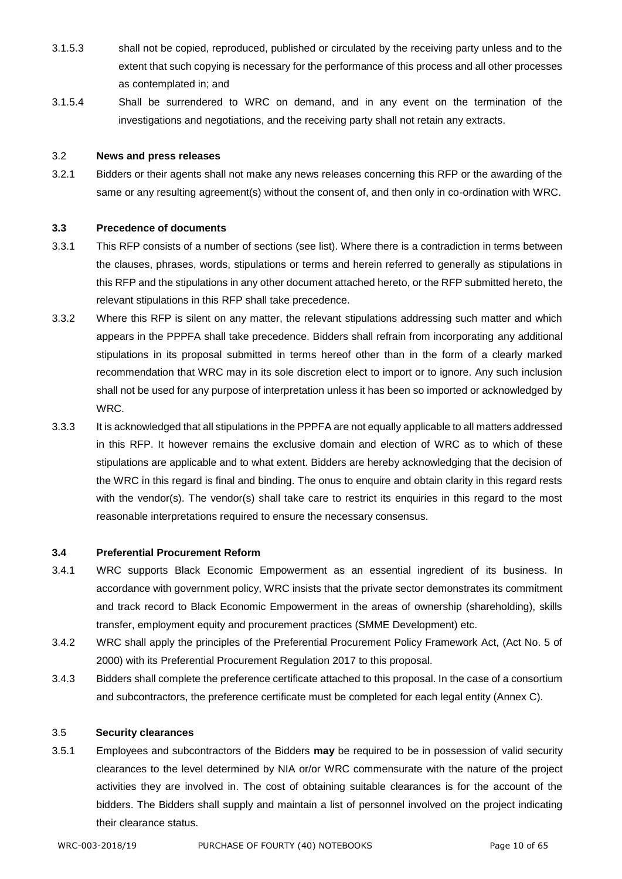3.1.5.3 shall not be copied, reproduced, published or circulated by the receiving party unless and to the extent that such copying is necessary for the performance of this process and all other processes as contemplated in; and

3.1.5.4 Shall be surrendered to WRC on demand, and in any event on the termination of the investigations and negotiations, and the receiving party shall not retain any extracts.

### 3.2 News and press releases

3.2.1 Bidders or their agents shall not make any news releases concerning this RFP or the awarding of the same or any resulting agreement(s) without the consent of, and then only in co-ordination with WRC.

### 3.3 Precedence of documents

3.3.1 This RFP consists of a number of sections (see list). Where there is a contradiction in terms between the clauses, phrases, words, stipulations or terms and herein referred to generally as stipulations in this RFP and the stipulations in any other document attached hereto, or the RFP submitted hereto, the relevant stipulations in this RFP shall take precedence.

3.3.2 Where this RFP is silent on any matter, the relevant stipulations addressing such matter and which appears in the PPPFA shall take precedence. Bidders shall refrain from incorporating any additional stipulations in its proposal submitted in terms hereof other than in the form of a clearly marked recommendation that WRC may in its sole discretion elect to import or to ignore. Any such inclusion shall not be used for any purpose of interpretation unless it has been so imported or acknowledged by WRC.

3.3.3 It is acknowledged that all stipulations in the PPPFA are not equally applicable to all matters addressed in this RFP. It however remains the exclusive domain and election of WRC as to which of these stipulations are applicable and to what extent. Bidders are hereby acknowledging that the decision of the WRC in this regard is final and binding. The onus to enquire and obtain clarity in this regard rests with the vendor(s). The vendor(s) shall take care to restrict its enquiries in this regard to the most reasonable interpretations required to ensure the necessary consensus.

### 3.4 Preferential Procurement Reform

3.4.1 WRC supports Black Economic Empowerment as an essential ingredient of its business. In accordance with government policy, WRC insists that the private sector demonstrates its commitment and track record to Black Economic Empowerment in the areas of ownership (shareholding), skills transfer, employment equity and procurement practices (SMME Development) etc.

3.4.2 WRC shall apply the principles of the Preferential Procurement Policy Framework Act, (Act No. 5 of 2000) with its Preferential Procurement Regulation 2017 to this proposal.

3.4.3 Bidders shall complete the preference certificate attached to this proposal. In the case of a consortium and subcontractors, the preference certificate must be completed for each legal entity (Annex C).

### 3.5 Security clearances

3.5.1 Employees and subcontractors of the Bidders **may** be required to be in possession of valid security clearances to the level determined by NIA or/or WRC commensurate with the nature of the project activities they are involved in. The cost of obtaining suitable clearances is for the account of the bidders. The Bidders shall supply and maintain a list of personnel involved on the project indicating their clearance status.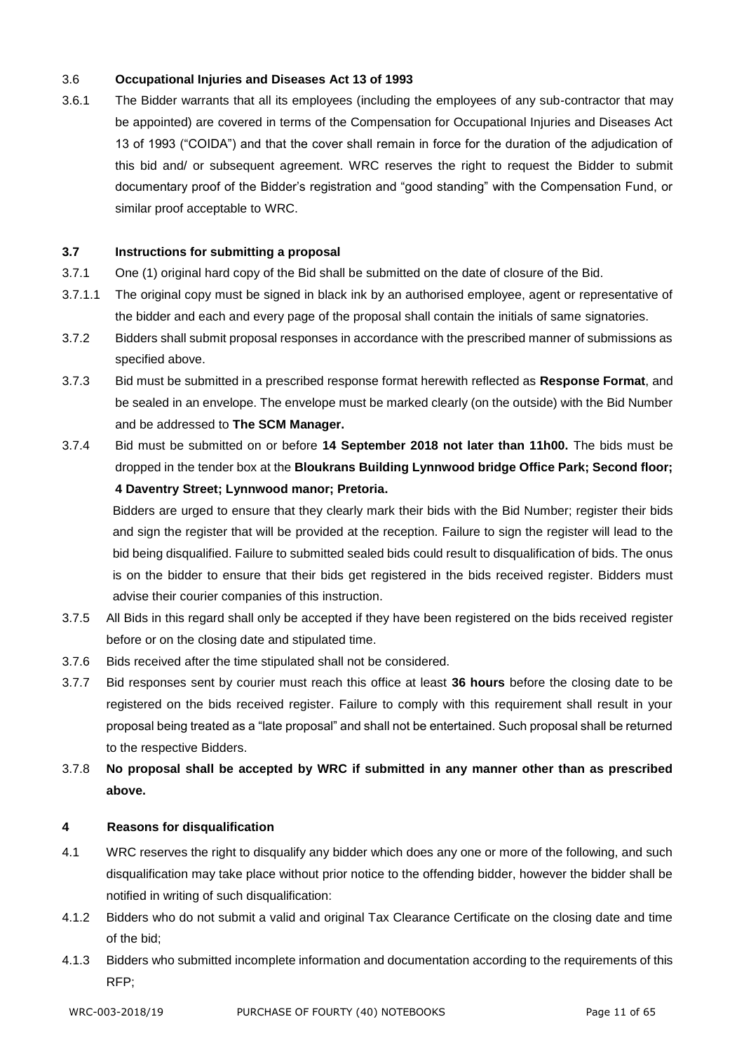### 3.6 **Occupational Injuries and Diseases Act 13 of 1993**

3.6.1 The Bidder warrants that all its employees (including the employees of any sub-contractor that may be appointed) are covered in terms of the Compensation for Occupational Injuries and Diseases Act 13 of 1993 ("COIDA") and that the cover shall remain in force for the duration of the adjudication of this bid and/ or subsequent agreement. WRC reserves the right to request the Bidder to submit documentary proof of the Bidder's registration and "good standing" with the Compensation Fund, or similar proof acceptable to WRC.

### **3.7 Instructions for submitting a proposal**

3.7.1 One (1) original hard copy of the Bid shall be submitted on the date of closure of the Bid.

3.7.1.1 The original copy must be signed in black ink by an authorised employee, agent or representative of the bidder and each and every page of the proposal shall contain the initials of same signatories.

3.7.2 Bidders shall submit proposal responses in accordance with the prescribed manner of submissions as specified above.

3.7.3 Bid must be submitted in a prescribed response format herewith reflected as **Response Format**, and be sealed in an envelope. The envelope must be marked clearly (on the outside) with the Bid Number and be addressed to **The SCM Manager.**

3.7.4 Bid must be submitted on or before **14 September 2018 not later than 11h00.** The bids must be dropped in the tender box at the **Bloukrans Building Lynnwood bridge Office Park; Second floor; 4 Daventry Street; Lynnwood manor; Pretoria.**

Bidders are urged to ensure that they clearly mark their bids with the Bid Number; register their bids and sign the register that will be provided at the reception. Failure to sign the register will lead to the bid being disqualified. Failure to submitted sealed bids could result to disqualification of bids. The onus is on the bidder to ensure that their bids get registered in the bids received register. Bidders must advise their courier companies of this instruction.

3.7.5 All Bids in this regard shall only be accepted if they have been registered on the bids received register before or on the closing date and stipulated time.

3.7.6 Bids received after the time stipulated shall not be considered.

3.7.7 Bid responses sent by courier must reach this office at least **36 hours** before the closing date to be registered on the bids received register. Failure to comply with this requirement shall result in your proposal being treated as a "late proposal" and shall not be entertained. Such proposal shall be returned to the respective Bidders.

3.7.8 **No proposal shall be accepted by WRC if submitted in any manner other than as prescribed above.**

## **4 Reasons for disqualification**

4.1 WRC reserves the right to disqualify any bidder which does any one or more of the following, and such disqualification may take place without prior notice to the offending bidder, however the bidder shall be notified in writing of such disqualification:

4.1.2 Bidders who do not submit a valid and original Tax Clearance Certificate on the closing date and time of the bid;

4.1.3 Bidders who submitted incomplete information and documentation according to the requirements of this RFP;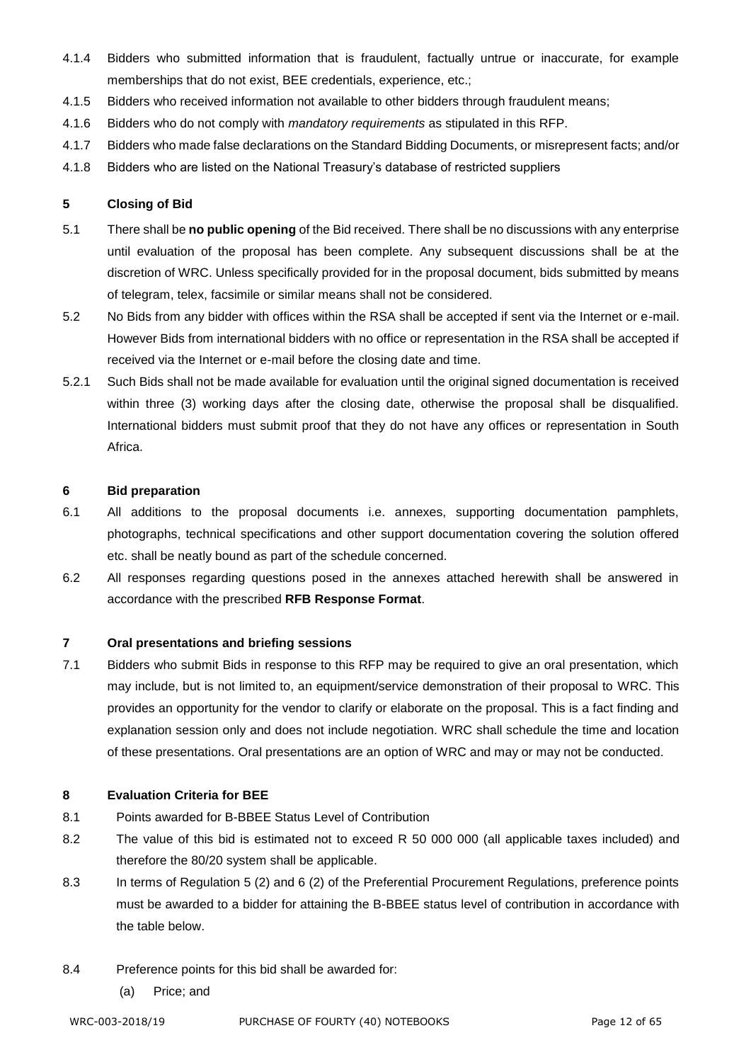4.1.4 Bidders who submitted information that is fraudulent, factually untrue or inaccurate, for example memberships that do not exist, BEE credentials, experience, etc.;

4.1.5 Bidders who received information not available to other bidders through fraudulent means;

4.1.6 Bidders who do not comply with *mandatory requirements* as stipulated in this RFP.

4.1.7 Bidders who made false declarations on the Standard Bidding Documents, or misrepresent facts; and/or

4.1.8 Bidders who are listed on the National Treasury's database of restricted suppliers

## 5 Closing of Bid

5.1 There shall be **no public opening** of the Bid received. There shall be no discussions with any enterprise until evaluation of the proposal has been complete. Any subsequent discussions shall be at the discretion of WRC. Unless specifically provided for in the proposal document, bids submitted by means of telegram, telex, facsimile or similar means shall not be considered.

5.2 No Bids from any bidder with offices within the RSA shall be accepted if sent via the Internet or e-mail. However Bids from international bidders with no office or representation in the RSA shall be accepted if received via the Internet or e-mail before the closing date and time.

5.2.1 Such Bids shall not be made available for evaluation until the original signed documentation is received within three (3) working days after the closing date, otherwise the proposal shall be disqualified. International bidders must submit proof that they do not have any offices or representation in South Africa.

## 6 Bid preparation

6.1 All additions to the proposal documents i.e. annexes, supporting documentation pamphlets, photographs, technical specifications and other support documentation covering the solution offered etc. shall be neatly bound as part of the schedule concerned.

6.2 All responses regarding questions posed in the annexes attached herewith shall be answered in accordance with the prescribed **RFB Response Format**.

## 7 Oral presentations and briefing sessions

7.1 Bidders who submit Bids in response to this RFP may be required to give an oral presentation, which may include, but is not limited to, an equipment/service demonstration of their proposal to WRC. This provides an opportunity for the vendor to clarify or elaborate on the proposal. This is a fact finding and explanation session only and does not include negotiation. WRC shall schedule the time and location of these presentations. Oral presentations are an option of WRC and may or may not be conducted.

## 8 Evaluation Criteria for BEE

8.1 Points awarded for B-BBEE Status Level of Contribution

8.2 The value of this bid is estimated not to exceed R 50 000 000 (all applicable taxes included) and therefore the 80/20 system shall be applicable.

8.3 In terms of Regulation 5 (2) and 6 (2) of the Preferential Procurement Regulations, preference points must be awarded to a bidder for attaining the B-BBEE status level of contribution in accordance with the table below.

8.4 Preference points for this bid shall be awarded for:

(a) Price; and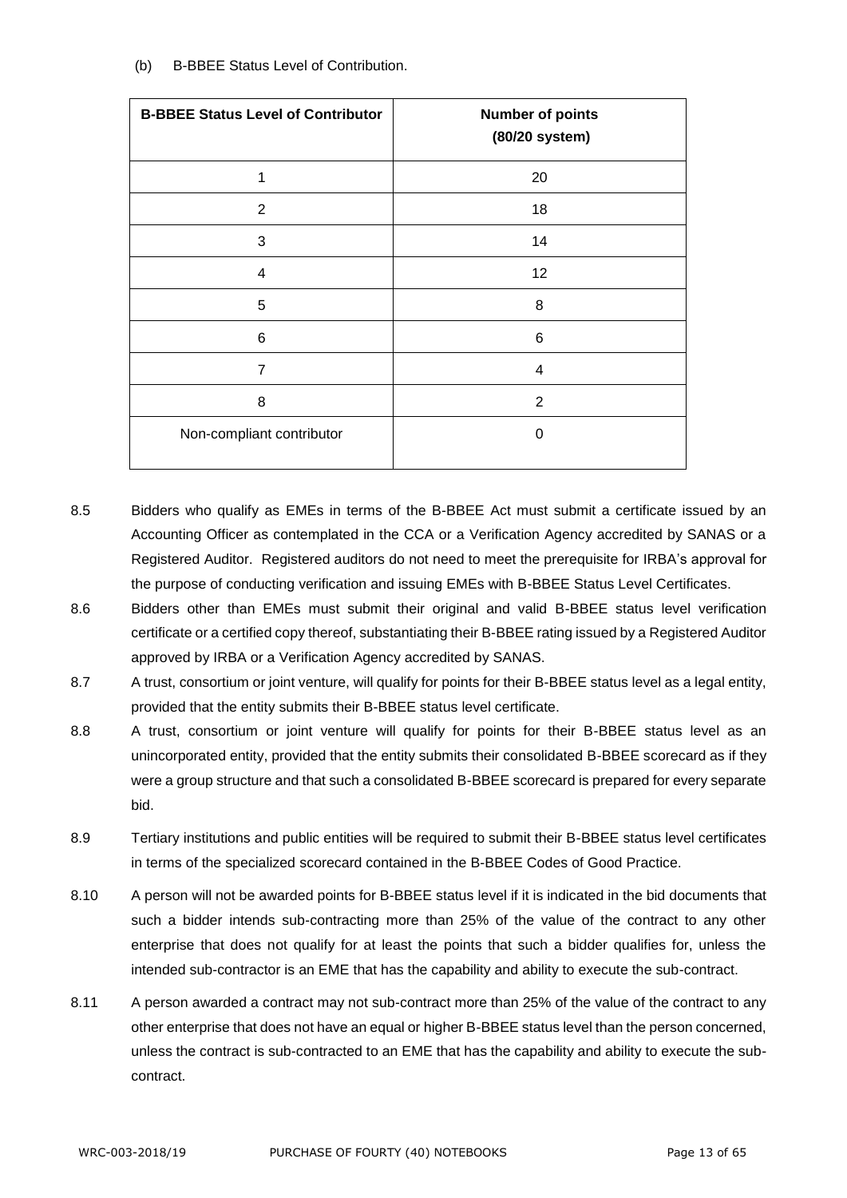(b) B-BBEE Status Level of Contribution.

| B-BBEE Status Level of Contributor | Number of points (80/20 system) |
|---|---|
| 1 | 20 |
| 2 | 18 |
| 3 | 14 |
| 4 | 12 |
| 5 | 8 |
| 6 | 6 |
| 7 | 4 |
| 8 | 2 |
| Non-compliant contributor | 0 |

8.5 Bidders who qualify as EMEs in terms of the B-BBEE Act must submit a certificate issued by an Accounting Officer as contemplated in the CCA or a Verification Agency accredited by SANAS or a Registered Auditor. Registered auditors do not need to meet the prerequisite for IRBA's approval for the purpose of conducting verification and issuing EMEs with B-BBEE Status Level Certificates.

8.6 Bidders other than EMEs must submit their original and valid B-BBEE status level verification certificate or a certified copy thereof, substantiating their B-BBEE rating issued by a Registered Auditor approved by IRBA or a Verification Agency accredited by SANAS.

8.7 A trust, consortium or joint venture, will qualify for points for their B-BBEE status level as a legal entity, provided that the entity submits their B-BBEE status level certificate.

8.8 A trust, consortium or joint venture will qualify for points for their B-BBEE status level as an unincorporated entity, provided that the entity submits their consolidated B-BBEE scorecard as if they were a group structure and that such a consolidated B-BBEE scorecard is prepared for every separate bid.

8.9 Tertiary institutions and public entities will be required to submit their B-BBEE status level certificates in terms of the specialized scorecard contained in the B-BBEE Codes of Good Practice.

8.10 A person will not be awarded points for B-BBEE status level if it is indicated in the bid documents that such a bidder intends sub-contracting more than 25% of the value of the contract to any other enterprise that does not qualify for at least the points that such a bidder qualifies for, unless the intended sub-contractor is an EME that has the capability and ability to execute the sub-contract.

8.11 A person awarded a contract may not sub-contract more than 25% of the value of the contract to any other enterprise that does not have an equal or higher B-BBEE status level than the person concerned, unless the contract is sub-contracted to an EME that has the capability and ability to execute the sub-contract.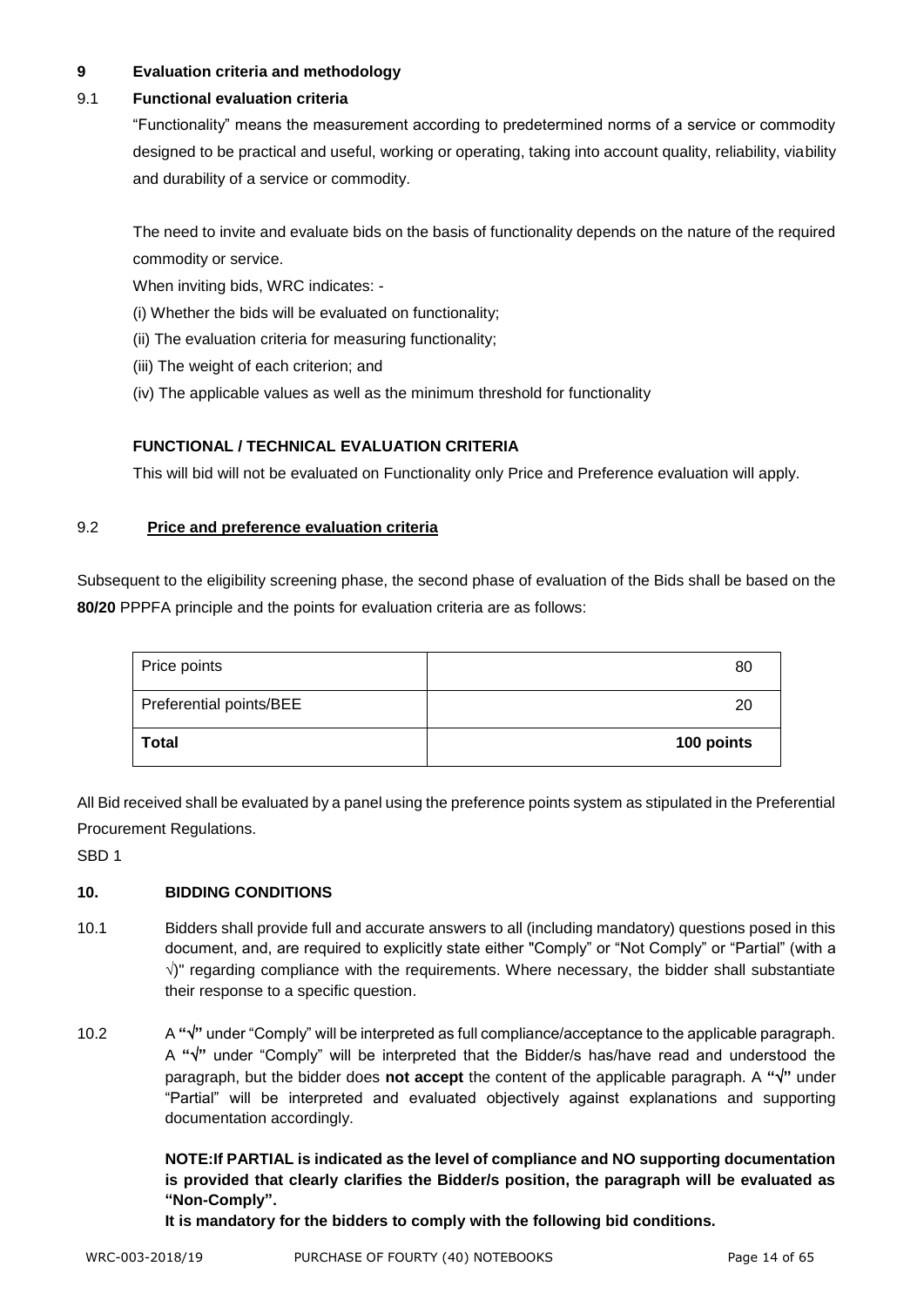## 9 Evaluation criteria and methodology

### 9.1 Functional evaluation criteria

"Functionality" means the measurement according to predetermined norms of a service or commodity designed to be practical and useful, working or operating, taking into account quality, reliability, viability and durability of a service or commodity.

The need to invite and evaluate bids on the basis of functionality depends on the nature of the required commodity or service.

When inviting bids, WRC indicates: -

(i) Whether the bids will be evaluated on functionality;

(ii) The evaluation criteria for measuring functionality;

(iii) The weight of each criterion; and

(iv) The applicable values as well as the minimum threshold for functionality

**FUNCTIONAL / TECHNICAL EVALUATION CRITERIA**

This will bid will not be evaluated on Functionality only Price and Preference evaluation will apply.

### 9.2 Price and preference evaluation criteria

Subsequent to the eligibility screening phase, the second phase of evaluation of the Bids shall be based on the **80/20** PPPFA principle and the points for evaluation criteria are as follows:

| Price points | 80 |
|---|---|
| Preferential points/BEE | 20 |
| **Total** | **100 points** |

All Bid received shall be evaluated by a panel using the preference points system as stipulated in the Preferential Procurement Regulations.

SBD 1

## 10. BIDDING CONDITIONS

10.1 Bidders shall provide full and accurate answers to all (including mandatory) questions posed in this document, and, are required to explicitly state either "Comply" or "Not Comply" or "Partial" (with a √)" regarding compliance with the requirements. Where necessary, the bidder shall substantiate their response to a specific question.

10.2 A **"√"** under "Comply" will be interpreted as full compliance/acceptance to the applicable paragraph. A **"√"** under "Comply" will be interpreted that the Bidder/s has/have read and understood the paragraph, but the bidder does **not accept** the content of the applicable paragraph. A **"√"** under "Partial" will be interpreted and evaluated objectively against explanations and supporting documentation accordingly.

**NOTE:If PARTIAL is indicated as the level of compliance and NO supporting documentation is provided that clearly clarifies the Bidder/s position, the paragraph will be evaluated as "Non-Comply".**

**It is mandatory for the bidders to comply with the following bid conditions.**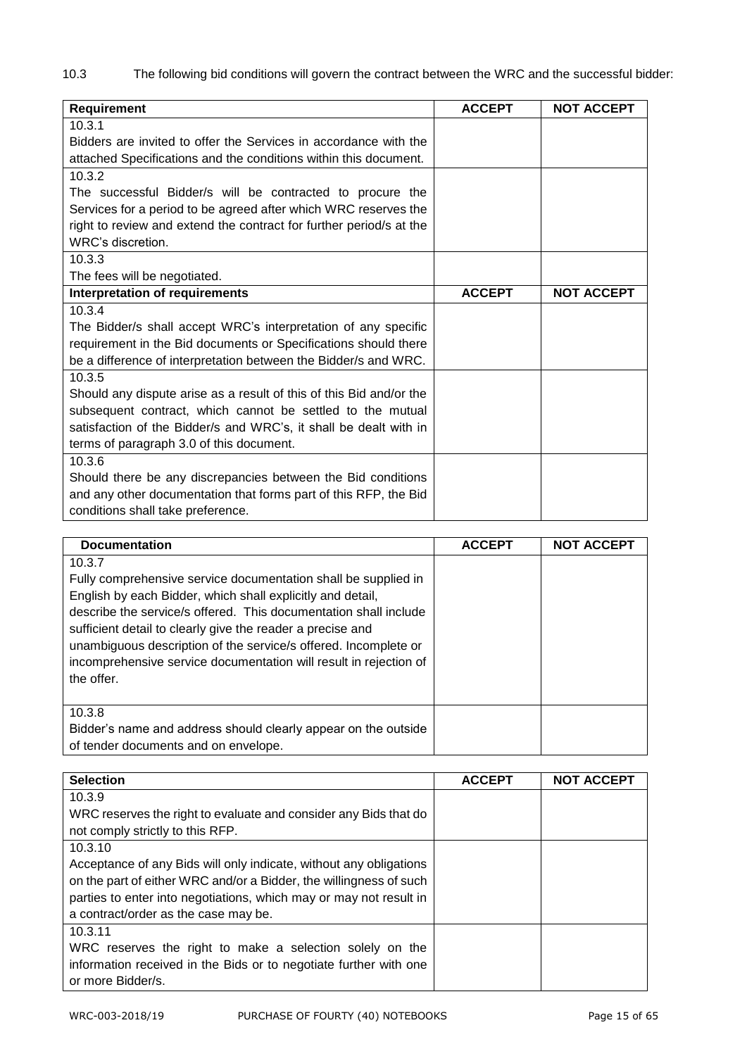10.3 The following bid conditions will govern the contract between the WRC and the successful bidder:

| Requirement | ACCEPT | NOT ACCEPT |
|---|---|---|
| 10.3.1<br>Bidders are invited to offer the Services in accordance with the attached Specifications and the conditions within this document. | | |
| 10.3.2<br>The successful Bidder/s will be contracted to procure the Services for a period to be agreed after which WRC reserves the right to review and extend the contract for further period/s at the WRC's discretion. | | |
| 10.3.3<br>The fees will be negotiated. | | |
| **Interpretation of requirements** | **ACCEPT** | **NOT ACCEPT** |
| 10.3.4<br>The Bidder/s shall accept WRC's interpretation of any specific requirement in the Bid documents or Specifications should there be a difference of interpretation between the Bidder/s and WRC. | | |
| 10.3.5<br>Should any dispute arise as a result of this of this Bid and/or the subsequent contract, which cannot be settled to the mutual satisfaction of the Bidder/s and WRC's, it shall be dealt with in terms of paragraph 3.0 of this document. | | |
| 10.3.6<br>Should there be any discrepancies between the Bid conditions and any other documentation that forms part of this RFP, the Bid conditions shall take preference. | | |

| Documentation | ACCEPT | NOT ACCEPT |
|---|---|---|
| 10.3.7<br>Fully comprehensive service documentation shall be supplied in English by each Bidder, which shall explicitly and detail, describe the service/s offered. This documentation shall include sufficient detail to clearly give the reader a precise and unambiguous description of the service/s offered. Incomplete or incomprehensive service documentation will result in rejection of the offer. | | |
| 10.3.8<br>Bidder's name and address should clearly appear on the outside of tender documents and on envelope. | | |

| Selection | ACCEPT | NOT ACCEPT |
|---|---|---|
| 10.3.9<br>WRC reserves the right to evaluate and consider any Bids that do not comply strictly to this RFP. | | |
| 10.3.10<br>Acceptance of any Bids will only indicate, without any obligations on the part of either WRC and/or a Bidder, the willingness of such parties to enter into negotiations, which may or may not result in a contract/order as the case may be. | | |
| 10.3.11<br>WRC reserves the right to make a selection solely on the information received in the Bids or to negotiate further with one or more Bidder/s. | | |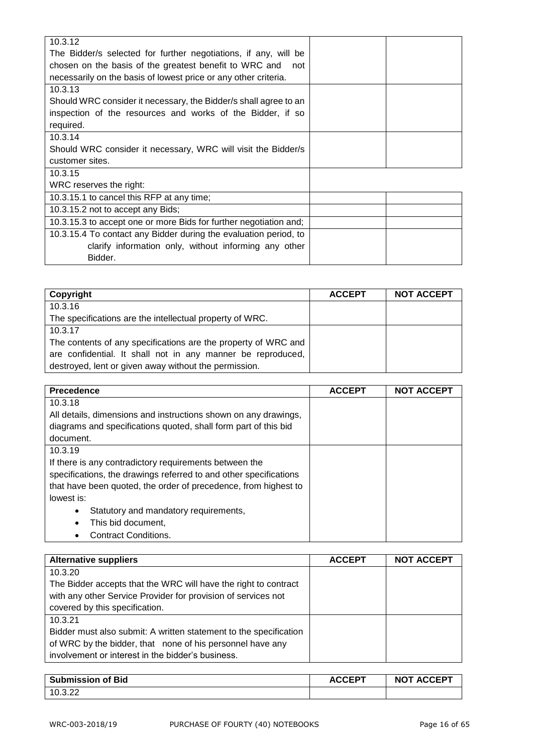| | | |
|---|---|---|
| 10.3.12<br>The Bidder/s selected for further negotiations, if any, will be chosen on the basis of the greatest benefit to WRC and not necessarily on the basis of lowest price or any other criteria. | | |
| 10.3.13<br>Should WRC consider it necessary, the Bidder/s shall agree to an inspection of the resources and works of the Bidder, if so required. | | |
| 10.3.14<br>Should WRC consider it necessary, WRC will visit the Bidder/s customer sites. | | |
| 10.3.15<br>WRC reserves the right: | | |
| 10.3.15.1 to cancel this RFP at any time; | | |
| 10.3.15.2 not to accept any Bids; | | |
| 10.3.15.3 to accept one or more Bids for further negotiation and; | | |
| 10.3.15.4 To contact any Bidder during the evaluation period, to clarify information only, without informing any other Bidder. | | |

| Copyright | ACCEPT | NOT ACCEPT |
|---|---|---|
| 10.3.16<br>The specifications are the intellectual property of WRC. | | |
| 10.3.17<br>The contents of any specifications are the property of WRC and are confidential. It shall not in any manner be reproduced, destroyed, lent or given away without the permission. | | |

| Precedence | ACCEPT | NOT ACCEPT |
|---|---|---|
| 10.3.18<br>All details, dimensions and instructions shown on any drawings, diagrams and specifications quoted, shall form part of this bid document. | | |
| 10.3.19<br>If there is any contradictory requirements between the specifications, the drawings referred to and other specifications that have been quoted, the order of precedence, from highest to lowest is:<br>• Statutory and mandatory requirements,<br>• This bid document,<br>• Contract Conditions. | | |

| Alternative suppliers | ACCEPT | NOT ACCEPT |
|---|---|---|
| 10.3.20<br>The Bidder accepts that the WRC will have the right to contract with any other Service Provider for provision of services not covered by this specification. | | |
| 10.3.21<br>Bidder must also submit: A written statement to the specification of WRC by the bidder, that none of his personnel have any involvement or interest in the bidder's business. | | |

| Submission of Bid | ACCEPT | NOT ACCEPT |
|---|---|---|
| 10.3.22 | | |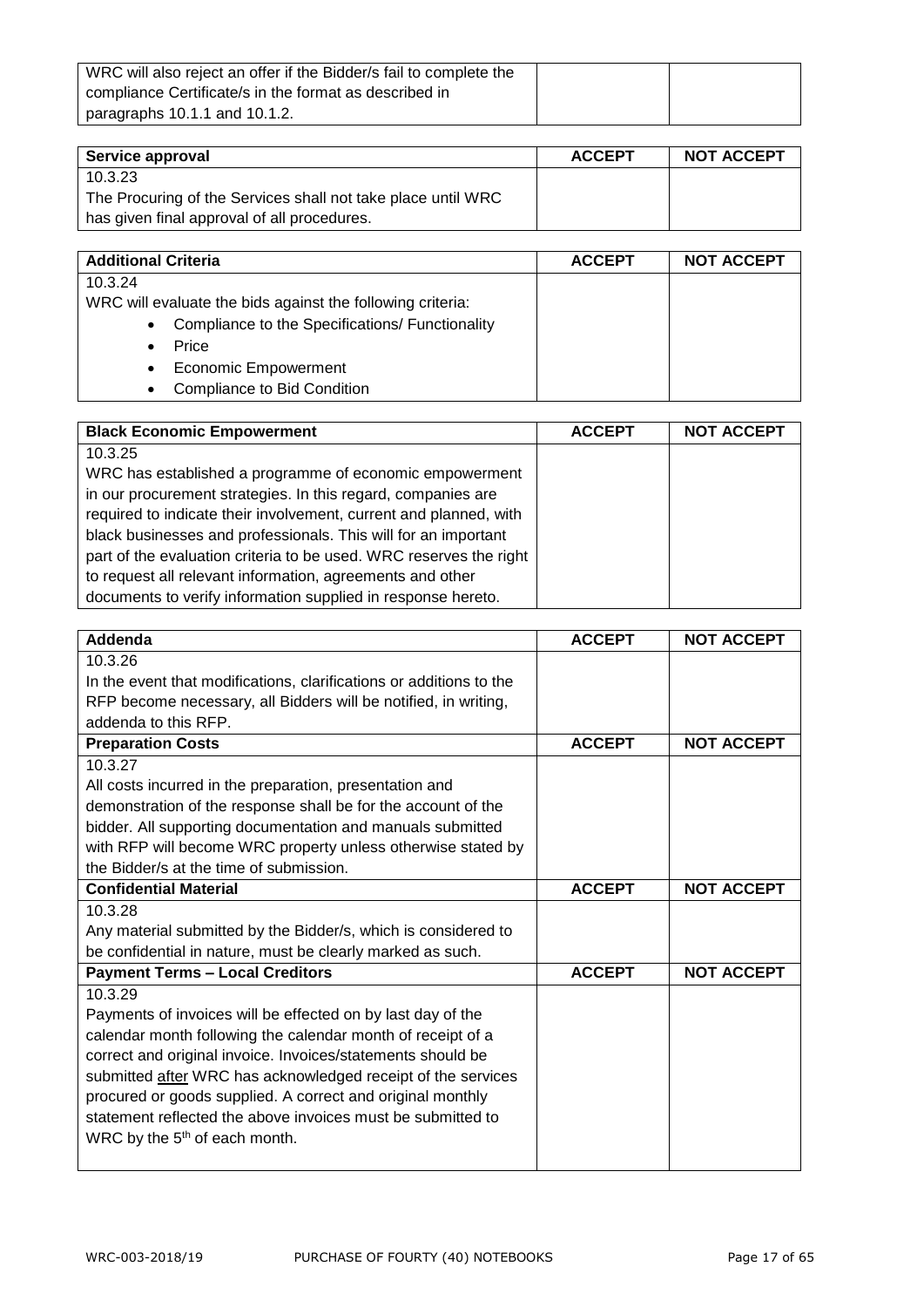| WRC will also reject an offer if the Bidder/s fail to complete the compliance Certificate/s in the format as described in paragraphs 10.1.1 and 10.1.2. | | |
|---|---|---|

| Service approval | ACCEPT | NOT ACCEPT |
|---|---|---|
| 10.3.23<br>The Procuring of the Services shall not take place until WRC has given final approval of all procedures. | | |

| Additional Criteria | ACCEPT | NOT ACCEPT |
|---|---|---|
| 10.3.24<br>WRC will evaluate the bids against the following criteria:<br>• Compliance to the Specifications/ Functionality<br>• Price<br>• Economic Empowerment<br>• Compliance to Bid Condition | | |

| Black Economic Empowerment | ACCEPT | NOT ACCEPT |
|---|---|---|
| 10.3.25<br>WRC has established a programme of economic empowerment in our procurement strategies. In this regard, companies are required to indicate their involvement, current and planned, with black businesses and professionals. This will for an important part of the evaluation criteria to be used. WRC reserves the right to request all relevant information, agreements and other documents to verify information supplied in response hereto. | | |

| Addenda | ACCEPT | NOT ACCEPT |
|---|---|---|
| 10.3.26<br>In the event that modifications, clarifications or additions to the RFP become necessary, all Bidders will be notified, in writing, addenda to this RFP. | | |
| **Preparation Costs** | **ACCEPT** | **NOT ACCEPT** |
| 10.3.27<br>All costs incurred in the preparation, presentation and demonstration of the response shall be for the account of the bidder. All supporting documentation and manuals submitted with RFP will become WRC property unless otherwise stated by the Bidder/s at the time of submission. | | |
| **Confidential Material** | **ACCEPT** | **NOT ACCEPT** |
| 10.3.28<br>Any material submitted by the Bidder/s, which is considered to be confidential in nature, must be clearly marked as such. | | |
| **Payment Terms – Local Creditors** | **ACCEPT** | **NOT ACCEPT** |
| 10.3.29<br>Payments of invoices will be effected on by last day of the calendar month following the calendar month of receipt of a correct and original invoice. Invoices/statements should be submitted after WRC has acknowledged receipt of the services procured or goods supplied. A correct and original monthly statement reflected the above invoices must be submitted to WRC by the 5th of each month. | | |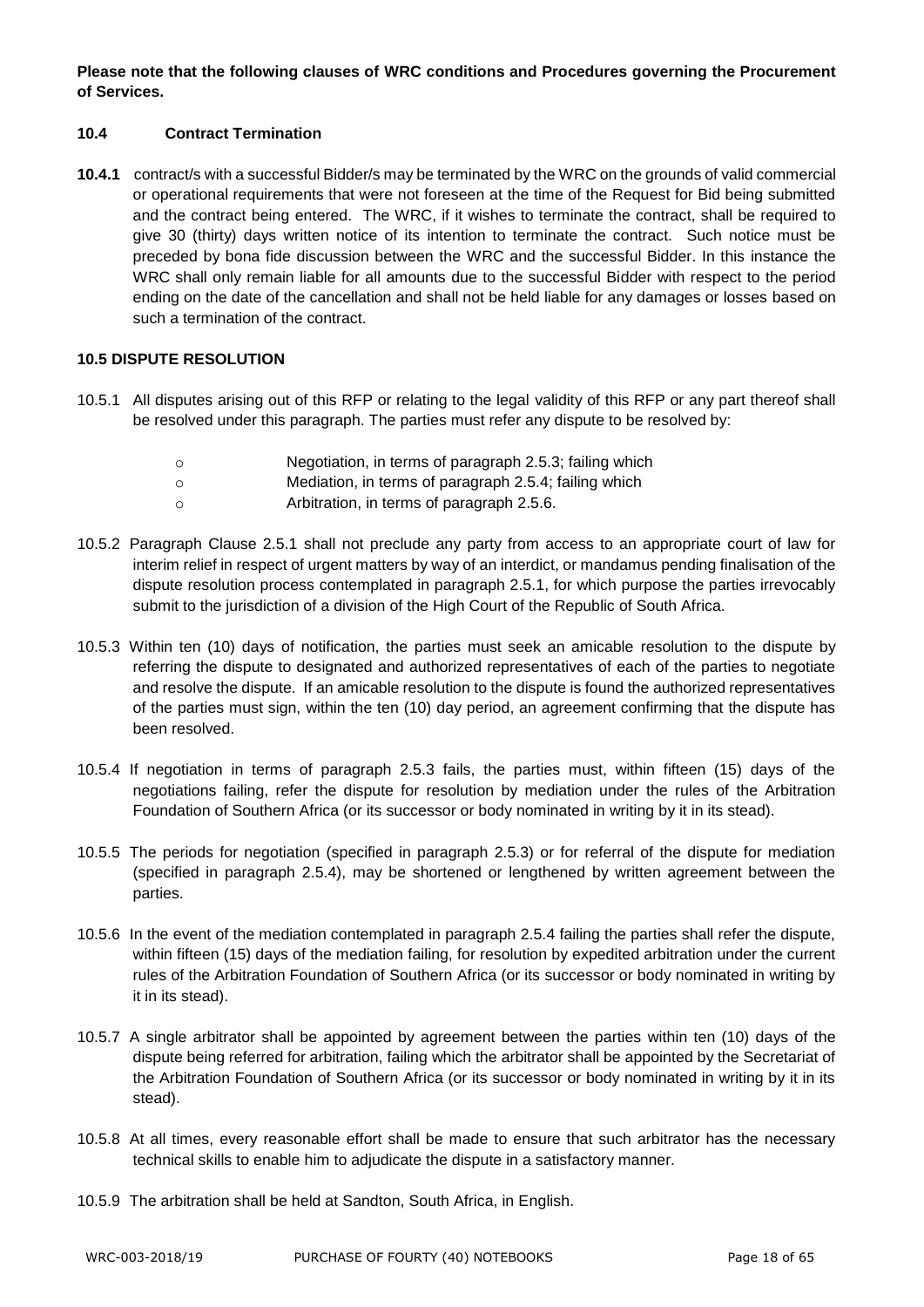**Please note that the following clauses of WRC conditions and Procedures governing the Procurement of Services.**

### 10.4 Contract Termination

**10.4.1** contract/s with a successful Bidder/s may be terminated by the WRC on the grounds of valid commercial or operational requirements that were not foreseen at the time of the Request for Bid being submitted and the contract being entered. The WRC, if it wishes to terminate the contract, shall be required to give 30 (thirty) days written notice of its intention to terminate the contract. Such notice must be preceded by bona fide discussion between the WRC and the successful Bidder. In this instance the WRC shall only remain liable for all amounts due to the successful Bidder with respect to the period ending on the date of the cancellation and shall not be held liable for any damages or losses based on such a termination of the contract.

### 10.5 DISPUTE RESOLUTION

10.5.1 All disputes arising out of this RFP or relating to the legal validity of this RFP or any part thereof shall be resolved under this paragraph. The parties must refer any dispute to be resolved by:

- Negotiation, in terms of paragraph 2.5.3; failing which
- Mediation, in terms of paragraph 2.5.4; failing which
- Arbitration, in terms of paragraph 2.5.6.

10.5.2 Paragraph Clause 2.5.1 shall not preclude any party from access to an appropriate court of law for interim relief in respect of urgent matters by way of an interdict, or mandamus pending finalisation of the dispute resolution process contemplated in paragraph 2.5.1, for which purpose the parties irrevocably submit to the jurisdiction of a division of the High Court of the Republic of South Africa.

10.5.3 Within ten (10) days of notification, the parties must seek an amicable resolution to the dispute by referring the dispute to designated and authorized representatives of each of the parties to negotiate and resolve the dispute. If an amicable resolution to the dispute is found the authorized representatives of the parties must sign, within the ten (10) day period, an agreement confirming that the dispute has been resolved.

10.5.4 If negotiation in terms of paragraph 2.5.3 fails, the parties must, within fifteen (15) days of the negotiations failing, refer the dispute for resolution by mediation under the rules of the Arbitration Foundation of Southern Africa (or its successor or body nominated in writing by it in its stead).

10.5.5 The periods for negotiation (specified in paragraph 2.5.3) or for referral of the dispute for mediation (specified in paragraph 2.5.4), may be shortened or lengthened by written agreement between the parties.

10.5.6 In the event of the mediation contemplated in paragraph 2.5.4 failing the parties shall refer the dispute, within fifteen (15) days of the mediation failing, for resolution by expedited arbitration under the current rules of the Arbitration Foundation of Southern Africa (or its successor or body nominated in writing by it in its stead).

10.5.7 A single arbitrator shall be appointed by agreement between the parties within ten (10) days of the dispute being referred for arbitration, failing which the arbitrator shall be appointed by the Secretariat of the Arbitration Foundation of Southern Africa (or its successor or body nominated in writing by it in its stead).

10.5.8 At all times, every reasonable effort shall be made to ensure that such arbitrator has the necessary technical skills to enable him to adjudicate the dispute in a satisfactory manner.

10.5.9 The arbitration shall be held at Sandton, South Africa, in English.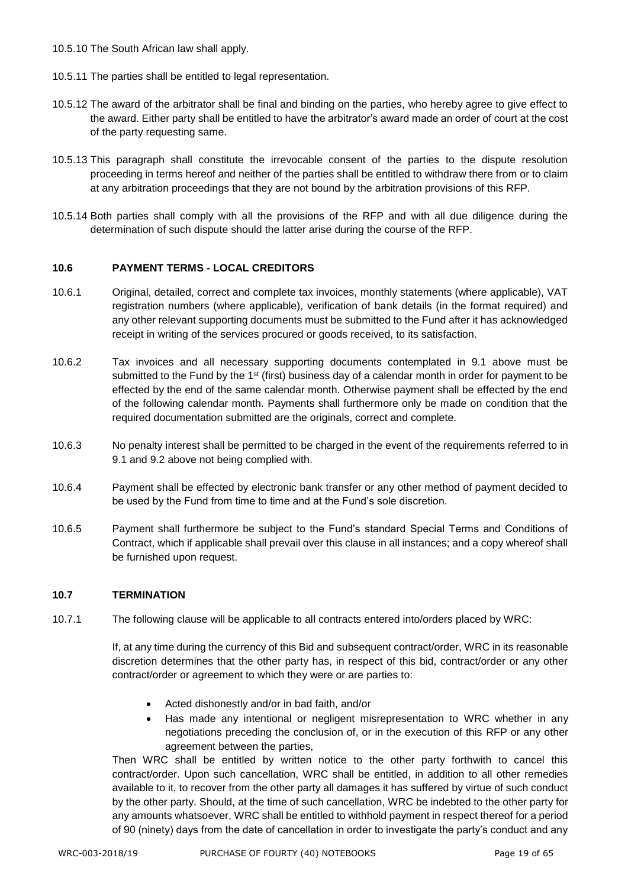10.5.10 The South African law shall apply.

10.5.11 The parties shall be entitled to legal representation.

10.5.12 The award of the arbitrator shall be final and binding on the parties, who hereby agree to give effect to the award. Either party shall be entitled to have the arbitrator's award made an order of court at the cost of the party requesting same.

10.5.13 This paragraph shall constitute the irrevocable consent of the parties to the dispute resolution proceeding in terms hereof and neither of the parties shall be entitled to withdraw there from or to claim at any arbitration proceedings that they are not bound by the arbitration provisions of this RFP.

10.5.14 Both parties shall comply with all the provisions of the RFP and with all due diligence during the determination of such dispute should the latter arise during the course of the RFP.

### 10.6 PAYMENT TERMS - LOCAL CREDITORS

10.6.1 Original, detailed, correct and complete tax invoices, monthly statements (where applicable), VAT registration numbers (where applicable), verification of bank details (in the format required) and any other relevant supporting documents must be submitted to the Fund after it has acknowledged receipt in writing of the services procured or goods received, to its satisfaction.

10.6.2 Tax invoices and all necessary supporting documents contemplated in 9.1 above must be submitted to the Fund by the 1st (first) business day of a calendar month in order for payment to be effected by the end of the same calendar month. Otherwise payment shall be effected by the end of the following calendar month. Payments shall furthermore only be made on condition that the required documentation submitted are the originals, correct and complete.

10.6.3 No penalty interest shall be permitted to be charged in the event of the requirements referred to in 9.1 and 9.2 above not being complied with.

10.6.4 Payment shall be effected by electronic bank transfer or any other method of payment decided to be used by the Fund from time to time and at the Fund's sole discretion.

10.6.5 Payment shall furthermore be subject to the Fund's standard Special Terms and Conditions of Contract, which if applicable shall prevail over this clause in all instances; and a copy whereof shall be furnished upon request.

### 10.7 TERMINATION

10.7.1 The following clause will be applicable to all contracts entered into/orders placed by WRC:

If, at any time during the currency of this Bid and subsequent contract/order, WRC in its reasonable discretion determines that the other party has, in respect of this bid, contract/order or any other contract/order or agreement to which they were or are parties to:

- Acted dishonestly and/or in bad faith, and/or
- Has made any intentional or negligent misrepresentation to WRC whether in any negotiations preceding the conclusion of, or in the execution of this RFP or any other agreement between the parties,

Then WRC shall be entitled by written notice to the other party forthwith to cancel this contract/order. Upon such cancellation, WRC shall be entitled, in addition to all other remedies available to it, to recover from the other party all damages it has suffered by virtue of such conduct by the other party. Should, at the time of such cancellation, WRC be indebted to the other party for any amounts whatsoever, WRC shall be entitled to withhold payment in respect thereof for a period of 90 (ninety) days from the date of cancellation in order to investigate the party's conduct and any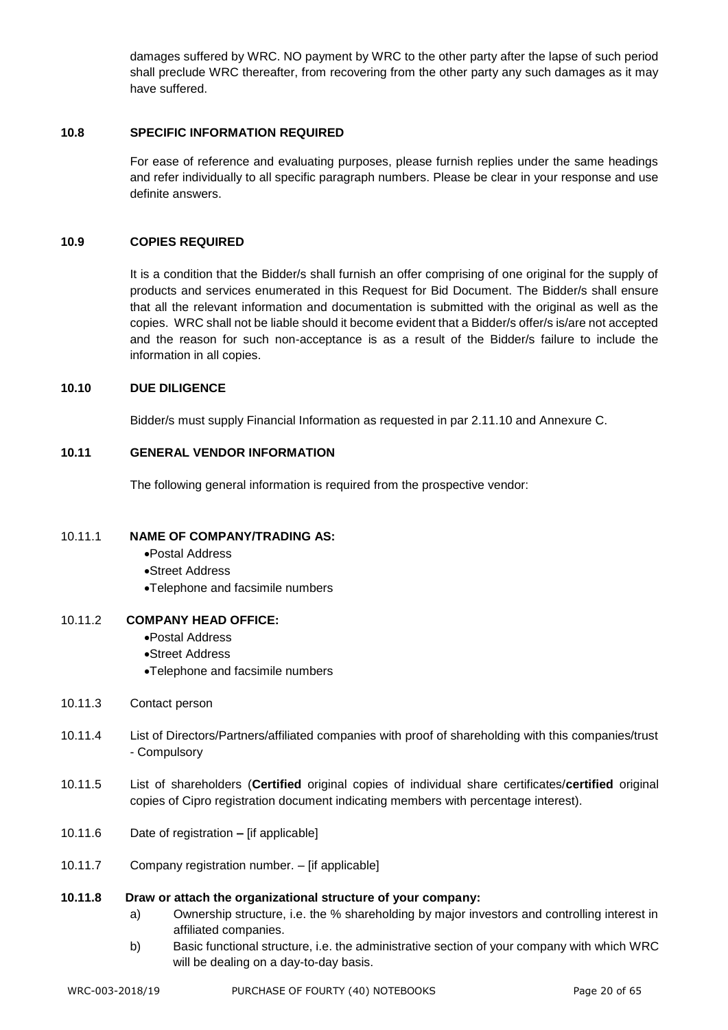damages suffered by WRC. NO payment by WRC to the other party after the lapse of such period shall preclude WRC thereafter, from recovering from the other party any such damages as it may have suffered.

### 10.8 SPECIFIC INFORMATION REQUIRED

For ease of reference and evaluating purposes, please furnish replies under the same headings and refer individually to all specific paragraph numbers. Please be clear in your response and use definite answers.

### 10.9 COPIES REQUIRED

It is a condition that the Bidder/s shall furnish an offer comprising of one original for the supply of products and services enumerated in this Request for Bid Document. The Bidder/s shall ensure that all the relevant information and documentation is submitted with the original as well as the copies. WRC shall not be liable should it become evident that a Bidder/s offer/s is/are not accepted and the reason for such non-acceptance is as a result of the Bidder/s failure to include the information in all copies.

### 10.10 DUE DILIGENCE

Bidder/s must supply Financial Information as requested in par 2.11.10 and Annexure C.

### 10.11 GENERAL VENDOR INFORMATION

The following general information is required from the prospective vendor:

10.11.1 **NAME OF COMPANY/TRADING AS:**

- Postal Address
- Street Address
- Telephone and facsimile numbers

10.11.2 **COMPANY HEAD OFFICE:**

- Postal Address
- Street Address
- Telephone and facsimile numbers

10.11.3 Contact person

10.11.4 List of Directors/Partners/affiliated companies with proof of shareholding with this companies/trust - Compulsory

10.11.5 List of shareholders (**Certified** original copies of individual share certificates/**certified** original copies of Cipro registration document indicating members with percentage interest).

10.11.6 Date of registration **–** [if applicable]

10.11.7 Company registration number. – [if applicable]

**10.11.8 Draw or attach the organizational structure of your company:**

a) Ownership structure, i.e. the % shareholding by major investors and controlling interest in affiliated companies.

b) Basic functional structure, i.e. the administrative section of your company with which WRC will be dealing on a day-to-day basis.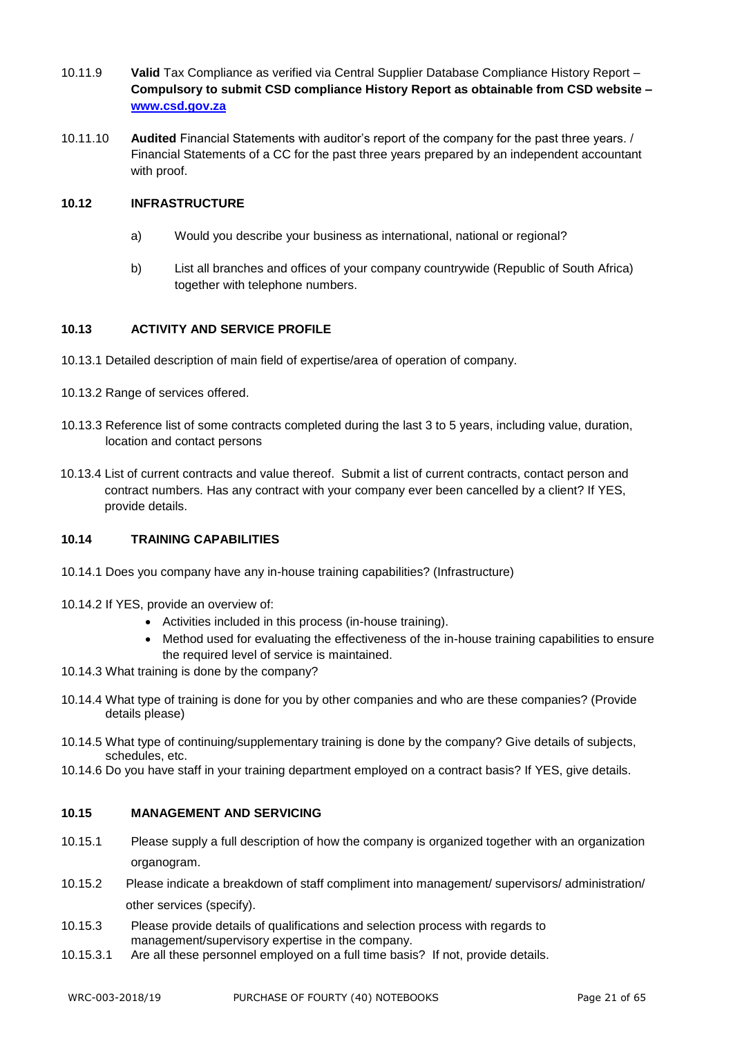10.11.9 **Valid** Tax Compliance as verified via Central Supplier Database Compliance History Report – **Compulsory to submit CSD compliance History Report as obtainable from CSD website – [www.csd.gov.za](http://www.csd.gov.za)**

10.11.10 **Audited** Financial Statements with auditor's report of the company for the past three years. / Financial Statements of a CC for the past three years prepared by an independent accountant with proof.

### 10.12 INFRASTRUCTURE

a) Would you describe your business as international, national or regional?

b) List all branches and offices of your company countrywide (Republic of South Africa) together with telephone numbers.

### 10.13 ACTIVITY AND SERVICE PROFILE

10.13.1 Detailed description of main field of expertise/area of operation of company.

10.13.2 Range of services offered.

10.13.3 Reference list of some contracts completed during the last 3 to 5 years, including value, duration, location and contact persons

10.13.4 List of current contracts and value thereof. Submit a list of current contracts, contact person and contract numbers. Has any contract with your company ever been cancelled by a client? If YES, provide details.

### 10.14 TRAINING CAPABILITIES

10.14.1 Does you company have any in-house training capabilities? (Infrastructure)

10.14.2 If YES, provide an overview of:

- Activities included in this process (in-house training).
- Method used for evaluating the effectiveness of the in-house training capabilities to ensure the required level of service is maintained.

10.14.3 What training is done by the company?

10.14.4 What type of training is done for you by other companies and who are these companies? (Provide details please)

10.14.5 What type of continuing/supplementary training is done by the company? Give details of subjects, schedules, etc.

10.14.6 Do you have staff in your training department employed on a contract basis? If YES, give details.

### 10.15 MANAGEMENT AND SERVICING

10.15.1 Please supply a full description of how the company is organized together with an organization organogram.

10.15.2 Please indicate a breakdown of staff compliment into management/ supervisors/ administration/ other services (specify).

10.15.3 Please provide details of qualifications and selection process with regards to management/supervisory expertise in the company.

10.15.3.1 Are all these personnel employed on a full time basis? If not, provide details.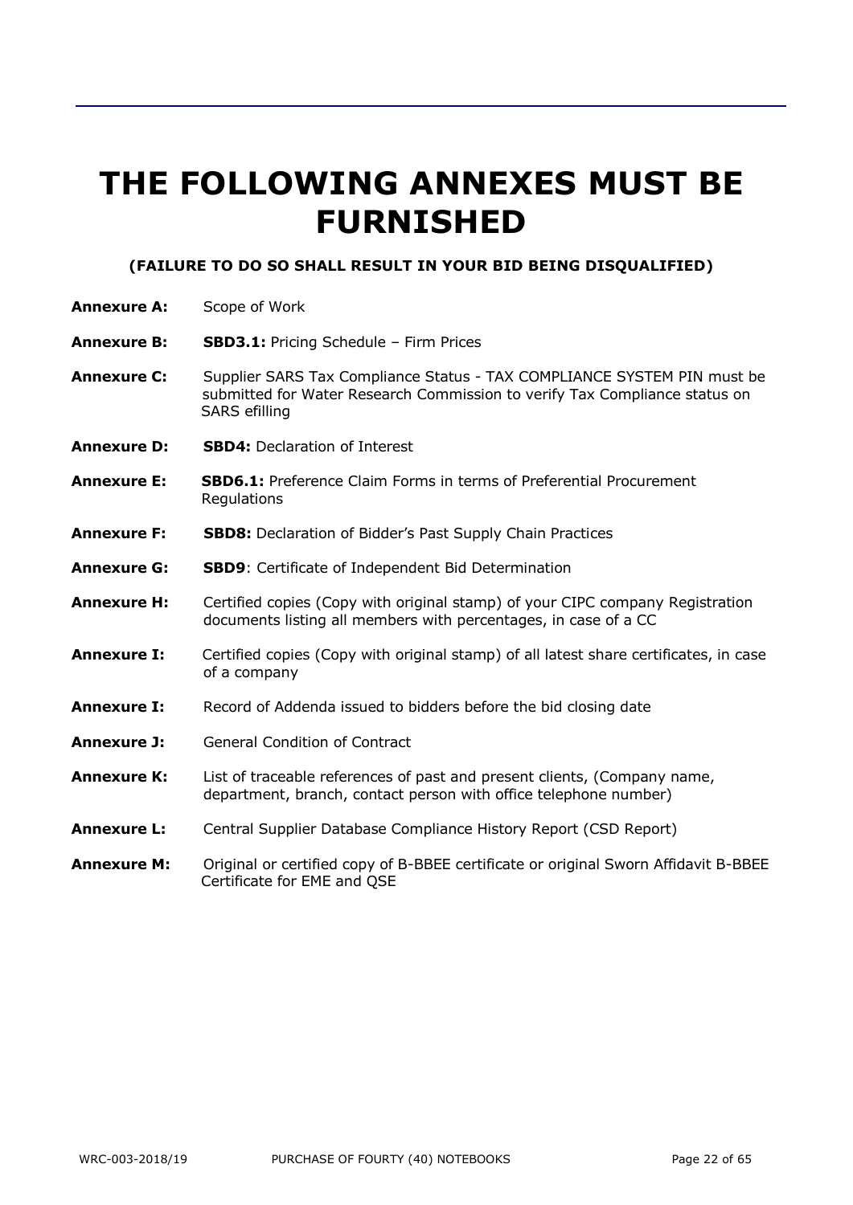# THE FOLLOWING ANNEXES MUST BE FURNISHED

**(FAILURE TO DO SO SHALL RESULT IN YOUR BID BEING DISQUALIFIED)**

**Annexure A:** Scope of Work

**Annexure B:** **SBD3.1:** Pricing Schedule – Firm Prices

**Annexure C:** Supplier SARS Tax Compliance Status - TAX COMPLIANCE SYSTEM PIN must be submitted for Water Research Commission to verify Tax Compliance status on SARS efilling

**Annexure D:** **SBD4:** Declaration of Interest

**Annexure E:** **SBD6.1:** Preference Claim Forms in terms of Preferential Procurement Regulations

**Annexure F:** **SBD8:** Declaration of Bidder's Past Supply Chain Practices

**Annexure G:** **SBD9**: Certificate of Independent Bid Determination

**Annexure H:** Certified copies (Copy with original stamp) of your CIPC company Registration documents listing all members with percentages, in case of a CC

**Annexure I:** Certified copies (Copy with original stamp) of all latest share certificates, in case of a company

**Annexure I:** Record of Addenda issued to bidders before the bid closing date

**Annexure J:** General Condition of Contract

**Annexure K:** List of traceable references of past and present clients, (Company name, department, branch, contact person with office telephone number)

**Annexure L:** Central Supplier Database Compliance History Report (CSD Report)

**Annexure M:** Original or certified copy of B-BBEE certificate or original Sworn Affidavit B-BBEE Certificate for EME and QSE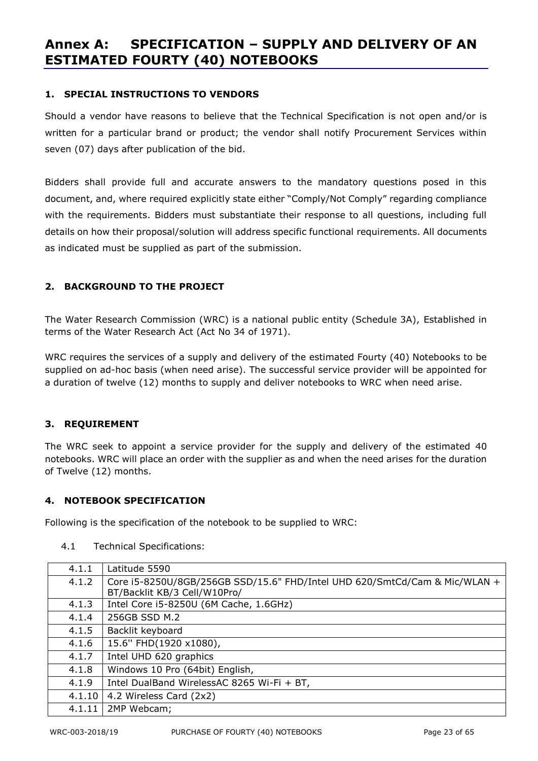# Annex A: SPECIFICATION – SUPPLY AND DELIVERY OF AN ESTIMATED FOURTY (40) NOTEBOOKS

### 1. SPECIAL INSTRUCTIONS TO VENDORS

Should a vendor have reasons to believe that the Technical Specification is not open and/or is written for a particular brand or product; the vendor shall notify Procurement Services within seven (07) days after publication of the bid.

Bidders shall provide full and accurate answers to the mandatory questions posed in this document, and, where required explicitly state either "Comply/Not Comply" regarding compliance with the requirements. Bidders must substantiate their response to all questions, including full details on how their proposal/solution will address specific functional requirements. All documents as indicated must be supplied as part of the submission.

### 2. BACKGROUND TO THE PROJECT

The Water Research Commission (WRC) is a national public entity (Schedule 3A), Established in terms of the Water Research Act (Act No 34 of 1971).

WRC requires the services of a supply and delivery of the estimated Fourty (40) Notebooks to be supplied on ad-hoc basis (when need arise). The successful service provider will be appointed for a duration of twelve (12) months to supply and deliver notebooks to WRC when need arise.

### 3. REQUIREMENT

The WRC seek to appoint a service provider for the supply and delivery of the estimated 40 notebooks. WRC will place an order with the supplier as and when the need arises for the duration of Twelve (12) months.

### 4. NOTEBOOK SPECIFICATION

Following is the specification of the notebook to be supplied to WRC:

4.1 Technical Specifications:

| | |
|---|---|
| 4.1.1 | Latitude 5590 |
| 4.1.2 | Core i5-8250U/8GB/256GB SSD/15.6" FHD/Intel UHD 620/SmtCd/Cam & Mic/WLAN + BT/Backlit KB/3 Cell/W10Pro/ |
| 4.1.3 | Intel Core i5-8250U (6M Cache, 1.6GHz) |
| 4.1.4 | 256GB SSD M.2 |
| 4.1.5 | Backlit keyboard |
| 4.1.6 | 15.6'' FHD(1920 x1080), |
| 4.1.7 | Intel UHD 620 graphics |
| 4.1.8 | Windows 10 Pro (64bit) English, |
| 4.1.9 | Intel DualBand WirelessAC 8265 Wi-Fi + BT, |
| 4.1.10 | 4.2 Wireless Card (2x2) |
| 4.1.11 | 2MP Webcam; |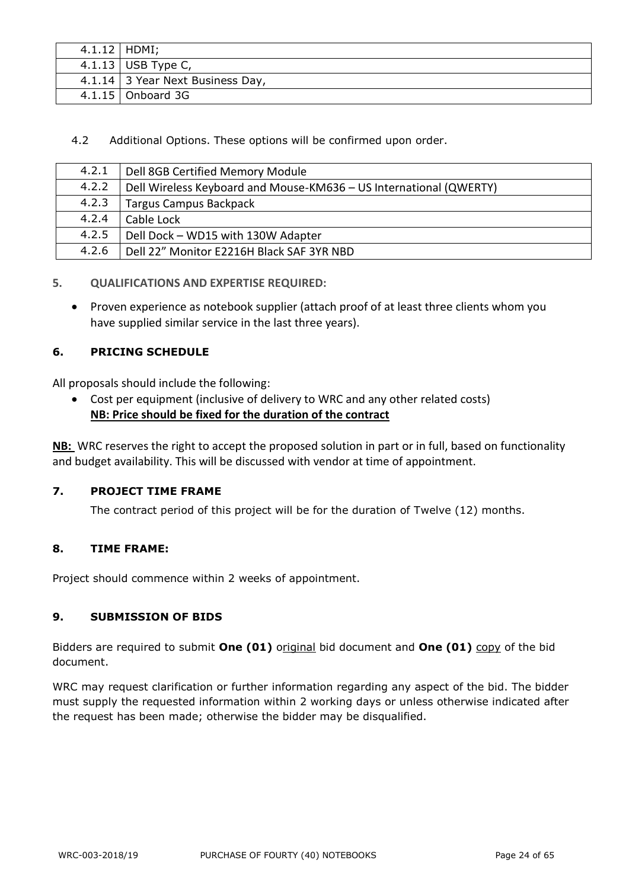| 4.1.12 | HDMI; |
|---|---|
| 4.1.13 | USB Type C, |
| 4.1.14 | 3 Year Next Business Day, |
| 4.1.15 | Onboard 3G |

4.2 Additional Options. These options will be confirmed upon order.

| 4.2.1 | Dell 8GB Certified Memory Module |
|---|---|
| 4.2.2 | Dell Wireless Keyboard and Mouse-KM636 – US International (QWERTY) |
| 4.2.3 | Targus Campus Backpack |
| 4.2.4 | Cable Lock |
| 4.2.5 | Dell Dock – WD15 with 130W Adapter |
| 4.2.6 | Dell 22" Monitor E2216H Black SAF 3YR NBD |

## 5. QUALIFICATIONS AND EXPERTISE REQUIRED:

- Proven experience as notebook supplier (attach proof of at least three clients whom you have supplied similar service in the last three years).

## 6. PRICING SCHEDULE

All proposals should include the following:

- Cost per equipment (inclusive of delivery to WRC and any other related costs)
  **NB: Price should be fixed for the duration of the contract**

**NB:** WRC reserves the right to accept the proposed solution in part or in full, based on functionality and budget availability. This will be discussed with vendor at time of appointment.

## 7. PROJECT TIME FRAME

The contract period of this project will be for the duration of Twelve (12) months.

## 8. TIME FRAME:

Project should commence within 2 weeks of appointment.

## 9. SUBMISSION OF BIDS

Bidders are required to submit **One (01)** original bid document and **One (01)** copy of the bid document.

WRC may request clarification or further information regarding any aspect of the bid. The bidder must supply the requested information within 2 working days or unless otherwise indicated after the request has been made; otherwise the bidder may be disqualified.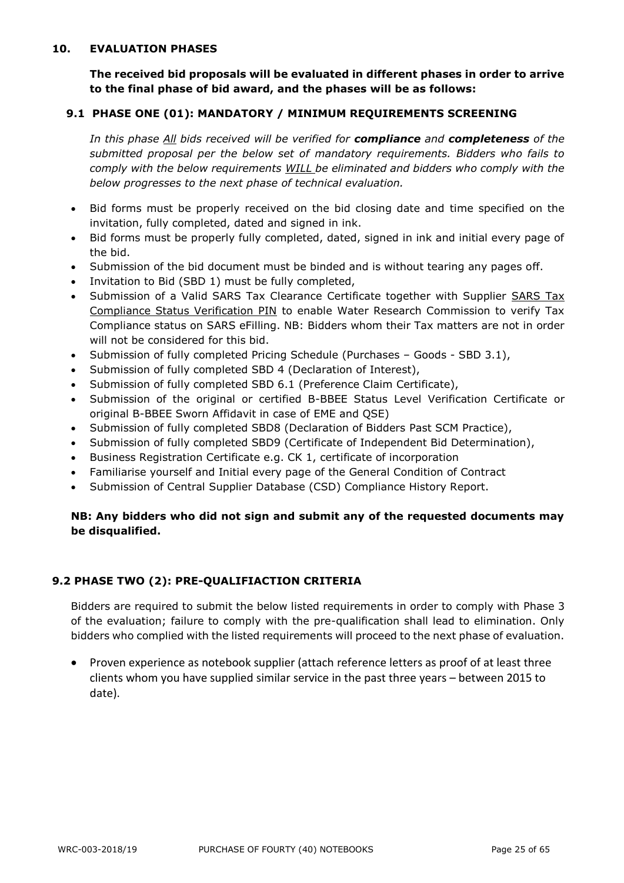## 10. EVALUATION PHASES

**The received bid proposals will be evaluated in different phases in order to arrive to the final phase of bid award, and the phases will be as follows:**

### 9.1 PHASE ONE (01): MANDATORY / MINIMUM REQUIREMENTS SCREENING

*In this phase All bids received will be verified for **compliance** and **completeness** of the submitted proposal per the below set of mandatory requirements. Bidders who fails to comply with the below requirements WILL be eliminated and bidders who comply with the below progresses to the next phase of technical evaluation.*

- Bid forms must be properly received on the bid closing date and time specified on the invitation, fully completed, dated and signed in ink.
- Bid forms must be properly fully completed, dated, signed in ink and initial every page of the bid.
- Submission of the bid document must be binded and is without tearing any pages off.
- Invitation to Bid (SBD 1) must be fully completed,
- Submission of a Valid SARS Tax Clearance Certificate together with Supplier SARS Tax Compliance Status Verification PIN to enable Water Research Commission to verify Tax Compliance status on SARS eFilling. NB: Bidders whom their Tax matters are not in order will not be considered for this bid.
- Submission of fully completed Pricing Schedule (Purchases – Goods - SBD 3.1),
- Submission of fully completed SBD 4 (Declaration of Interest),
- Submission of fully completed SBD 6.1 (Preference Claim Certificate),
- Submission of the original or certified B-BBEE Status Level Verification Certificate or original B-BBEE Sworn Affidavit in case of EME and QSE)
- Submission of fully completed SBD8 (Declaration of Bidders Past SCM Practice),
- Submission of fully completed SBD9 (Certificate of Independent Bid Determination),
- Business Registration Certificate e.g. CK 1, certificate of incorporation
- Familiarise yourself and Initial every page of the General Condition of Contract
- Submission of Central Supplier Database (CSD) Compliance History Report.

**NB: Any bidders who did not sign and submit any of the requested documents may be disqualified.**

### 9.2 PHASE TWO (2): PRE-QUALIFIACTION CRITERIA

Bidders are required to submit the below listed requirements in order to comply with Phase 3 of the evaluation; failure to comply with the pre-qualification shall lead to elimination. Only bidders who complied with the listed requirements will proceed to the next phase of evaluation.

- Proven experience as notebook supplier (attach reference letters as proof of at least three clients whom you have supplied similar service in the past three years – between 2015 to date).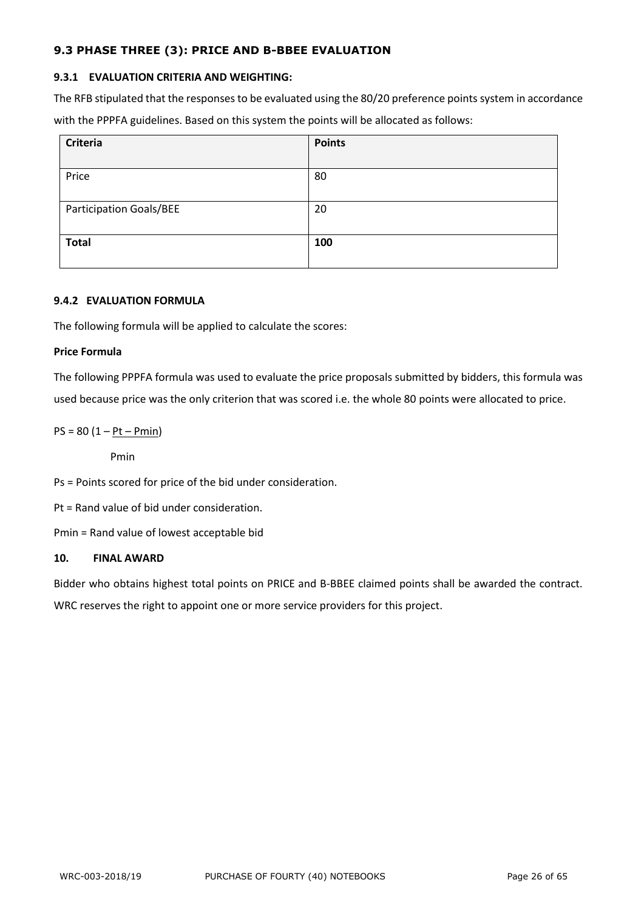### 9.3 PHASE THREE (3): PRICE AND B-BBEE EVALUATION

#### 9.3.1 EVALUATION CRITERIA AND WEIGHTING:

The RFB stipulated that the responses to be evaluated using the 80/20 preference points system in accordance with the PPPFA guidelines. Based on this system the points will be allocated as follows:

| Criteria | Points |
| --- | --- |
| Price | 80 |
| Participation Goals/BEE | 20 |
| **Total** | **100** |

#### 9.4.2 EVALUATION FORMULA

The following formula will be applied to calculate the scores:

**Price Formula**

The following PPPFA formula was used to evaluate the price proposals submitted by bidders, this formula was used because price was the only criterion that was scored i.e. the whole 80 points were allocated to price.

$$PS = 80\left(1 - \frac{Pt - Pmin}{Pmin}\right)$$

Ps = Points scored for price of the bid under consideration.

Pt = Rand value of bid under consideration.

Pmin = Rand value of lowest acceptable bid

#### 10. FINAL AWARD

Bidder who obtains highest total points on PRICE and B-BBEE claimed points shall be awarded the contract. WRC reserves the right to appoint one or more service providers for this project.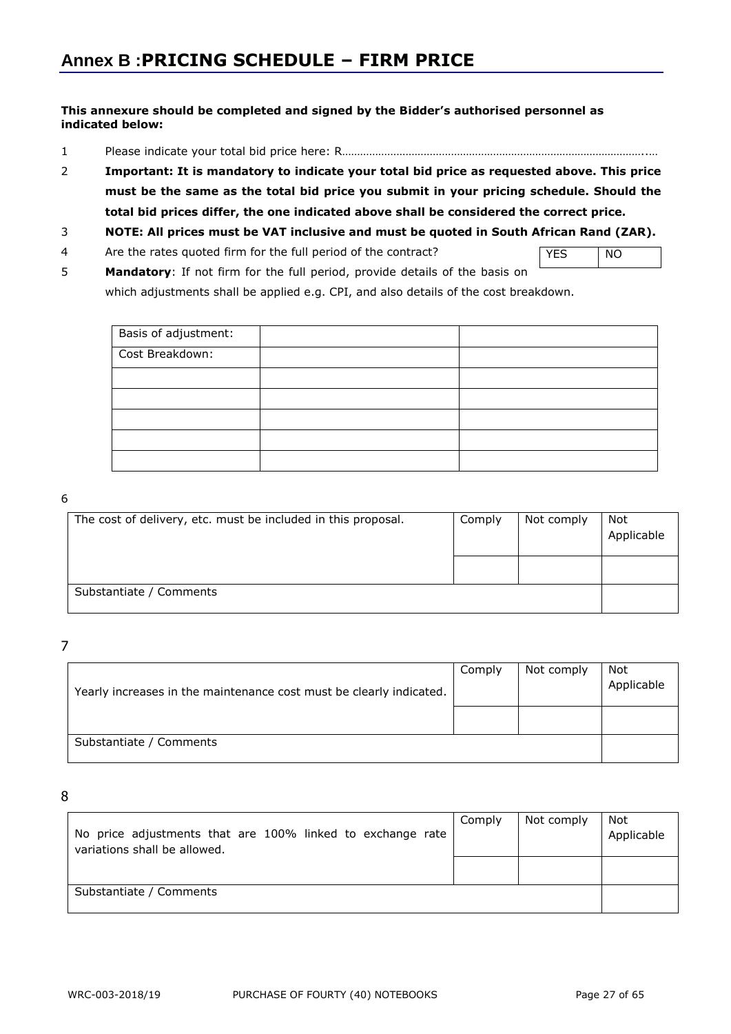## Annex B :**PRICING SCHEDULE – FIRM PRICE**

**This annexure should be completed and signed by the Bidder's authorised personnel as indicated below:**

1 Please indicate your total bid price here: R……………………………………………………………………………………..…

2 **Important: It is mandatory to indicate your total bid price as requested above. This price must be the same as the total bid price you submit in your pricing schedule. Should the total bid prices differ, the one indicated above shall be considered the correct price.**

3 **NOTE: All prices must be VAT inclusive and must be quoted in South African Rand (ZAR).**

4 Are the rates quoted firm for the full period of the contract?

| YES | NO |
|---|---|

5 **Mandatory**: If not firm for the full period, provide details of the basis on which adjustments shall be applied e.g. CPI, and also details of the cost breakdown.

| Basis of adjustment: | | |
|---|---|---|
| Cost Breakdown: | | |
| | | |
| | | |
| | | |
| | | |
| | | |

6

| The cost of delivery, etc. must be included in this proposal. | Comply | Not comply | Not Applicable |
|---|---|---|---|
| | | | |
| Substantiate / Comments | | | |

7

| Yearly increases in the maintenance cost must be clearly indicated. | Comply | Not comply | Not Applicable |
|---|---|---|---|
| | | | |
| Substantiate / Comments | | | |

8

| No price adjustments that are 100% linked to exchange rate variations shall be allowed. | Comply | Not comply | Not Applicable |
|---|---|---|---|
| | | | |
| Substantiate / Comments | | | |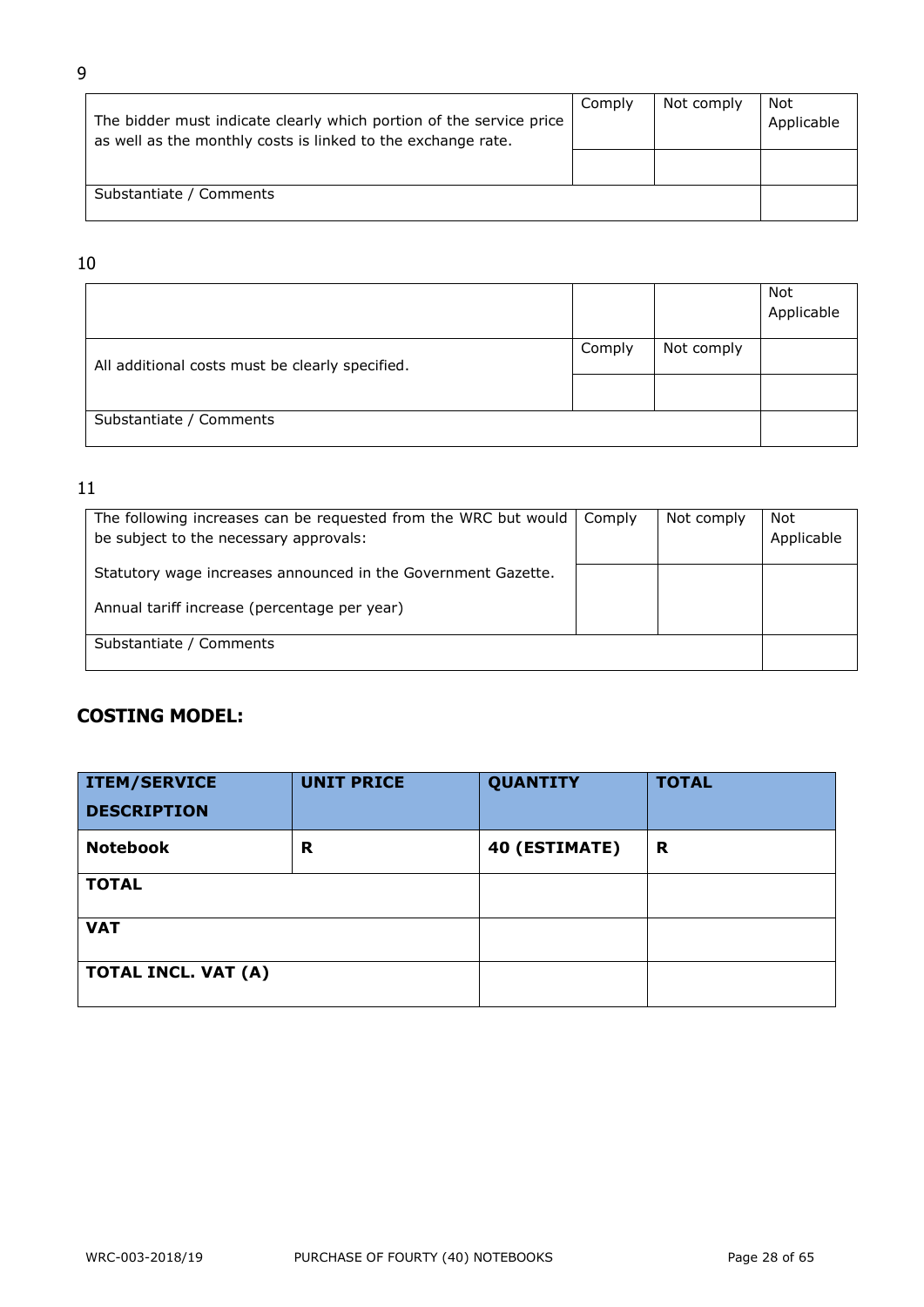9

| The bidder must indicate clearly which portion of the service price as well as the monthly costs is linked to the exchange rate. | Comply | Not comply | Not Applicable |
|---|---|---|---|
| | | | |
| Substantiate / Comments | | | |

10

| | | | Not Applicable |
|---|---|---|---|
| All additional costs must be clearly specified. | Comply | Not comply | |
| | | | |
| Substantiate / Comments | | | |

11

| The following increases can be requested from the WRC but would be subject to the necessary approvals: | Comply | Not comply | Not Applicable |
|---|---|---|---|
| Statutory wage increases announced in the Government Gazette.<br><br>Annual tariff increase (percentage per year) | | | |
| Substantiate / Comments | | | |

## COSTING MODEL:

| ITEM/SERVICE DESCRIPTION | UNIT PRICE | QUANTITY | TOTAL |
|---|---|---|---|
| **Notebook** | **R** | **40 (ESTIMATE)** | **R** |
| **TOTAL** | | | |
| **VAT** | | | |
| **TOTAL INCL. VAT (A)** | | | |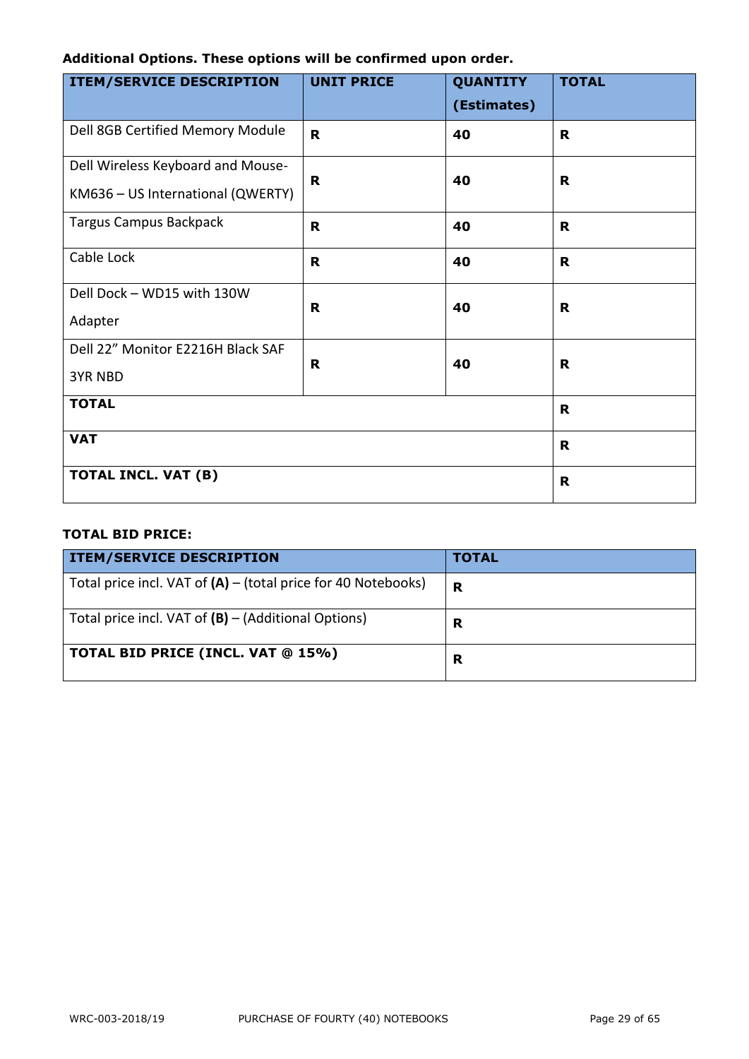**Additional Options. These options will be confirmed upon order.**

| ITEM/SERVICE DESCRIPTION | UNIT PRICE | QUANTITY (Estimates) | TOTAL |
|---|---|---|---|
| Dell 8GB Certified Memory Module | **R** | **40** | **R** |
| Dell Wireless Keyboard and Mouse-KM636 – US International (QWERTY) | **R** | **40** | **R** |
| Targus Campus Backpack | **R** | **40** | **R** |
| Cable Lock | **R** | **40** | **R** |
| Dell Dock – WD15 with 130W Adapter | **R** | **40** | **R** |
| Dell 22" Monitor E2216H Black SAF 3YR NBD | **R** | **40** | **R** |
| **TOTAL** | | | **R** |
| **VAT** | | | **R** |
| **TOTAL INCL. VAT (B)** | | | **R** |

**TOTAL BID PRICE:**

| ITEM/SERVICE DESCRIPTION | TOTAL |
|---|---|
| Total price incl. VAT of **(A)** – (total price for 40 Notebooks) | **R** |
| Total price incl. VAT of **(B)** – (Additional Options) | **R** |
| **TOTAL BID PRICE (INCL. VAT @ 15%)** | **R** |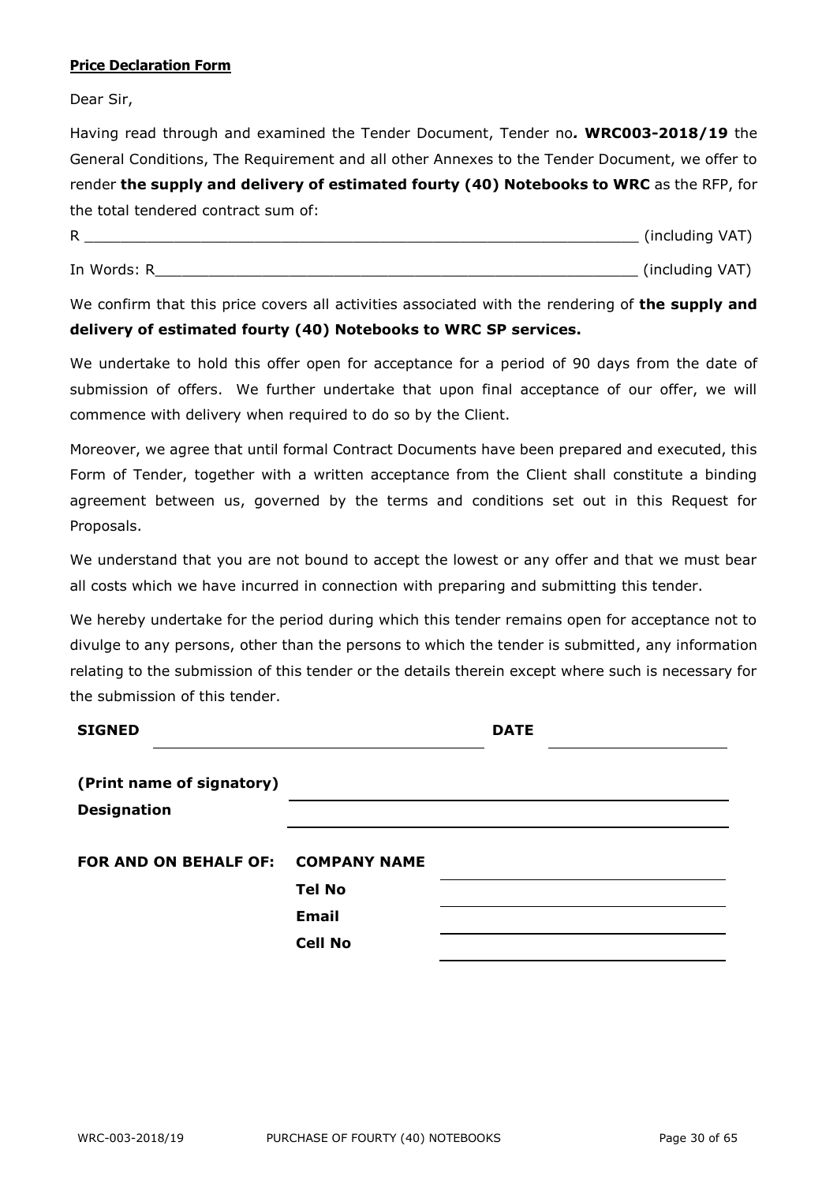**Price Declaration Form**

Dear Sir,

Having read through and examined the Tender Document, Tender no***.*** **WRC003-2018/19** the General Conditions, The Requirement and all other Annexes to the Tender Document, we offer to render **the supply and delivery of estimated fourty (40) Notebooks to WRC** as the RFP, for the total tendered contract sum of:

R ______________________________________________________________ (including VAT)

In Words: R_____________________________________________________ (including VAT)

We confirm that this price covers all activities associated with the rendering of **the supply and delivery of estimated fourty (40) Notebooks to WRC SP services.**

We undertake to hold this offer open for acceptance for a period of 90 days from the date of submission of offers. We further undertake that upon final acceptance of our offer, we will commence with delivery when required to do so by the Client.

Moreover, we agree that until formal Contract Documents have been prepared and executed, this Form of Tender, together with a written acceptance from the Client shall constitute a binding agreement between us, governed by the terms and conditions set out in this Request for Proposals.

We understand that you are not bound to accept the lowest or any offer and that we must bear all costs which we have incurred in connection with preparing and submitting this tender.

We hereby undertake for the period during which this tender remains open for acceptance not to divulge to any persons, other than the persons to which the tender is submitted, any information relating to the submission of this tender or the details therein except where such is necessary for the submission of this tender.

**SIGNED** ______________________________ **DATE** ____________________

**(Print name of signatory)** ______________________________

**Designation** ______________________________

**FOR AND ON BEHALF OF:** **COMPANY NAME** ______________________________

**Tel No** ______________________________

**Email** ______________________________

**Cell No** ______________________________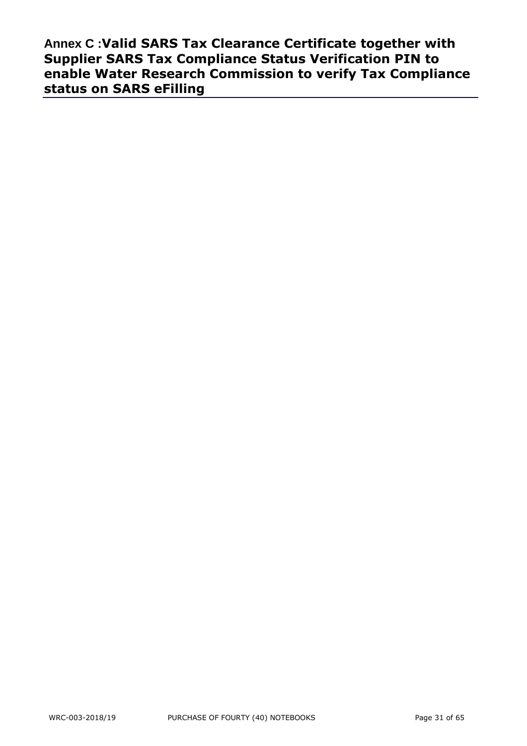## Annex C :Valid SARS Tax Clearance Certificate together with Supplier SARS Tax Compliance Status Verification PIN to enable Water Research Commission to verify Tax Compliance status on SARS eFilling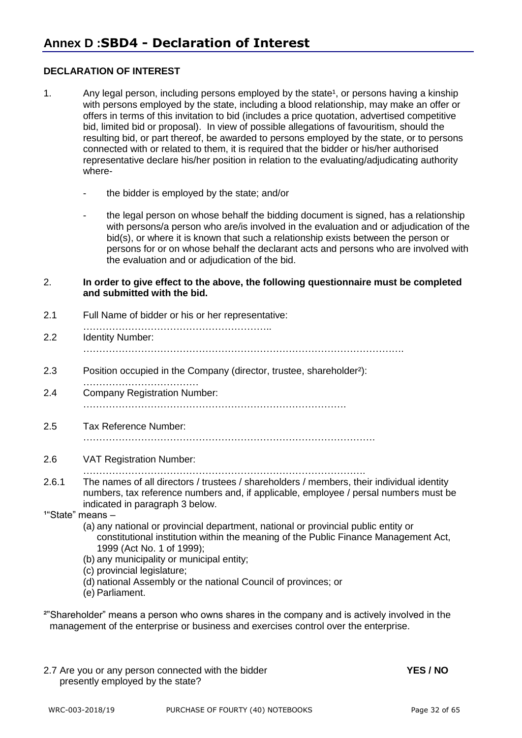# Annex D :SBD4 - Declaration of Interest

**DECLARATION OF INTEREST**

1. Any legal person, including persons employed by the state[1], or persons having a kinship with persons employed by the state, including a blood relationship, may make an offer or offers in terms of this invitation to bid (includes a price quotation, advertised competitive bid, limited bid or proposal). In view of possible allegations of favouritism, should the resulting bid, or part thereof, be awarded to persons employed by the state, or to persons connected with or related to them, it is required that the bidder or his/her authorised representative declare his/her position in relation to the evaluating/adjudicating authority where-

   - the bidder is employed by the state; and/or

   - the legal person on whose behalf the bidding document is signed, has a relationship with persons/a person who are/is involved in the evaluation and or adjudication of the bid(s), or where it is known that such a relationship exists between the person or persons for or on whose behalf the declarant acts and persons who are involved with the evaluation and or adjudication of the bid.

2. **In order to give effect to the above, the following questionnaire must be completed and submitted with the bid.**

2.1 Full Name of bidder or his or her representative: …………………………………………………..

2.2 Identity Number: ……………………………………………………………………………………….

2.3 Position occupied in the Company (director, trustee, shareholder[2]): ………………………………

2.4 Company Registration Number: ……………………………………………………………………….

2.5 Tax Reference Number: ……………………………………………………………………………….

2.6 VAT Registration Number: ……………………………………………………………………………..

2.6.1 The names of all directors / trustees / shareholders / members, their individual identity numbers, tax reference numbers and, if applicable, employee / persal numbers must be indicated in paragraph 3 below.

[1]"State" means –

(a) any national or provincial department, national or provincial public entity or constitutional institution within the meaning of the Public Finance Management Act, 1999 (Act No. 1 of 1999);
(b) any municipality or municipal entity;
(c) provincial legislature;
(d) national Assembly or the national Council of provinces; or
(e) Parliament.

[2]"Shareholder" means a person who owns shares in the company and is actively involved in the management of the enterprise or business and exercises control over the enterprise.

2.7 Are you or any person connected with the bidder presently employed by the state? **YES / NO**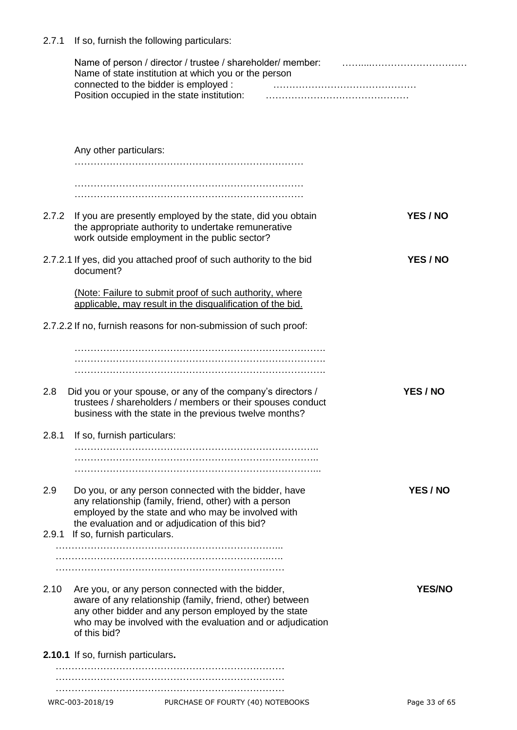2.7.1 If so, furnish the following particulars:

Name of person / director / trustee / shareholder/ member: ……....…………………………
Name of state institution at which you or the person connected to the bidder is employed : ………………………………………
Position occupied in the state institution: ………………………………………

Any other particulars:
………………………………………………………………
………………………………………………………………
………………………………………………………………

2.7.2 If you are presently employed by the state, did you obtain the appropriate authority to undertake remunerative work outside employment in the public sector? **YES / NO**

2.7.2.1 If yes, did you attached proof of such authority to the bid document? **YES / NO**

(Note: Failure to submit proof of such authority, where applicable, may result in the disqualification of the bid.

2.7.2.2 If no, furnish reasons for non-submission of such proof:

…………………………………………………………………….
…………………………………………………………………….
…………………………………………………………………….

2.8 Did you or your spouse, or any of the company's directors / trustees / shareholders / members or their spouses conduct business with the state in the previous twelve months? **YES / NO**

2.8.1 If so, furnish particulars:
…………………………………………………………………..
…………………………………………………………………..
…………………………………………………………………...

2.9 Do you, or any person connected with the bidder, have any relationship (family, friend, other) with a person employed by the state and who may be involved with the evaluation and or adjudication of this bid? **YES / NO**

2.9.1 If so, furnish particulars.
……………………………………………………………...
…………………………………………………………..….
………………………………………………………………

2.10 Are you, or any person connected with the bidder, aware of any relationship (family, friend, other) between any other bidder and any person employed by the state who may be involved with the evaluation and or adjudication of this bid? **YES/NO**

**2.10.1** If so, furnish particulars**.**
………………………………………………………………
………………………………………………………………
………………………………………………………………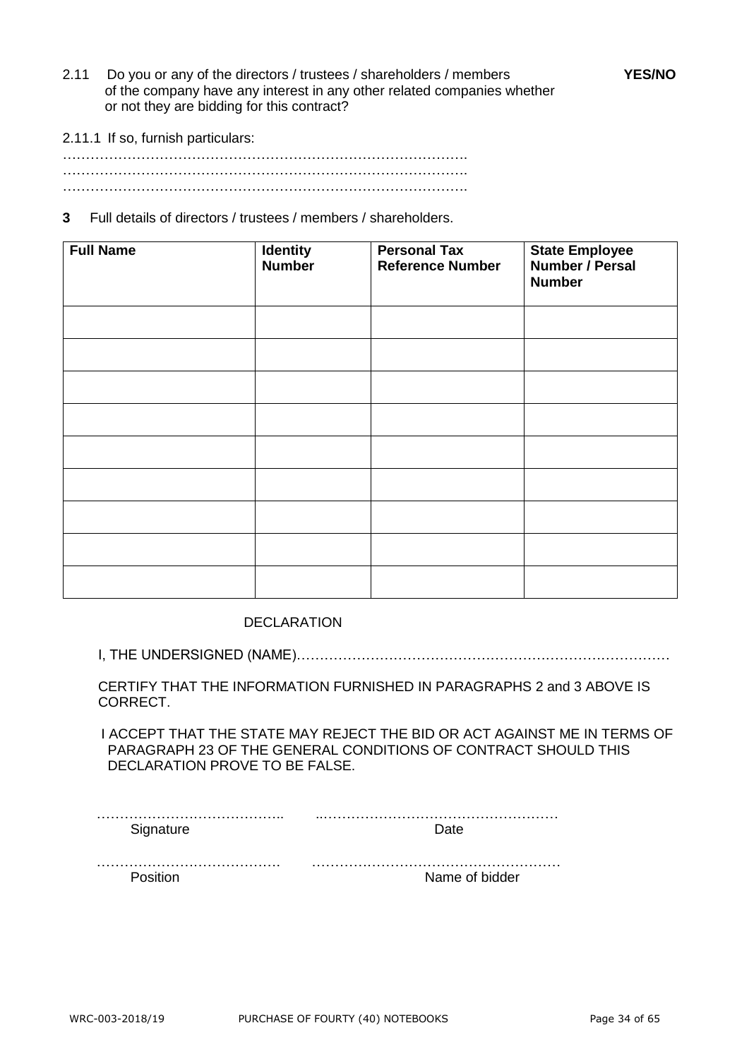2.11 Do you or any of the directors / trustees / shareholders / members of the company have any interest in any other related companies whether or not they are bidding for this contract? **YES/NO**

2.11.1 If so, furnish particulars:

…………………………………………………………………………….
…………………………………………………………………………….
…………………………………………………………………………….

**3** Full details of directors / trustees / members / shareholders.

| **Full Name** | **Identity Number** | **Personal Tax Reference Number** | **State Employee Number / Persal Number** |
|---|---|---|---|
| | | | |
| | | | |
| | | | |
| | | | |
| | | | |
| | | | |
| | | | |
| | | | |
| | | | |

DECLARATION

I, THE UNDERSIGNED (NAME)………………………………………………………………………

CERTIFY THAT THE INFORMATION FURNISHED IN PARAGRAPHS 2 and 3 ABOVE IS CORRECT.

I ACCEPT THAT THE STATE MAY REJECT THE BID OR ACT AGAINST ME IN TERMS OF PARAGRAPH 23 OF THE GENERAL CONDITIONS OF CONTRACT SHOULD THIS DECLARATION PROVE TO BE FALSE.

………………………………….. ..……………………………………………
Signature Date

…………………………………. ………………………………………………
Position Name of bidder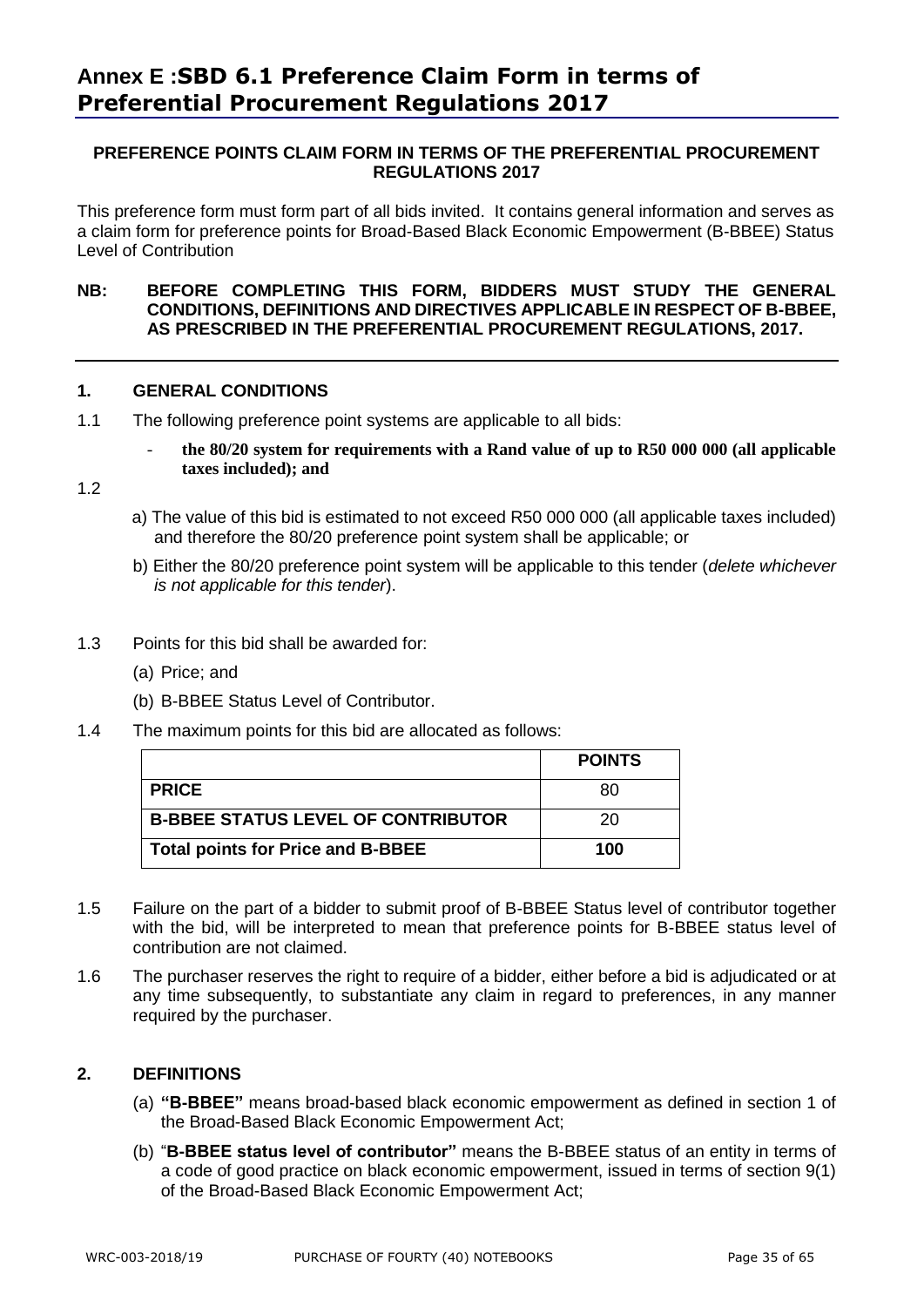# Annex E :SBD 6.1 Preference Claim Form in terms of Preferential Procurement Regulations 2017

**PREFERENCE POINTS CLAIM FORM IN TERMS OF THE PREFERENTIAL PROCUREMENT REGULATIONS 2017**

This preference form must form part of all bids invited. It contains general information and serves as a claim form for preference points for Broad-Based Black Economic Empowerment (B-BBEE) Status Level of Contribution

**NB: BEFORE COMPLETING THIS FORM, BIDDERS MUST STUDY THE GENERAL CONDITIONS, DEFINITIONS AND DIRECTIVES APPLICABLE IN RESPECT OF B-BBEE, AS PRESCRIBED IN THE PREFERENTIAL PROCUREMENT REGULATIONS, 2017.**

## 1. GENERAL CONDITIONS

1.1 The following preference point systems are applicable to all bids:

- **the 80/20 system for requirements with a Rand value of up to R50 000 000 (all applicable taxes included); and**

1.2

a) The value of this bid is estimated to not exceed R50 000 000 (all applicable taxes included) and therefore the 80/20 preference point system shall be applicable; or

b) Either the 80/20 preference point system will be applicable to this tender (*delete whichever is not applicable for this tender*).

1.3 Points for this bid shall be awarded for:

(a) Price; and

(b) B-BBEE Status Level of Contributor.

1.4 The maximum points for this bid are allocated as follows:

| | **POINTS** |
|---|---|
| **PRICE** | 80 |
| **B-BBEE STATUS LEVEL OF CONTRIBUTOR** | 20 |
| **Total points for Price and B-BBEE** | **100** |

1.5 Failure on the part of a bidder to submit proof of B-BBEE Status level of contributor together with the bid, will be interpreted to mean that preference points for B-BBEE status level of contribution are not claimed.

1.6 The purchaser reserves the right to require of a bidder, either before a bid is adjudicated or at any time subsequently, to substantiate any claim in regard to preferences, in any manner required by the purchaser.

## 2. DEFINITIONS

(a) **"B-BBEE"** means broad-based black economic empowerment as defined in section 1 of the Broad-Based Black Economic Empowerment Act;

(b) "**B-BBEE status level of contributor"** means the B-BBEE status of an entity in terms of a code of good practice on black economic empowerment, issued in terms of section 9(1) of the Broad-Based Black Economic Empowerment Act;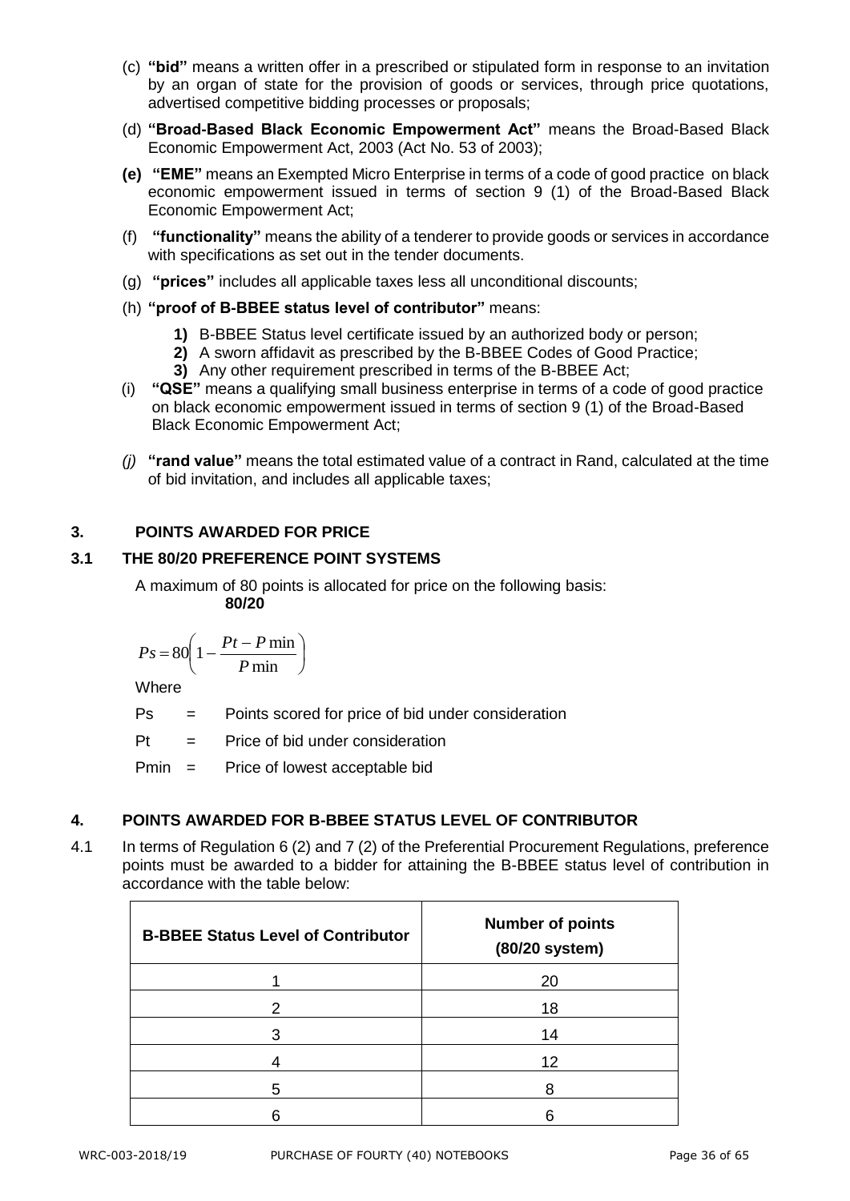(c) **"bid"** means a written offer in a prescribed or stipulated form in response to an invitation by an organ of state for the provision of goods or services, through price quotations, advertised competitive bidding processes or proposals;

(d) **"Broad-Based Black Economic Empowerment Act"** means the Broad-Based Black Economic Empowerment Act, 2003 (Act No. 53 of 2003);

**(e)** **"EME"** means an Exempted Micro Enterprise in terms of a code of good practice on black economic empowerment issued in terms of section 9 (1) of the Broad-Based Black Economic Empowerment Act;

(f) **"functionality"** means the ability of a tenderer to provide goods or services in accordance with specifications as set out in the tender documents.

(g) **"prices"** includes all applicable taxes less all unconditional discounts;

(h) **"proof of B-BBEE status level of contributor"** means:

1. B-BBEE Status level certificate issued by an authorized body or person;
2. A sworn affidavit as prescribed by the B-BBEE Codes of Good Practice;
3. Any other requirement prescribed in terms of the B-BBEE Act;

(i) **"QSE"** means a qualifying small business enterprise in terms of a code of good practice on black economic empowerment issued in terms of section 9 (1) of the Broad-Based Black Economic Empowerment Act;

*(j)* **"rand value"** means the total estimated value of a contract in Rand, calculated at the time of bid invitation, and includes all applicable taxes;

## 3. POINTS AWARDED FOR PRICE

### 3.1 THE 80/20 PREFERENCE POINT SYSTEMS

A maximum of 80 points is allocated for price on the following basis:

**80/20**

$$Ps = 80\left(1 - \frac{Pt - P\min}{P\min}\right)$$

Where

Ps = Points scored for price of bid under consideration

Pt = Price of bid under consideration

Pmin = Price of lowest acceptable bid

## 4. POINTS AWARDED FOR B-BBEE STATUS LEVEL OF CONTRIBUTOR

4.1 In terms of Regulation 6 (2) and 7 (2) of the Preferential Procurement Regulations, preference points must be awarded to a bidder for attaining the B-BBEE status level of contribution in accordance with the table below:

| B-BBEE Status Level of Contributor | Number of points (80/20 system) |
|---|---|
| 1 | 20 |
| 2 | 18 |
| 3 | 14 |
| 4 | 12 |
| 5 | 8 |
| 6 | 6 |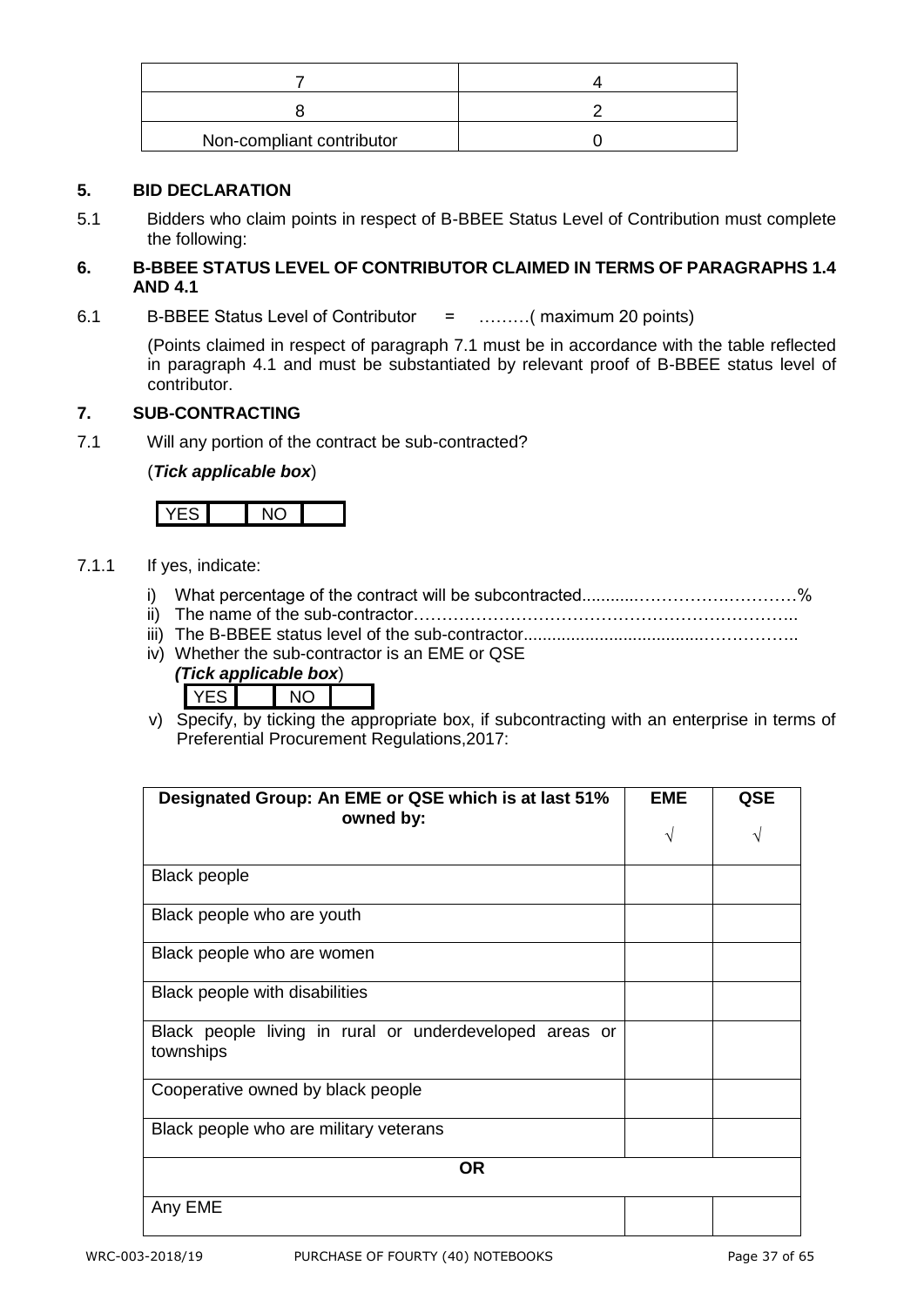| | |
|---|---|
| 7 | 4 |
| 8 | 2 |
| Non-compliant contributor | 0 |

## 5. BID DECLARATION

5.1 Bidders who claim points in respect of B-BBEE Status Level of Contribution must complete the following:

## 6. B-BBEE STATUS LEVEL OF CONTRIBUTOR CLAIMED IN TERMS OF PARAGRAPHS 1.4 AND 4.1

6.1 B-BBEE Status Level of Contributor = ………( maximum 20 points)

(Points claimed in respect of paragraph 7.1 must be in accordance with the table reflected in paragraph 4.1 and must be substantiated by relevant proof of B-BBEE status level of contributor.

## 7. SUB-CONTRACTING

7.1 Will any portion of the contract be sub-contracted?

(***Tick applicable box***)

| YES | | NO | |
|---|---|---|---|

7.1.1 If yes, indicate:

i) What percentage of the contract will be subcontracted...........…………….…………%
ii) The name of the sub-contractor…………………………………………………………..
iii) The B-BBEE status level of the sub-contractor......................................……………..
iv) Whether the sub-contractor is an EME or QSE
***(Tick applicable box***)

| YES | | NO | |
|---|---|---|---|

v) Specify, by ticking the appropriate box, if subcontracting with an enterprise in terms of Preferential Procurement Regulations,2017:

| **Designated Group: An EME or QSE which is at last 51% owned by:** | **EME** √ | **QSE** √ |
|---|---|---|
| Black people | | |
| Black people who are youth | | |
| Black people who are women | | |
| Black people with disabilities | | |
| Black people living in rural or underdeveloped areas or townships | | |
| Cooperative owned by black people | | |
| Black people who are military veterans | | |
| **OR** | | |
| Any EME | | |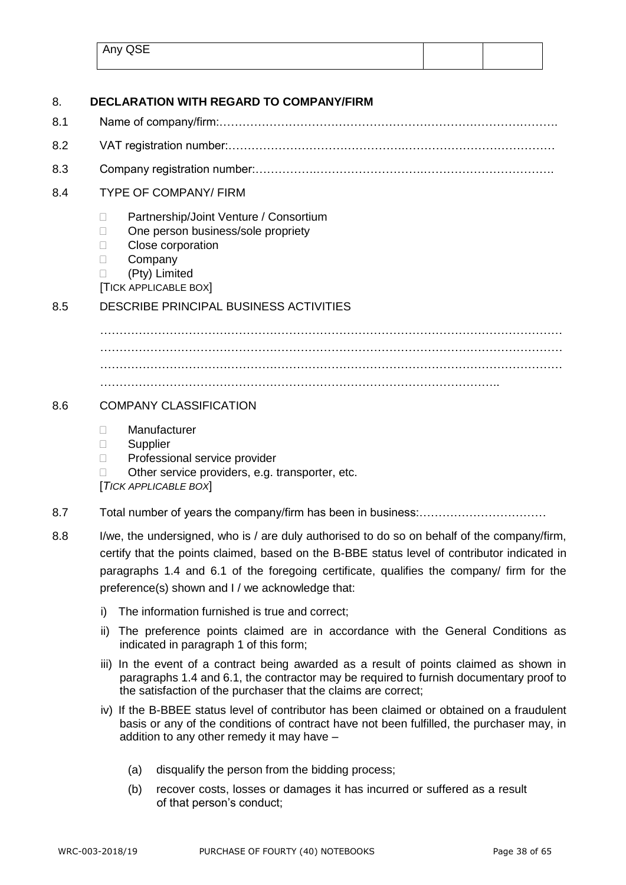| Any QSE | | |
|---|---|---|

## 8. DECLARATION WITH REGARD TO COMPANY/FIRM

8.1 Name of company/firm:…………………………………………………………………………….

8.2 VAT registration number:……………………………………….……………………………………

8.3 Company registration number:…………….……………………….…………………………….

8.4 TYPE OF COMPANY/ FIRM

-  Partnership/Joint Venture / Consortium
-  One person business/sole propriety
-  Close corporation
-  Company
-  (Pty) Limited

[TICK APPLICABLE BOX]

8.5 DESCRIBE PRINCIPAL BUSINESS ACTIVITIES

………………………………………………………………………………………………………
………………………………………………………………………………………………………
………………………………………………………………………………………………………
……………………………………………………………………………………………..

8.6 COMPANY CLASSIFICATION

-  Manufacturer
-  Supplier
-  Professional service provider
-  Other service providers, e.g. transporter, etc.

[*TICK APPLICABLE BOX*]

8.7 Total number of years the company/firm has been in business:……………………………

8.8 I/we, the undersigned, who is / are duly authorised to do so on behalf of the company/firm, certify that the points claimed, based on the B-BBE status level of contributor indicated in paragraphs 1.4 and 6.1 of the foregoing certificate, qualifies the company/ firm for the preference(s) shown and I / we acknowledge that:

i) The information furnished is true and correct;

ii) The preference points claimed are in accordance with the General Conditions as indicated in paragraph 1 of this form;

iii) In the event of a contract being awarded as a result of points claimed as shown in paragraphs 1.4 and 6.1, the contractor may be required to furnish documentary proof to the satisfaction of the purchaser that the claims are correct;

iv) If the B-BBEE status level of contributor has been claimed or obtained on a fraudulent basis or any of the conditions of contract have not been fulfilled, the purchaser may, in addition to any other remedy it may have –

(a) disqualify the person from the bidding process;

(b) recover costs, losses or damages it has incurred or suffered as a result of that person's conduct;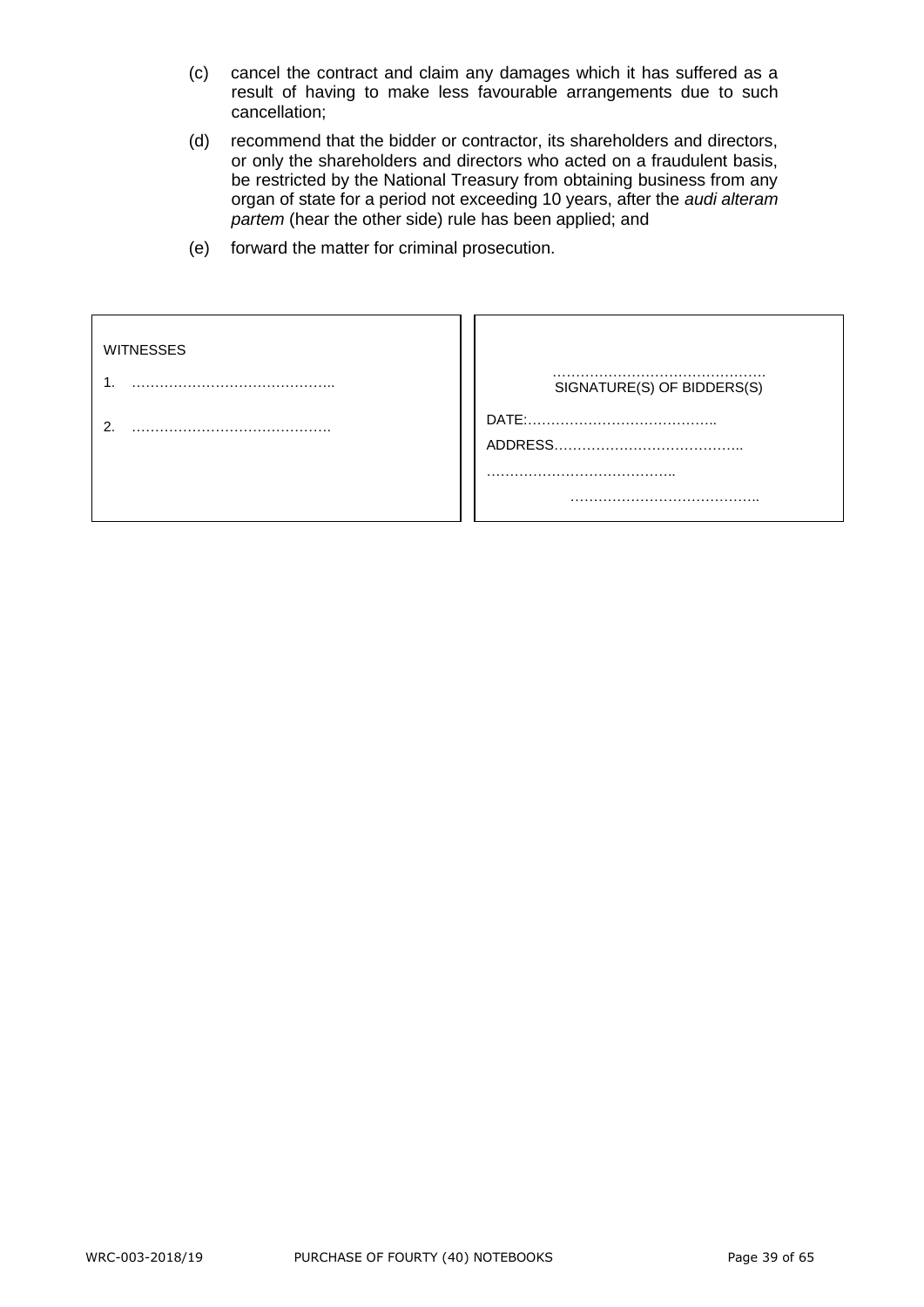(c) cancel the contract and claim any damages which it has suffered as a result of having to make less favourable arrangements due to such cancellation;

(d) recommend that the bidder or contractor, its shareholders and directors, or only the shareholders and directors who acted on a fraudulent basis, be restricted by the National Treasury from obtaining business from any organ of state for a period not exceeding 10 years, after the *audi alteram partem* (hear the other side) rule has been applied; and

(e) forward the matter for criminal prosecution.

| WITNESSES | |
|---|---|
| 1. …………………………………….. | ………………………………………<br>SIGNATURE(S) OF BIDDERS(S) |
| 2. ……………………………………. | DATE:………………………………….. |
| | ADDRESS………………………………….. |
| | ………………………………….. |
| | ………………………………….. |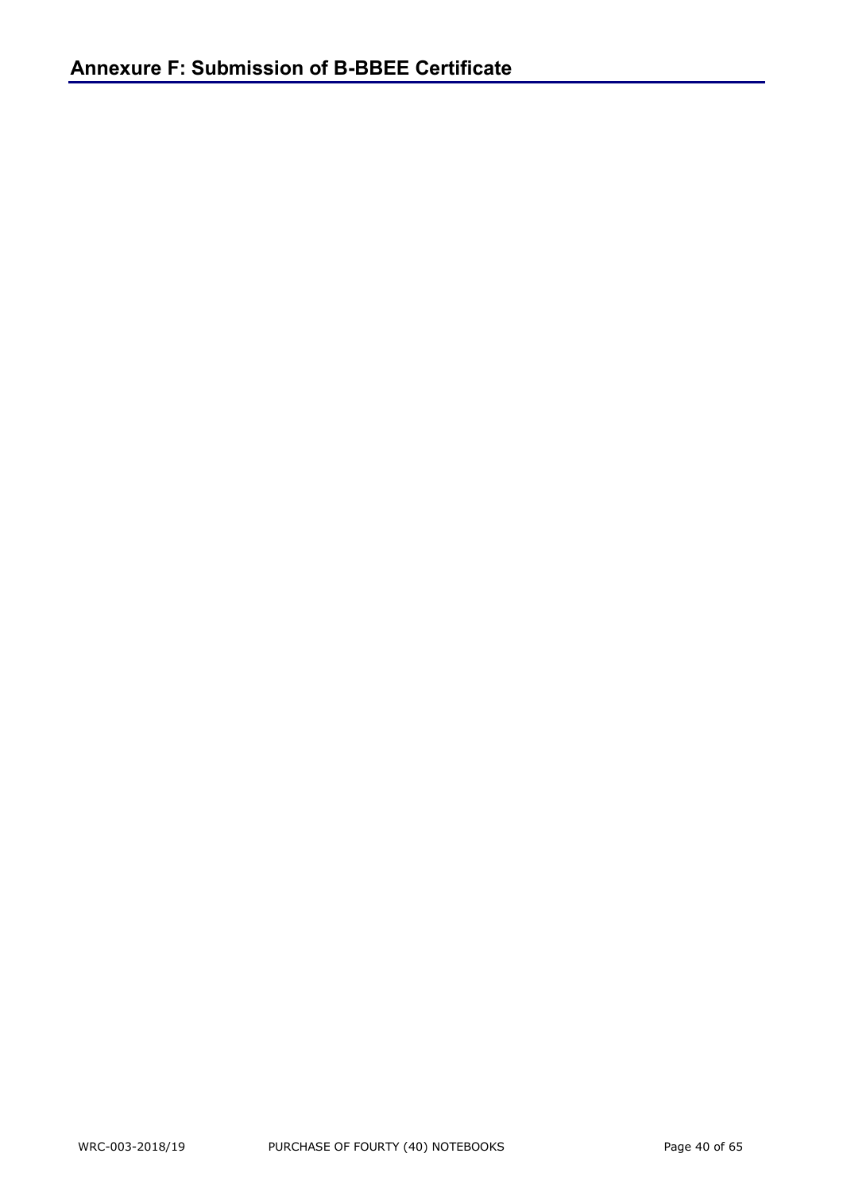## Annexure F: Submission of B-BBEE Certificate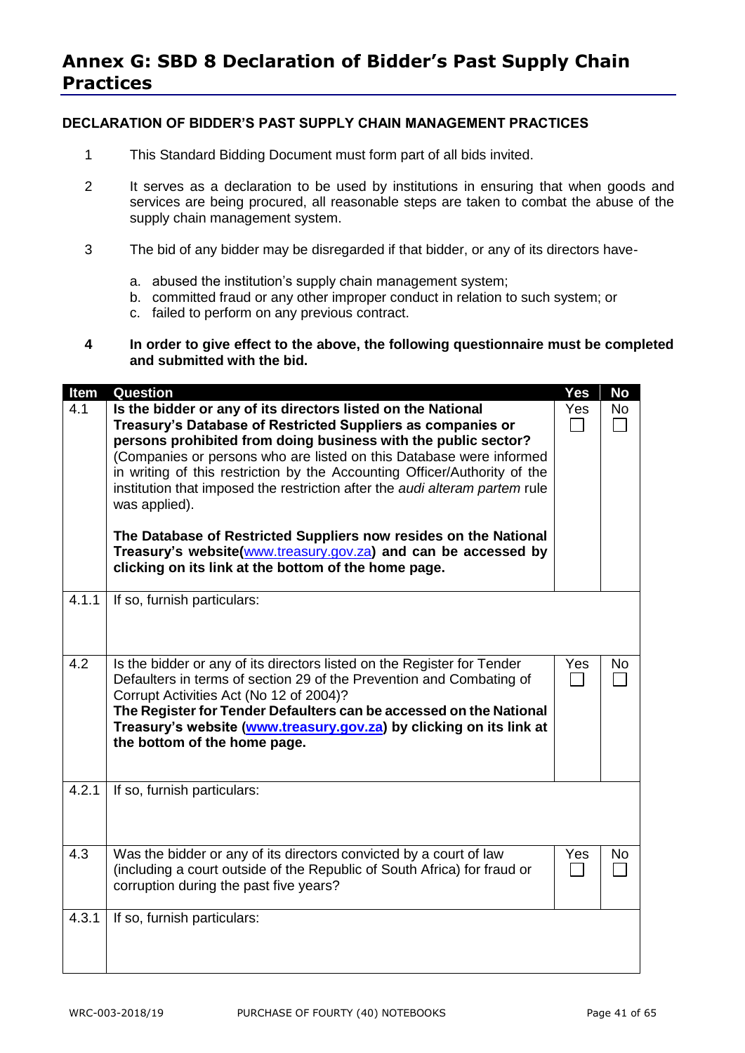# Annex G: SBD 8 Declaration of Bidder's Past Supply Chain Practices

**DECLARATION OF BIDDER'S PAST SUPPLY CHAIN MANAGEMENT PRACTICES**

1. This Standard Bidding Document must form part of all bids invited.

2. It serves as a declaration to be used by institutions in ensuring that when goods and services are being procured, all reasonable steps are taken to combat the abuse of the supply chain management system.

3. The bid of any bidder may be disregarded if that bidder, or any of its directors have-

   a. abused the institution's supply chain management system;
   b. committed fraud or any other improper conduct in relation to such system; or
   c. failed to perform on any previous contract.

4. **In order to give effect to the above, the following questionnaire must be completed and submitted with the bid.**

| Item | Question | Yes | No |
|---|---|---|---|
| 4.1 | **Is the bidder or any of its directors listed on the National Treasury's Database of Restricted Suppliers as companies or persons prohibited from doing business with the public sector?** (Companies or persons who are listed on this Database were informed in writing of this restriction by the Accounting Officer/Authority of the institution that imposed the restriction after the *audi alteram partem* rule was applied). **The Database of Restricted Suppliers now resides on the National Treasury's website(www.treasury.gov.za) and can be accessed by clicking on its link at the bottom of the home page.** | Yes ☐ | No ☐ |
| 4.1.1 | If so, furnish particulars: | | |
| 4.2 | Is the bidder or any of its directors listed on the Register for Tender Defaulters in terms of section 29 of the Prevention and Combating of Corrupt Activities Act (No 12 of 2004)? **The Register for Tender Defaulters can be accessed on the National Treasury's website (www.treasury.gov.za) by clicking on its link at the bottom of the home page.** | Yes ☐ | No ☐ |
| 4.2.1 | If so, furnish particulars: | | |
| 4.3 | Was the bidder or any of its directors convicted by a court of law (including a court outside of the Republic of South Africa) for fraud or corruption during the past five years? | Yes ☐ | No ☐ |
| 4.3.1 | If so, furnish particulars: | | |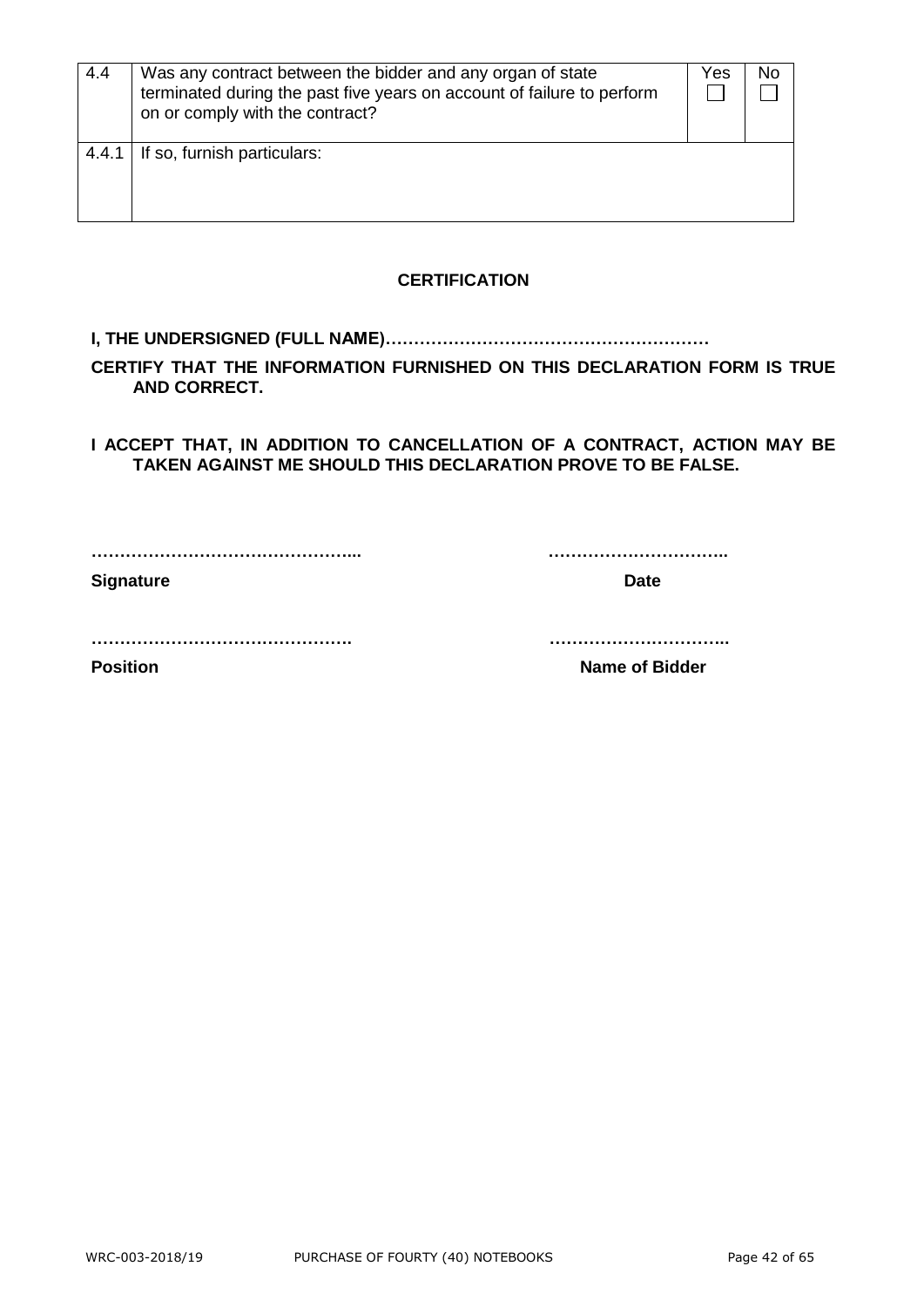| 4.4 | Was any contract between the bidder and any organ of state terminated during the past five years on account of failure to perform on or comply with the contract? | Yes ☐ | No ☐ |
|---|---|---|---|
| 4.4.1 | If so, furnish particulars: | | |

**CERTIFICATION**

**I, THE UNDERSIGNED (FULL NAME)…………………………………………………**

**CERTIFY THAT THE INFORMATION FURNISHED ON THIS DECLARATION FORM IS TRUE AND CORRECT.**

**I ACCEPT THAT, IN ADDITION TO CANCELLATION OF A CONTRACT, ACTION MAY BE TAKEN AGAINST ME SHOULD THIS DECLARATION PROVE TO BE FALSE.**

**………………………………………...** **…………………………..**

**Signature** **Date**

**……………………………………….** **…………………………..**

**Position** **Name of Bidder**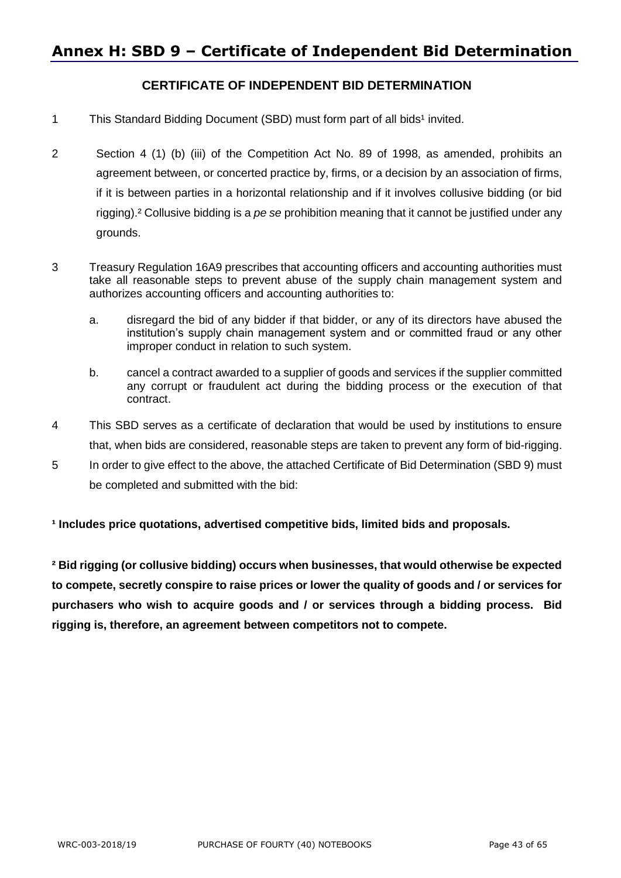# Annex H: SBD 9 – Certificate of Independent Bid Determination

**CERTIFICATE OF INDEPENDENT BID DETERMINATION**

1. This Standard Bidding Document (SBD) must form part of all bids[1] invited.

2. Section 4 (1) (b) (iii) of the Competition Act No. 89 of 1998, as amended, prohibits an agreement between, or concerted practice by, firms, or a decision by an association of firms, if it is between parties in a horizontal relationship and if it involves collusive bidding (or bid rigging).[2] Collusive bidding is a *pe se* prohibition meaning that it cannot be justified under any grounds.

3. Treasury Regulation 16A9 prescribes that accounting officers and accounting authorities must take all reasonable steps to prevent abuse of the supply chain management system and authorizes accounting officers and accounting authorities to:

   a. disregard the bid of any bidder if that bidder, or any of its directors have abused the institution's supply chain management system and or committed fraud or any other improper conduct in relation to such system.

   b. cancel a contract awarded to a supplier of goods and services if the supplier committed any corrupt or fraudulent act during the bidding process or the execution of that contract.

4. This SBD serves as a certificate of declaration that would be used by institutions to ensure that, when bids are considered, reasonable steps are taken to prevent any form of bid-rigging.

5. In order to give effect to the above, the attached Certificate of Bid Determination (SBD 9) must be completed and submitted with the bid:

**[1] Includes price quotations, advertised competitive bids, limited bids and proposals.**

**[2] Bid rigging (or collusive bidding) occurs when businesses, that would otherwise be expected to compete, secretly conspire to raise prices or lower the quality of goods and / or services for purchasers who wish to acquire goods and / or services through a bidding process. Bid rigging is, therefore, an agreement between competitors not to compete.**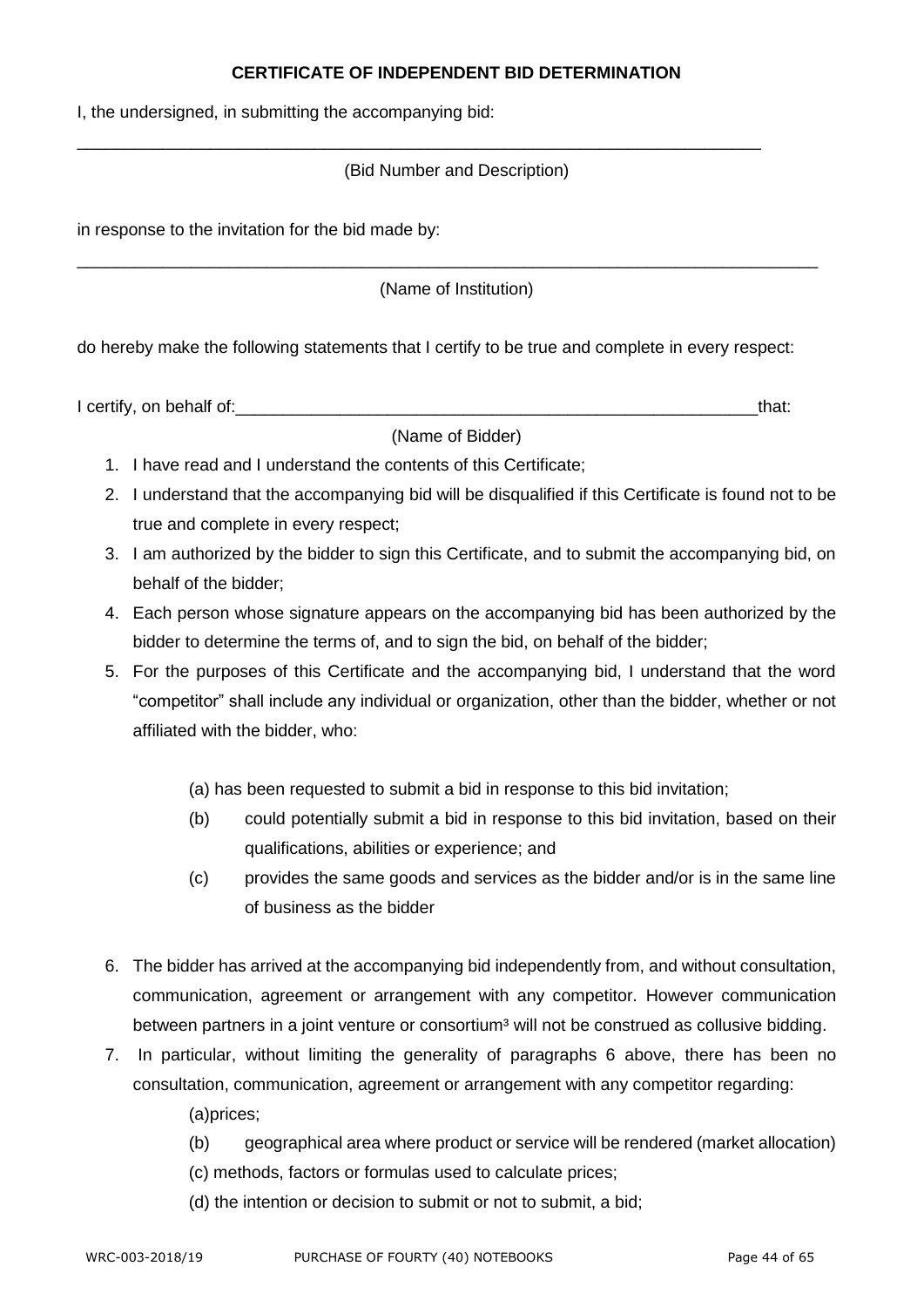**CERTIFICATE OF INDEPENDENT BID DETERMINATION**

I, the undersigned, in submitting the accompanying bid:

___________________________________________________________________________

(Bid Number and Description)

in response to the invitation for the bid made by:

___________________________________________________________________________

(Name of Institution)

do hereby make the following statements that I certify to be true and complete in every respect:

I certify, on behalf of:_________________________________________________________that:

(Name of Bidder)

1. I have read and I understand the contents of this Certificate;
2. I understand that the accompanying bid will be disqualified if this Certificate is found not to be true and complete in every respect;
3. I am authorized by the bidder to sign this Certificate, and to submit the accompanying bid, on behalf of the bidder;
4. Each person whose signature appears on the accompanying bid has been authorized by the bidder to determine the terms of, and to sign the bid, on behalf of the bidder;
5. For the purposes of this Certificate and the accompanying bid, I understand that the word "competitor" shall include any individual or organization, other than the bidder, whether or not affiliated with the bidder, who:

   (a) has been requested to submit a bid in response to this bid invitation;

   (b) could potentially submit a bid in response to this bid invitation, based on their qualifications, abilities or experience; and

   (c) provides the same goods and services as the bidder and/or is in the same line of business as the bidder

6. The bidder has arrived at the accompanying bid independently from, and without consultation, communication, agreement or arrangement with any competitor. However communication between partners in a joint venture or consortium[3] will not be construed as collusive bidding.
7. In particular, without limiting the generality of paragraphs 6 above, there has been no consultation, communication, agreement or arrangement with any competitor regarding:

   (a)prices;

   (b) geographical area where product or service will be rendered (market allocation)

   (c) methods, factors or formulas used to calculate prices;

   (d) the intention or decision to submit or not to submit, a bid;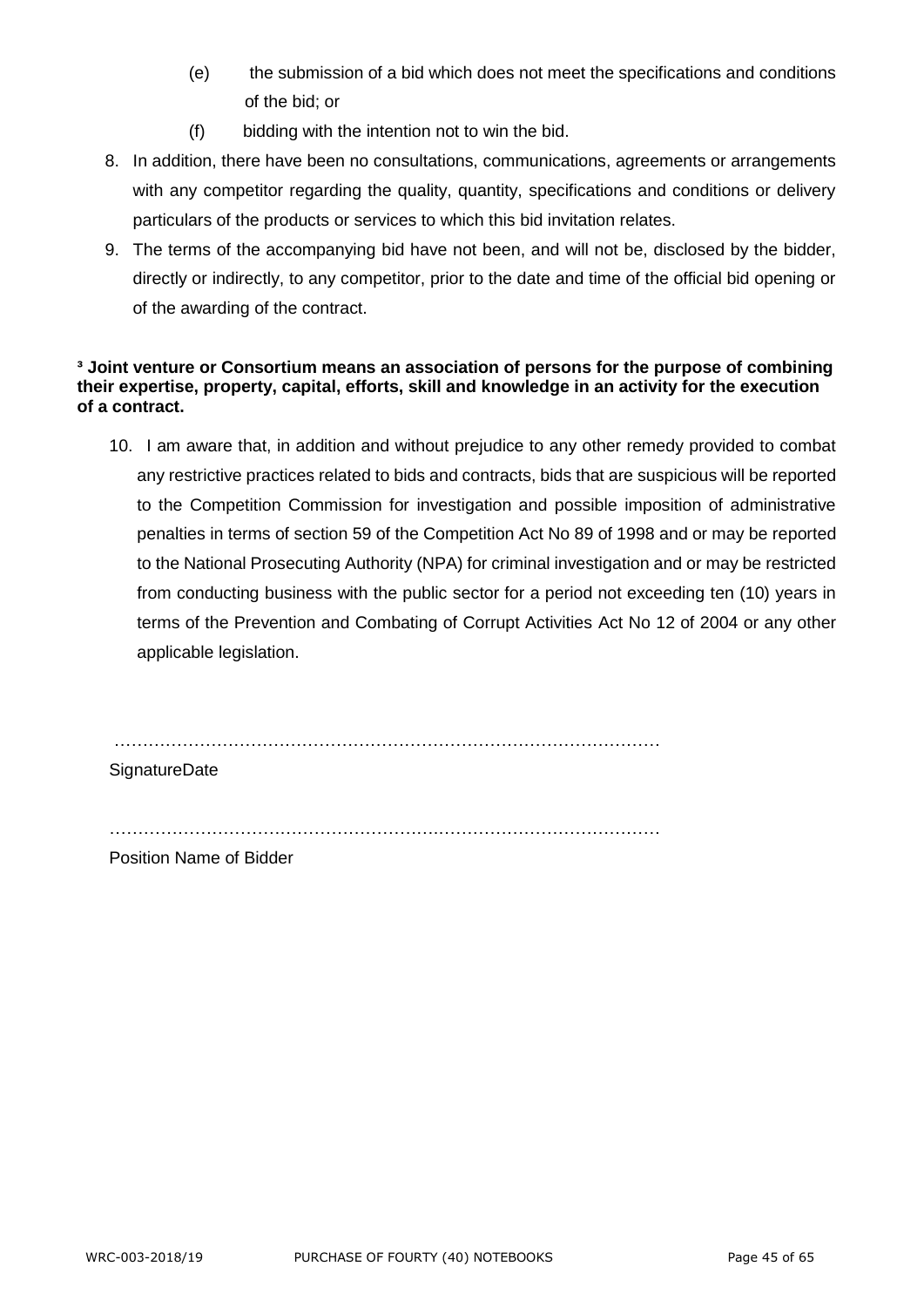(e) the submission of a bid which does not meet the specifications and conditions of the bid; or

(f) bidding with the intention not to win the bid.

8. In addition, there have been no consultations, communications, agreements or arrangements with any competitor regarding the quality, quantity, specifications and conditions or delivery particulars of the products or services to which this bid invitation relates.
9. The terms of the accompanying bid have not been, and will not be, disclosed by the bidder, directly or indirectly, to any competitor, prior to the date and time of the official bid opening or of the awarding of the contract.

**[3] Joint venture or Consortium means an association of persons for the purpose of combining their expertise, property, capital, efforts, skill and knowledge in an activity for the execution of a contract.**

10. I am aware that, in addition and without prejudice to any other remedy provided to combat any restrictive practices related to bids and contracts, bids that are suspicious will be reported to the Competition Commission for investigation and possible imposition of administrative penalties in terms of section 59 of the Competition Act No 89 of 1998 and or may be reported to the National Prosecuting Authority (NPA) for criminal investigation and or may be restricted from conducting business with the public sector for a period not exceeding ten (10) years in terms of the Prevention and Combating of Corrupt Activities Act No 12 of 2004 or any other applicable legislation.

………………………………………………………………………………………

SignatureDate

………………………………………………………………………………………

Position Name of Bidder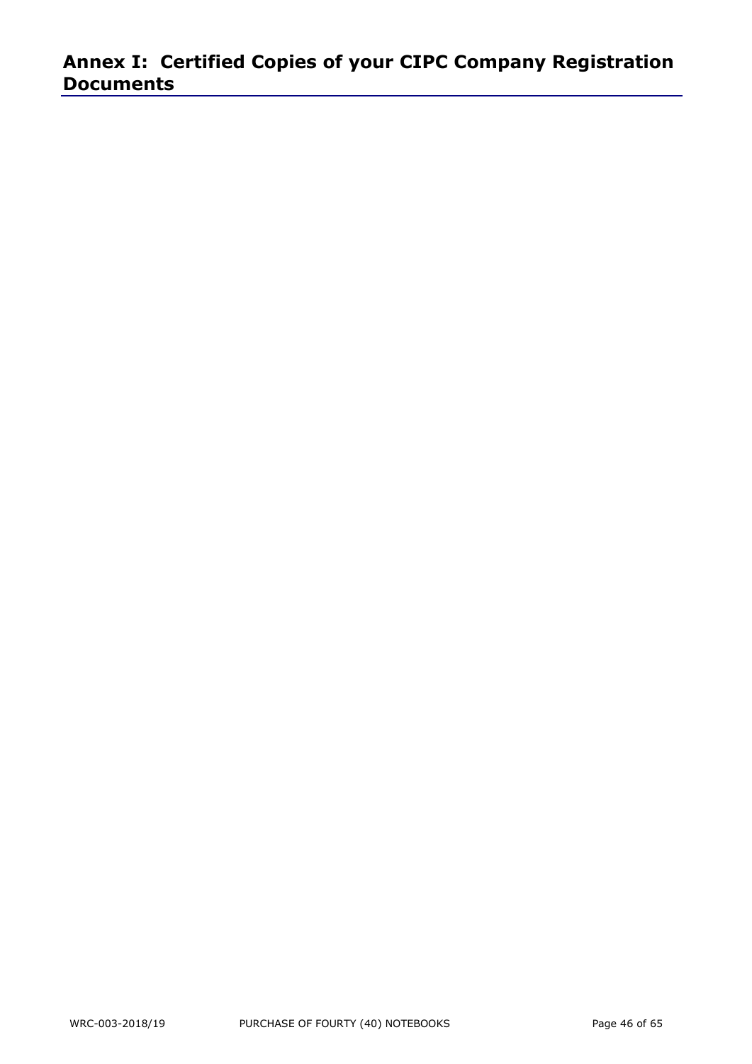## Annex I: Certified Copies of your CIPC Company Registration Documents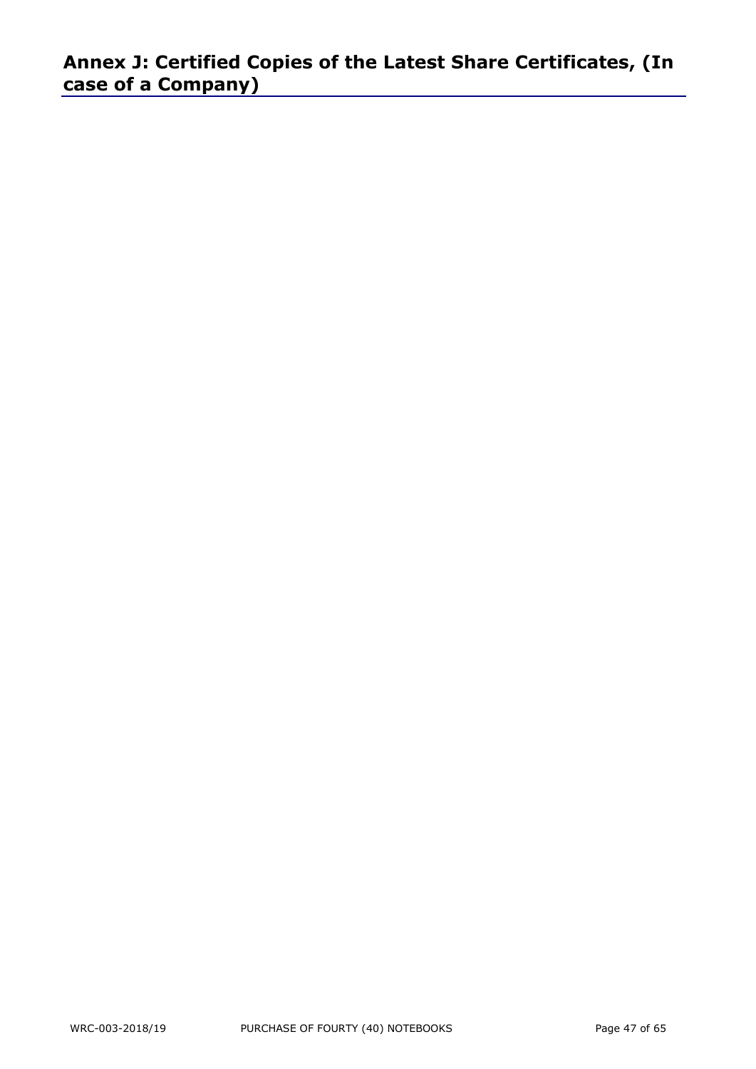## Annex J: Certified Copies of the Latest Share Certificates, (In case of a Company)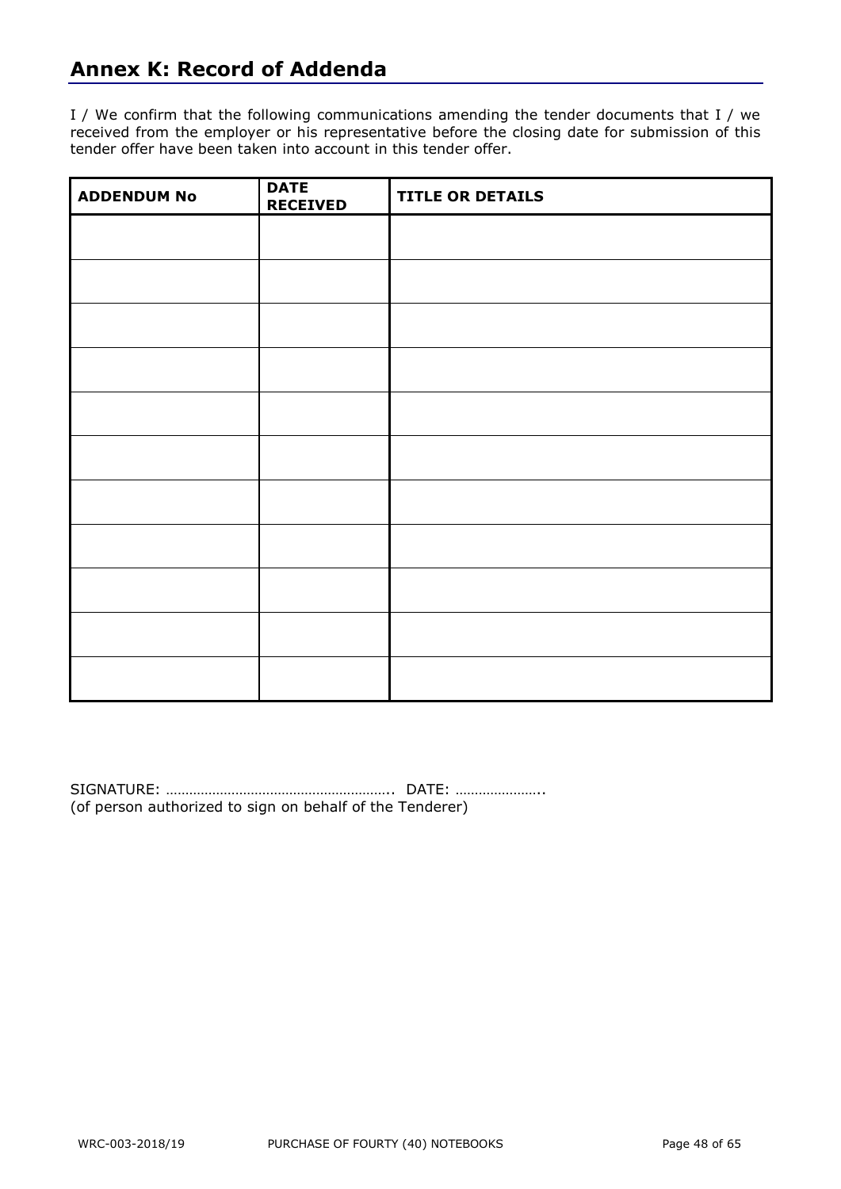## Annex K: Record of Addenda

I / We confirm that the following communications amending the tender documents that I / we received from the employer or his representative before the closing date for submission of this tender offer have been taken into account in this tender offer.

| ADDENDUM No | DATE RECEIVED | TITLE OR DETAILS |
|---|---|---|
| | | |
| | | |
| | | |
| | | |
| | | |
| | | |
| | | |
| | | |
| | | |
| | | |
| | | |

SIGNATURE: ………………………………………………….. DATE: …………………..
(of person authorized to sign on behalf of the Tenderer)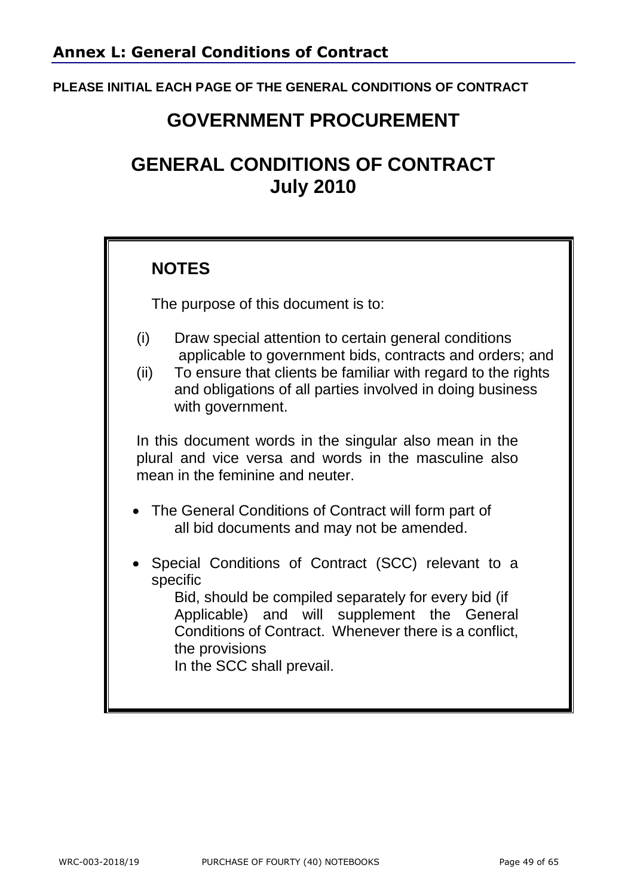## Annex L: General Conditions of Contract

**PLEASE INITIAL EACH PAGE OF THE GENERAL CONDITIONS OF CONTRACT**

# GOVERNMENT PROCUREMENT

# GENERAL CONDITIONS OF CONTRACT July 2010

## NOTES

The purpose of this document is to:

(i) Draw special attention to certain general conditions applicable to government bids, contracts and orders; and

(ii) To ensure that clients be familiar with regard to the rights and obligations of all parties involved in doing business with government.

In this document words in the singular also mean in the plural and vice versa and words in the masculine also mean in the feminine and neuter.

- The General Conditions of Contract will form part of all bid documents and may not be amended.
- Special Conditions of Contract (SCC) relevant to a specific Bid, should be compiled separately for every bid (if Applicable) and will supplement the General Conditions of Contract. Whenever there is a conflict, the provisions In the SCC shall prevail.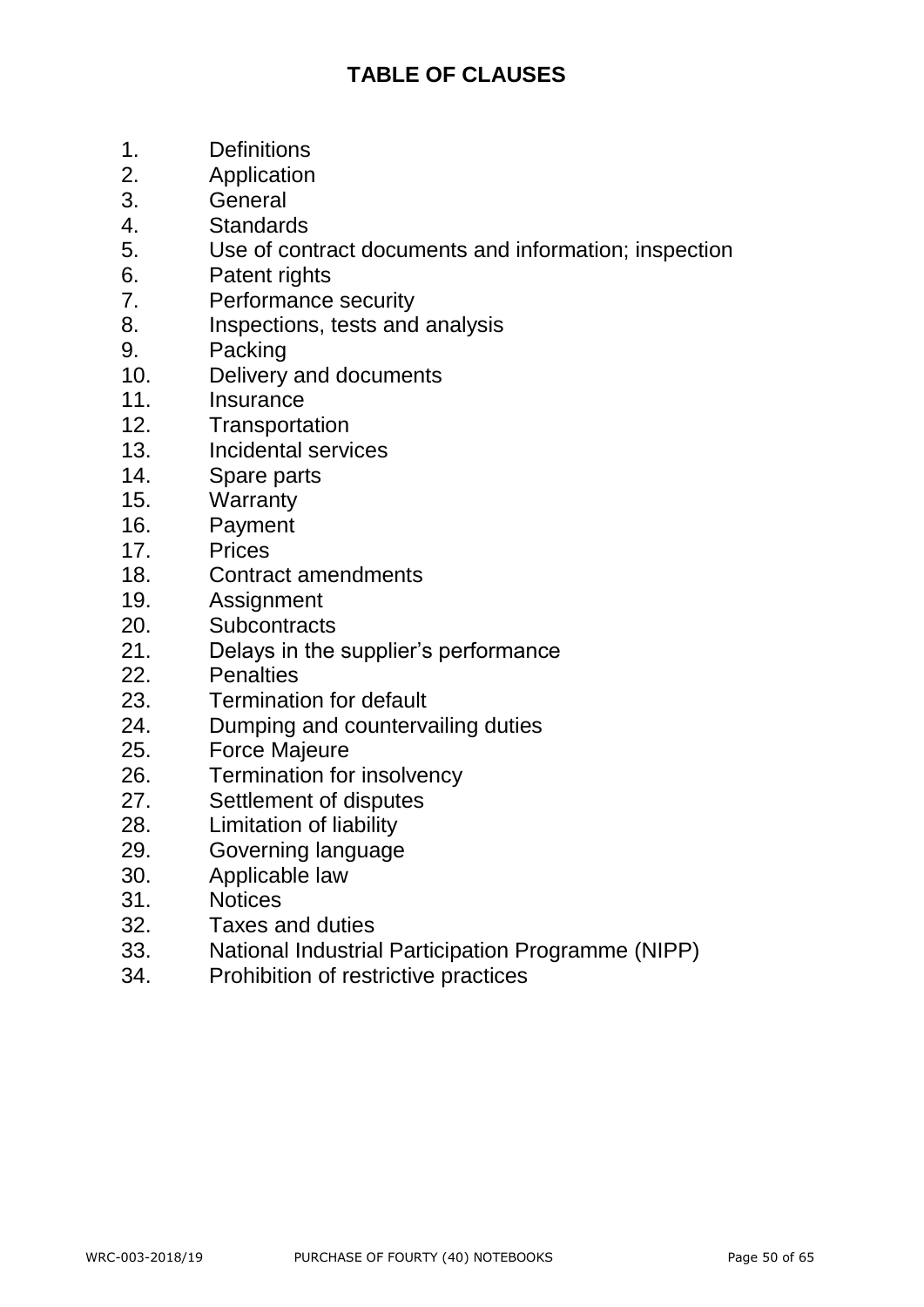# TABLE OF CLAUSES

1. Definitions
2. Application
3. General
4. Standards
5. Use of contract documents and information; inspection
6. Patent rights
7. Performance security
8. Inspections, tests and analysis
9. Packing
10. Delivery and documents
11. Insurance
12. Transportation
13. Incidental services
14. Spare parts
15. Warranty
16. Payment
17. Prices
18. Contract amendments
19. Assignment
20. Subcontracts
21. Delays in the supplier's performance
22. Penalties
23. Termination for default
24. Dumping and countervailing duties
25. Force Majeure
26. Termination for insolvency
27. Settlement of disputes
28. Limitation of liability
29. Governing language
30. Applicable law
31. Notices
32. Taxes and duties
33. National Industrial Participation Programme (NIPP)
34. Prohibition of restrictive practices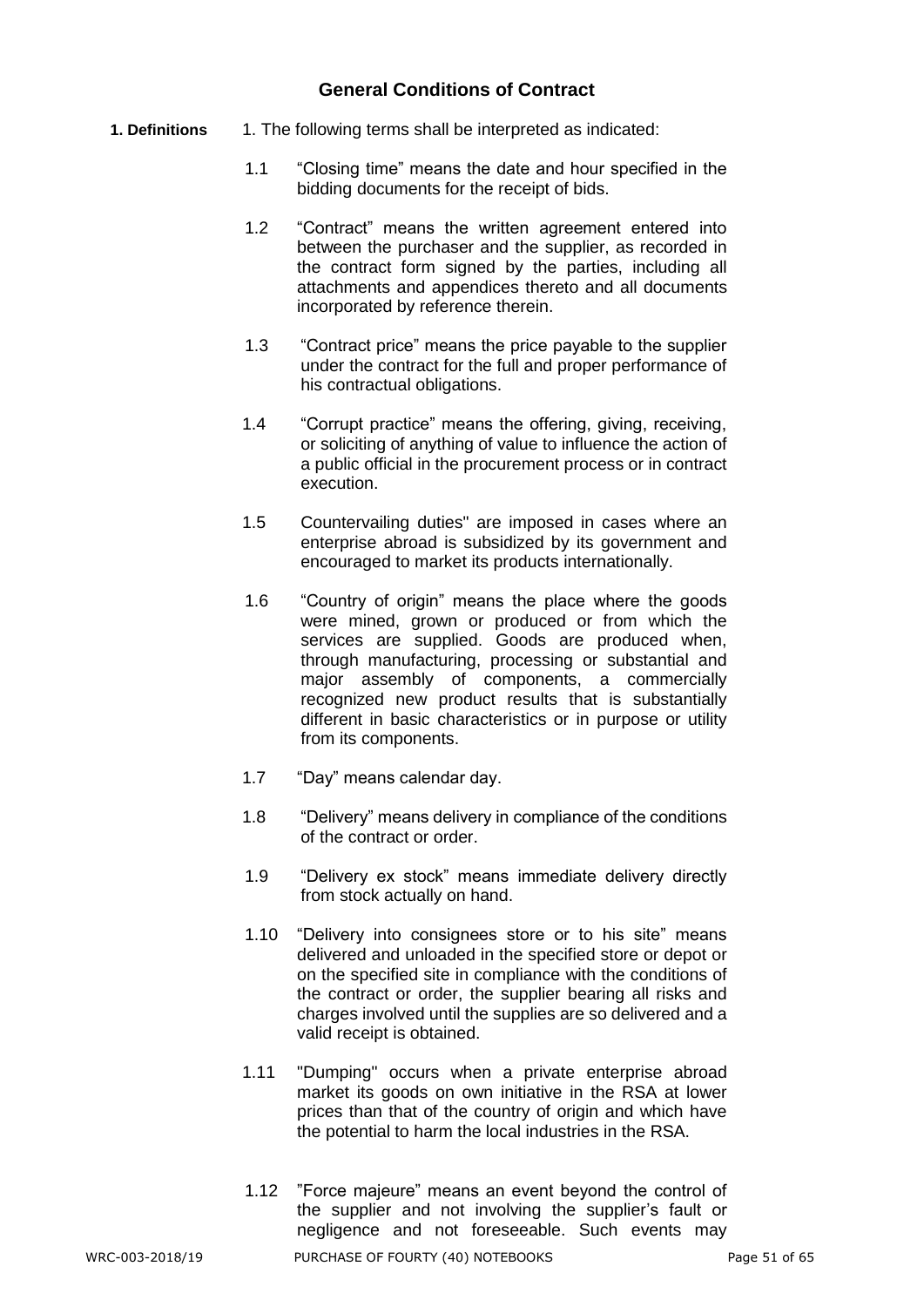# General Conditions of Contract

**1. Definitions**

1. The following terms shall be interpreted as indicated:

1.1 "Closing time" means the date and hour specified in the bidding documents for the receipt of bids.

1.2 "Contract" means the written agreement entered into between the purchaser and the supplier, as recorded in the contract form signed by the parties, including all attachments and appendices thereto and all documents incorporated by reference therein.

1.3 "Contract price" means the price payable to the supplier under the contract for the full and proper performance of his contractual obligations.

1.4 "Corrupt practice" means the offering, giving, receiving, or soliciting of anything of value to influence the action of a public official in the procurement process or in contract execution.

1.5 Countervailing duties" are imposed in cases where an enterprise abroad is subsidized by its government and encouraged to market its products internationally.

1.6 "Country of origin" means the place where the goods were mined, grown or produced or from which the services are supplied. Goods are produced when, through manufacturing, processing or substantial and major assembly of components, a commercially recognized new product results that is substantially different in basic characteristics or in purpose or utility from its components.

1.7 "Day" means calendar day.

1.8 "Delivery" means delivery in compliance of the conditions of the contract or order.

1.9 "Delivery ex stock" means immediate delivery directly from stock actually on hand.

1.10 "Delivery into consignees store or to his site" means delivered and unloaded in the specified store or depot or on the specified site in compliance with the conditions of the contract or order, the supplier bearing all risks and charges involved until the supplies are so delivered and a valid receipt is obtained.

1.11 "Dumping" occurs when a private enterprise abroad market its goods on own initiative in the RSA at lower prices than that of the country of origin and which have the potential to harm the local industries in the RSA.

1.12 "Force majeure" means an event beyond the control of the supplier and not involving the supplier's fault or negligence and not foreseeable. Such events may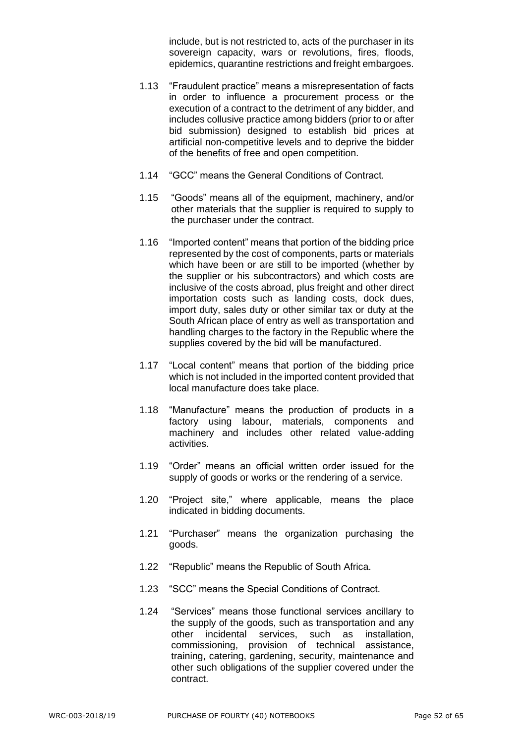include, but is not restricted to, acts of the purchaser in its sovereign capacity, wars or revolutions, fires, floods, epidemics, quarantine restrictions and freight embargoes.

1.13 "Fraudulent practice" means a misrepresentation of facts in order to influence a procurement process or the execution of a contract to the detriment of any bidder, and includes collusive practice among bidders (prior to or after bid submission) designed to establish bid prices at artificial non-competitive levels and to deprive the bidder of the benefits of free and open competition.

1.14 "GCC" means the General Conditions of Contract.

1.15 "Goods" means all of the equipment, machinery, and/or other materials that the supplier is required to supply to the purchaser under the contract.

1.16 "Imported content" means that portion of the bidding price represented by the cost of components, parts or materials which have been or are still to be imported (whether by the supplier or his subcontractors) and which costs are inclusive of the costs abroad, plus freight and other direct importation costs such as landing costs, dock dues, import duty, sales duty or other similar tax or duty at the South African place of entry as well as transportation and handling charges to the factory in the Republic where the supplies covered by the bid will be manufactured.

1.17 "Local content" means that portion of the bidding price which is not included in the imported content provided that local manufacture does take place.

1.18 "Manufacture" means the production of products in a factory using labour, materials, components and machinery and includes other related value-adding activities.

1.19 "Order" means an official written order issued for the supply of goods or works or the rendering of a service.

1.20 "Project site," where applicable, means the place indicated in bidding documents.

1.21 "Purchaser" means the organization purchasing the goods.

1.22 "Republic" means the Republic of South Africa.

1.23 "SCC" means the Special Conditions of Contract.

1.24 "Services" means those functional services ancillary to the supply of the goods, such as transportation and any other incidental services, such as installation, commissioning, provision of technical assistance, training, catering, gardening, security, maintenance and other such obligations of the supplier covered under the contract.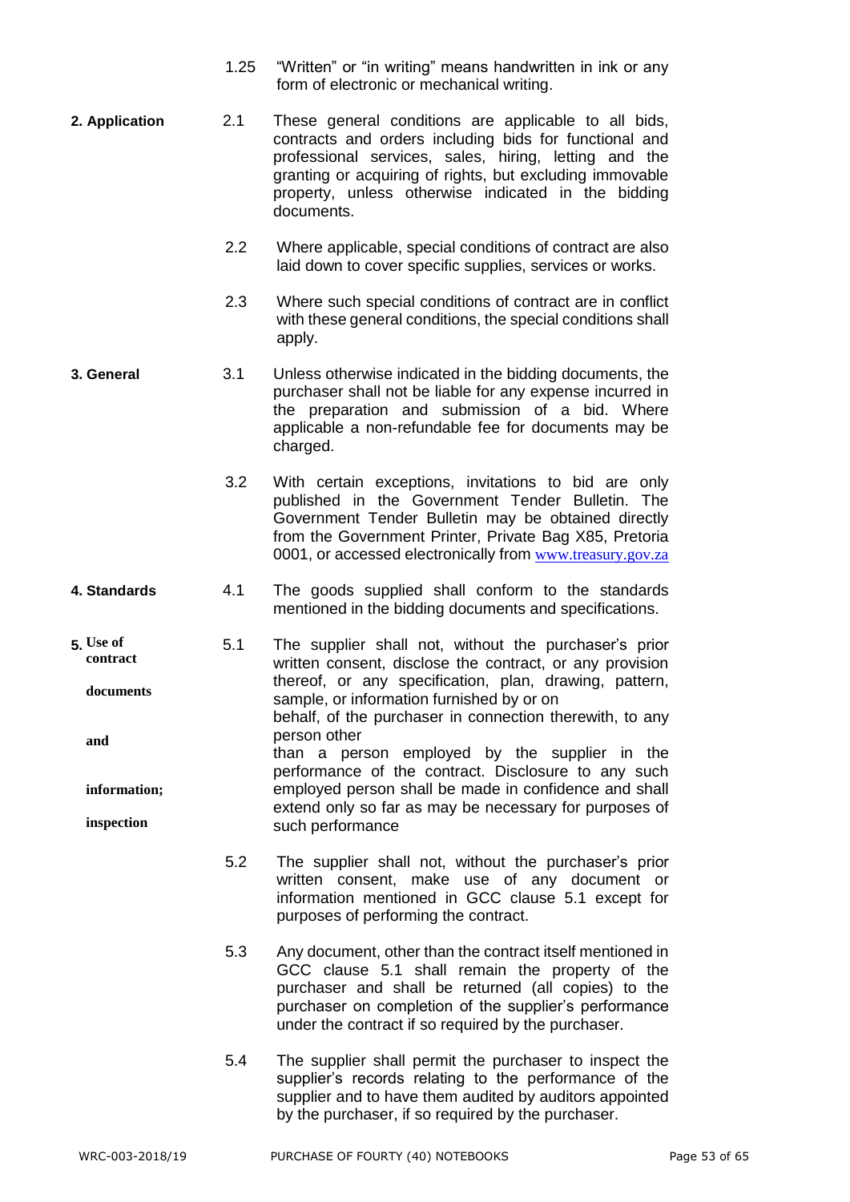1.25 "Written" or "in writing" means handwritten in ink or any form of electronic or mechanical writing.

**2. Application**

2.1 These general conditions are applicable to all bids, contracts and orders including bids for functional and professional services, sales, hiring, letting and the granting or acquiring of rights, but excluding immovable property, unless otherwise indicated in the bidding documents.

2.2 Where applicable, special conditions of contract are also laid down to cover specific supplies, services or works.

2.3 Where such special conditions of contract are in conflict with these general conditions, the special conditions shall apply.

**3. General**

3.1 Unless otherwise indicated in the bidding documents, the purchaser shall not be liable for any expense incurred in the preparation and submission of a bid. Where applicable a non-refundable fee for documents may be charged.

3.2 With certain exceptions, invitations to bid are only published in the Government Tender Bulletin. The Government Tender Bulletin may be obtained directly from the Government Printer, Private Bag X85, Pretoria 0001, or accessed electronically from www.treasury.gov.za

**4. Standards**

4.1 The goods supplied shall conform to the standards mentioned in the bidding documents and specifications.

**5. Use of contract documents and information; inspection**

5.1 The supplier shall not, without the purchaser's prior written consent, disclose the contract, or any provision thereof, or any specification, plan, drawing, pattern, sample, or information furnished by or on behalf, of the purchaser in connection therewith, to any person other than a person employed by the supplier in the performance of the contract. Disclosure to any such employed person shall be made in confidence and shall extend only so far as may be necessary for purposes of such performance

5.2 The supplier shall not, without the purchaser's prior written consent, make use of any document or information mentioned in GCC clause 5.1 except for purposes of performing the contract.

5.3 Any document, other than the contract itself mentioned in GCC clause 5.1 shall remain the property of the purchaser and shall be returned (all copies) to the purchaser on completion of the supplier's performance under the contract if so required by the purchaser.

5.4 The supplier shall permit the purchaser to inspect the supplier's records relating to the performance of the supplier and to have them audited by auditors appointed by the purchaser, if so required by the purchaser.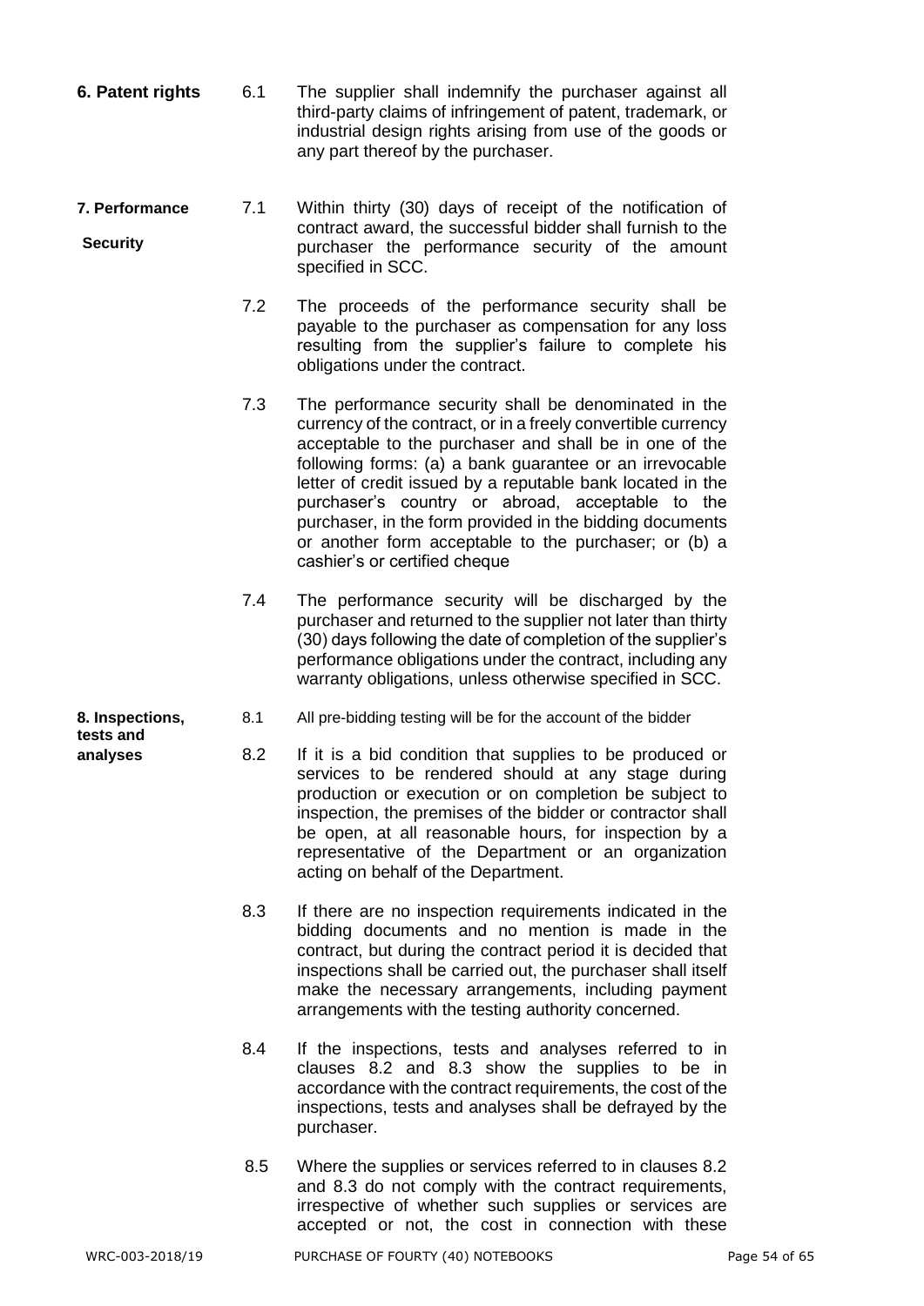**6. Patent rights**

6.1 The supplier shall indemnify the purchaser against all third-party claims of infringement of patent, trademark, or industrial design rights arising from use of the goods or any part thereof by the purchaser.

**7. Performance Security**

7.1 Within thirty (30) days of receipt of the notification of contract award, the successful bidder shall furnish to the purchaser the performance security of the amount specified in SCC.

7.2 The proceeds of the performance security shall be payable to the purchaser as compensation for any loss resulting from the supplier's failure to complete his obligations under the contract.

7.3 The performance security shall be denominated in the currency of the contract, or in a freely convertible currency acceptable to the purchaser and shall be in one of the following forms: (a) a bank guarantee or an irrevocable letter of credit issued by a reputable bank located in the purchaser's country or abroad, acceptable to the purchaser, in the form provided in the bidding documents or another form acceptable to the purchaser; or (b) a cashier's or certified cheque

7.4 The performance security will be discharged by the purchaser and returned to the supplier not later than thirty (30) days following the date of completion of the supplier's performance obligations under the contract, including any warranty obligations, unless otherwise specified in SCC.

**8. Inspections, tests and analyses**

8.1 All pre-bidding testing will be for the account of the bidder

8.2 If it is a bid condition that supplies to be produced or services to be rendered should at any stage during production or execution or on completion be subject to inspection, the premises of the bidder or contractor shall be open, at all reasonable hours, for inspection by a representative of the Department or an organization acting on behalf of the Department.

8.3 If there are no inspection requirements indicated in the bidding documents and no mention is made in the contract, but during the contract period it is decided that inspections shall be carried out, the purchaser shall itself make the necessary arrangements, including payment arrangements with the testing authority concerned.

8.4 If the inspections, tests and analyses referred to in clauses 8.2 and 8.3 show the supplies to be in accordance with the contract requirements, the cost of the inspections, tests and analyses shall be defrayed by the purchaser.

8.5 Where the supplies or services referred to in clauses 8.2 and 8.3 do not comply with the contract requirements, irrespective of whether such supplies or services are accepted or not, the cost in connection with these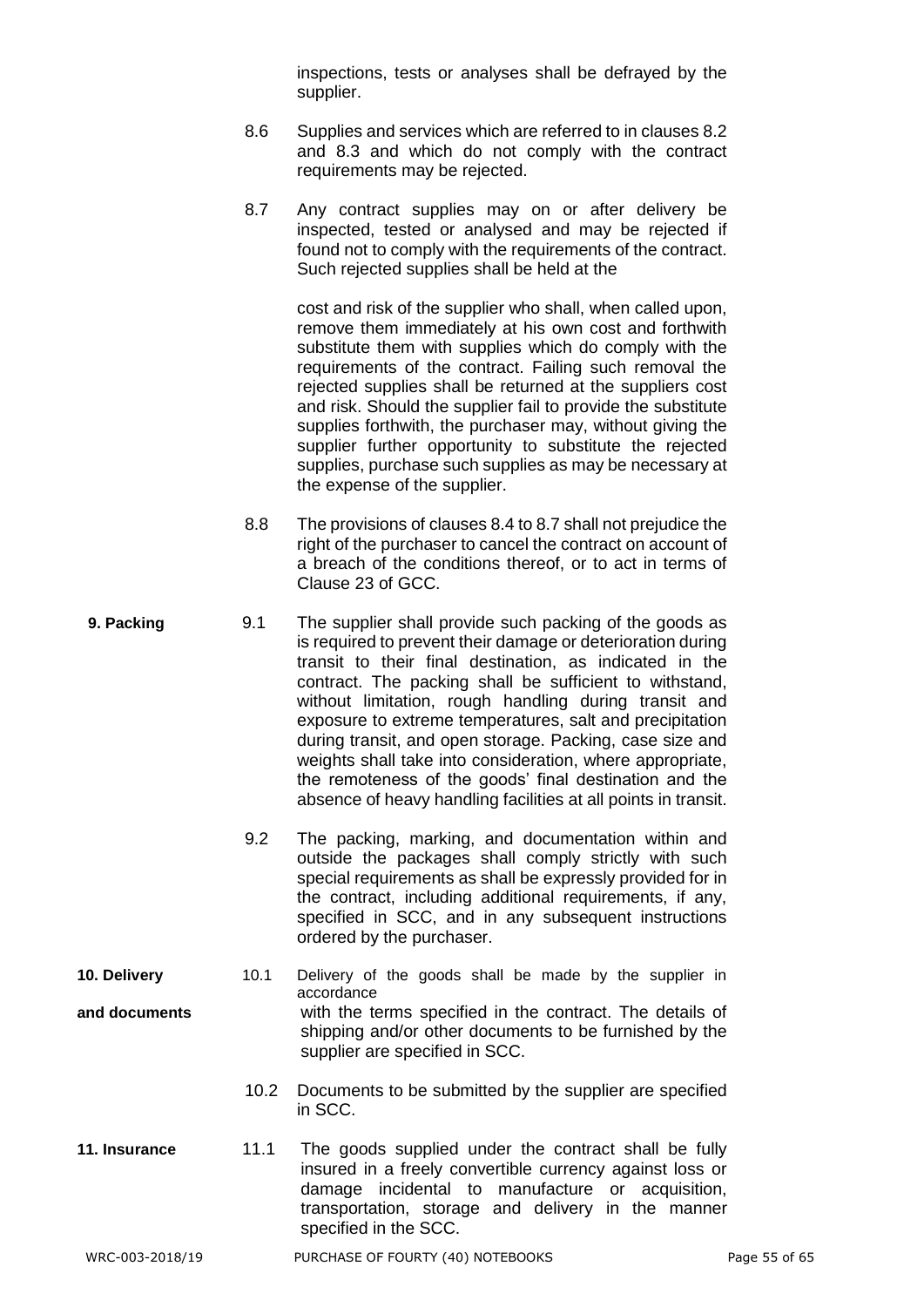inspections, tests or analyses shall be defrayed by the supplier.

8.6 Supplies and services which are referred to in clauses 8.2 and 8.3 and which do not comply with the contract requirements may be rejected.

8.7 Any contract supplies may on or after delivery be inspected, tested or analysed and may be rejected if found not to comply with the requirements of the contract. Such rejected supplies shall be held at the

cost and risk of the supplier who shall, when called upon, remove them immediately at his own cost and forthwith substitute them with supplies which do comply with the requirements of the contract. Failing such removal the rejected supplies shall be returned at the suppliers cost and risk. Should the supplier fail to provide the substitute supplies forthwith, the purchaser may, without giving the supplier further opportunity to substitute the rejected supplies, purchase such supplies as may be necessary at the expense of the supplier.

8.8 The provisions of clauses 8.4 to 8.7 shall not prejudice the right of the purchaser to cancel the contract on account of a breach of the conditions thereof, or to act in terms of Clause 23 of GCC.

**9. Packing**

9.1 The supplier shall provide such packing of the goods as is required to prevent their damage or deterioration during transit to their final destination, as indicated in the contract. The packing shall be sufficient to withstand, without limitation, rough handling during transit and exposure to extreme temperatures, salt and precipitation during transit, and open storage. Packing, case size and weights shall take into consideration, where appropriate, the remoteness of the goods' final destination and the absence of heavy handling facilities at all points in transit.

9.2 The packing, marking, and documentation within and outside the packages shall comply strictly with such special requirements as shall be expressly provided for in the contract, including additional requirements, if any, specified in SCC, and in any subsequent instructions ordered by the purchaser.

**10. Delivery and documents**

10.1 Delivery of the goods shall be made by the supplier in accordance with the terms specified in the contract. The details of shipping and/or other documents to be furnished by the supplier are specified in SCC.

10.2 Documents to be submitted by the supplier are specified in SCC.

**11. Insurance**

11.1 The goods supplied under the contract shall be fully insured in a freely convertible currency against loss or damage incidental to manufacture or acquisition, transportation, storage and delivery in the manner specified in the SCC.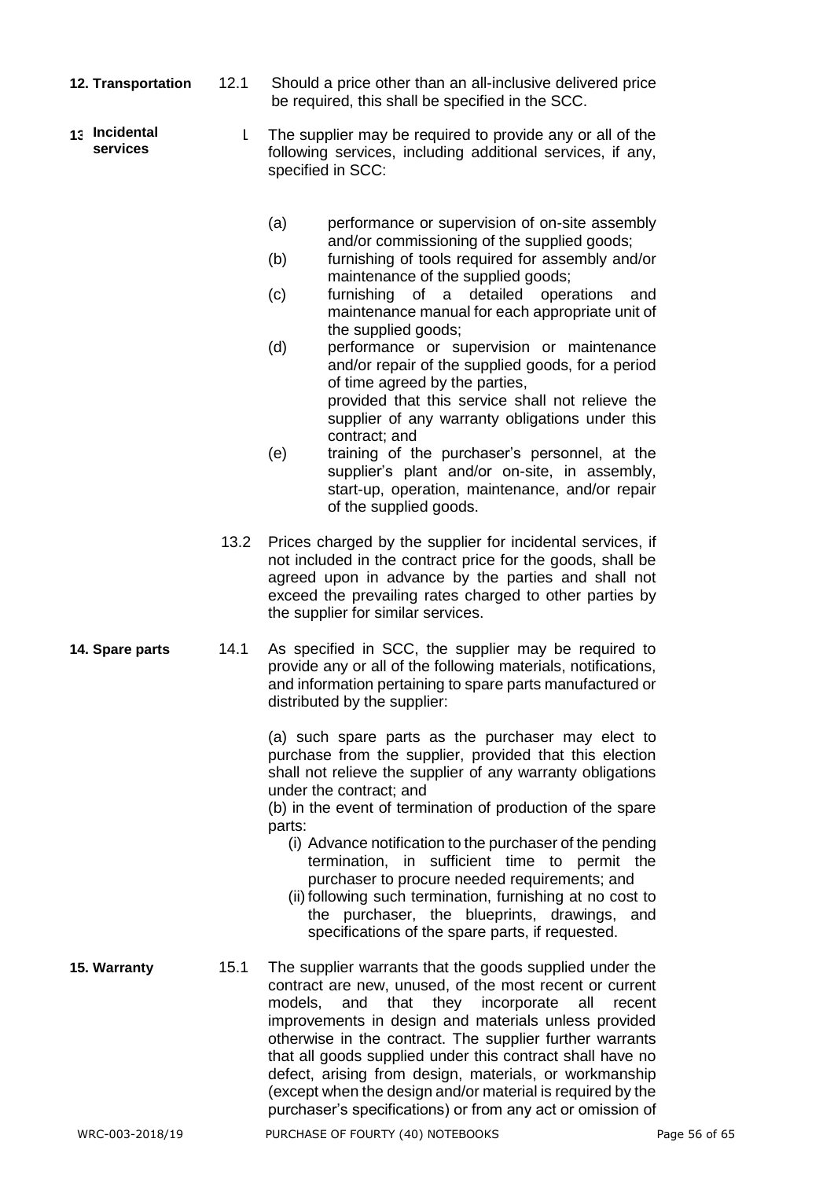**12. Transportation**

12.1 Should a price other than an all-inclusive delivered price be required, this shall be specified in the SCC.

**13. Incidental services**

13.1 The supplier may be required to provide any or all of the following services, including additional services, if any, specified in SCC:

(a) performance or supervision of on-site assembly and/or commissioning of the supplied goods;

(b) furnishing of tools required for assembly and/or maintenance of the supplied goods;

(c) furnishing of a detailed operations and maintenance manual for each appropriate unit of the supplied goods;

(d) performance or supervision or maintenance and/or repair of the supplied goods, for a period of time agreed by the parties, provided that this service shall not relieve the supplier of any warranty obligations under this contract; and

(e) training of the purchaser's personnel, at the supplier's plant and/or on-site, in assembly, start-up, operation, maintenance, and/or repair of the supplied goods.

13.2 Prices charged by the supplier for incidental services, if not included in the contract price for the goods, shall be agreed upon in advance by the parties and shall not exceed the prevailing rates charged to other parties by the supplier for similar services.

**14. Spare parts**

14.1 As specified in SCC, the supplier may be required to provide any or all of the following materials, notifications, and information pertaining to spare parts manufactured or distributed by the supplier:

(a) such spare parts as the purchaser may elect to purchase from the supplier, provided that this election shall not relieve the supplier of any warranty obligations under the contract; and

(b) in the event of termination of production of the spare parts:

(i) Advance notification to the purchaser of the pending termination, in sufficient time to permit the purchaser to procure needed requirements; and

(ii) following such termination, furnishing at no cost to the purchaser, the blueprints, drawings, and specifications of the spare parts, if requested.

**15. Warranty**

15.1 The supplier warrants that the goods supplied under the contract are new, unused, of the most recent or current models, and that they incorporate all recent improvements in design and materials unless provided otherwise in the contract. The supplier further warrants that all goods supplied under this contract shall have no defect, arising from design, materials, or workmanship (except when the design and/or material is required by the purchaser's specifications) or from any act or omission of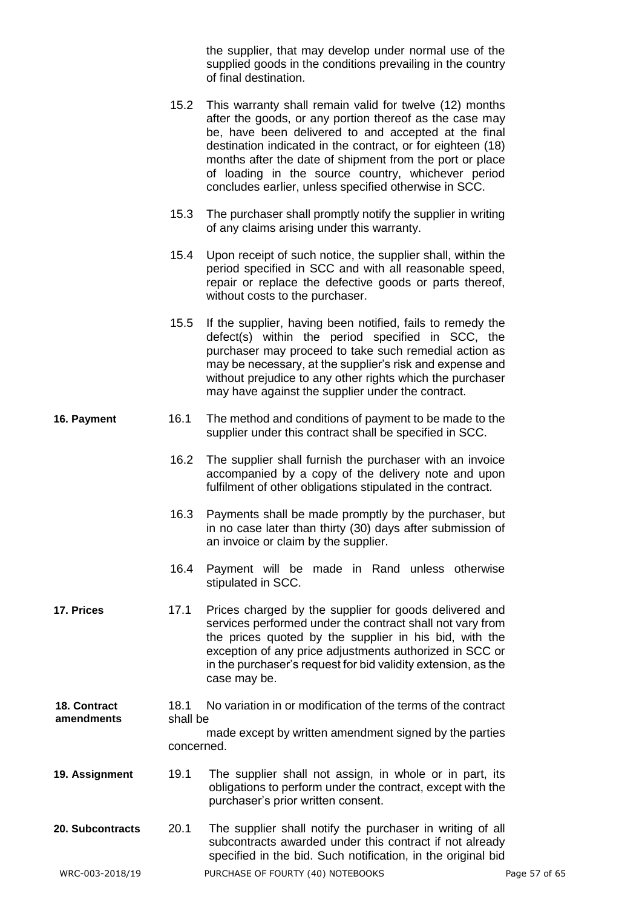the supplier, that may develop under normal use of the supplied goods in the conditions prevailing in the country of final destination.

15.2 This warranty shall remain valid for twelve (12) months after the goods, or any portion thereof as the case may be, have been delivered to and accepted at the final destination indicated in the contract, or for eighteen (18) months after the date of shipment from the port or place of loading in the source country, whichever period concludes earlier, unless specified otherwise in SCC.

15.3 The purchaser shall promptly notify the supplier in writing of any claims arising under this warranty.

15.4 Upon receipt of such notice, the supplier shall, within the period specified in SCC and with all reasonable speed, repair or replace the defective goods or parts thereof, without costs to the purchaser.

15.5 If the supplier, having been notified, fails to remedy the defect(s) within the period specified in SCC, the purchaser may proceed to take such remedial action as may be necessary, at the supplier's risk and expense and without prejudice to any other rights which the purchaser may have against the supplier under the contract.

**16. Payment**

16.1 The method and conditions of payment to be made to the supplier under this contract shall be specified in SCC.

16.2 The supplier shall furnish the purchaser with an invoice accompanied by a copy of the delivery note and upon fulfilment of other obligations stipulated in the contract.

16.3 Payments shall be made promptly by the purchaser, but in no case later than thirty (30) days after submission of an invoice or claim by the supplier.

16.4 Payment will be made in Rand unless otherwise stipulated in SCC.

**17. Prices**

17.1 Prices charged by the supplier for goods delivered and services performed under the contract shall not vary from the prices quoted by the supplier in his bid, with the exception of any price adjustments authorized in SCC or in the purchaser's request for bid validity extension, as the case may be.

**18. Contract amendments**

18.1 No variation in or modification of the terms of the contract shall be made except by written amendment signed by the parties concerned.

**19. Assignment**

19.1 The supplier shall not assign, in whole or in part, its obligations to perform under the contract, except with the purchaser's prior written consent.

**20. Subcontracts**

20.1 The supplier shall notify the purchaser in writing of all subcontracts awarded under this contract if not already specified in the bid. Such notification, in the original bid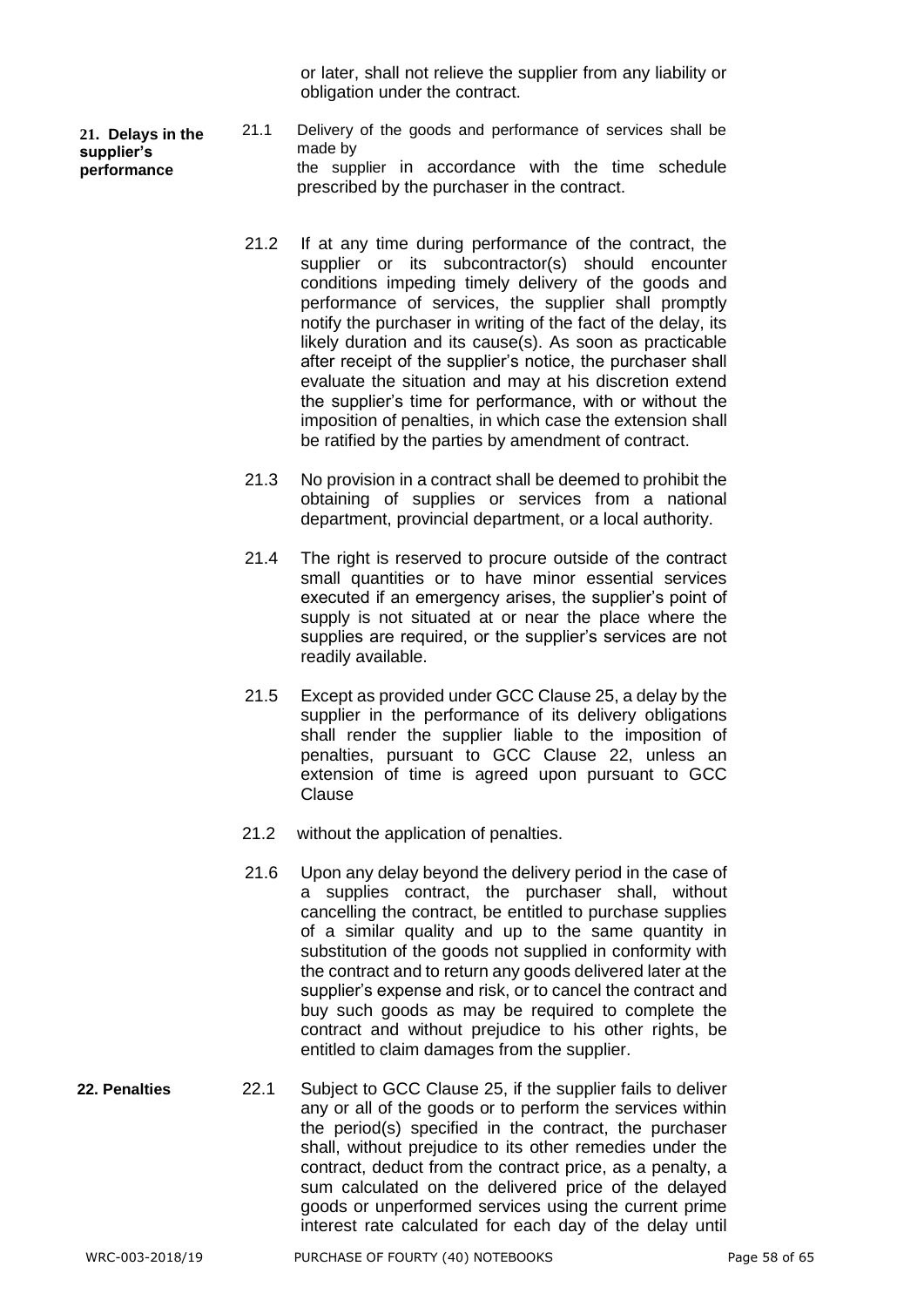or later, shall not relieve the supplier from any liability or obligation under the contract.

**21. Delays in the supplier's performance**

21.1 Delivery of the goods and performance of services shall be made by the supplier in accordance with the time schedule prescribed by the purchaser in the contract.

21.2 If at any time during performance of the contract, the supplier or its subcontractor(s) should encounter conditions impeding timely delivery of the goods and performance of services, the supplier shall promptly notify the purchaser in writing of the fact of the delay, its likely duration and its cause(s). As soon as practicable after receipt of the supplier's notice, the purchaser shall evaluate the situation and may at his discretion extend the supplier's time for performance, with or without the imposition of penalties, in which case the extension shall be ratified by the parties by amendment of contract.

21.3 No provision in a contract shall be deemed to prohibit the obtaining of supplies or services from a national department, provincial department, or a local authority.

21.4 The right is reserved to procure outside of the contract small quantities or to have minor essential services executed if an emergency arises, the supplier's point of supply is not situated at or near the place where the supplies are required, or the supplier's services are not readily available.

21.5 Except as provided under GCC Clause 25, a delay by the supplier in the performance of its delivery obligations shall render the supplier liable to the imposition of penalties, pursuant to GCC Clause 22, unless an extension of time is agreed upon pursuant to GCC Clause

21.2 without the application of penalties.

21.6 Upon any delay beyond the delivery period in the case of a supplies contract, the purchaser shall, without cancelling the contract, be entitled to purchase supplies of a similar quality and up to the same quantity in substitution of the goods not supplied in conformity with the contract and to return any goods delivered later at the supplier's expense and risk, or to cancel the contract and buy such goods as may be required to complete the contract and without prejudice to his other rights, be entitled to claim damages from the supplier.

**22. Penalties**

22.1 Subject to GCC Clause 25, if the supplier fails to deliver any or all of the goods or to perform the services within the period(s) specified in the contract, the purchaser shall, without prejudice to its other remedies under the contract, deduct from the contract price, as a penalty, a sum calculated on the delivered price of the delayed goods or unperformed services using the current prime interest rate calculated for each day of the delay until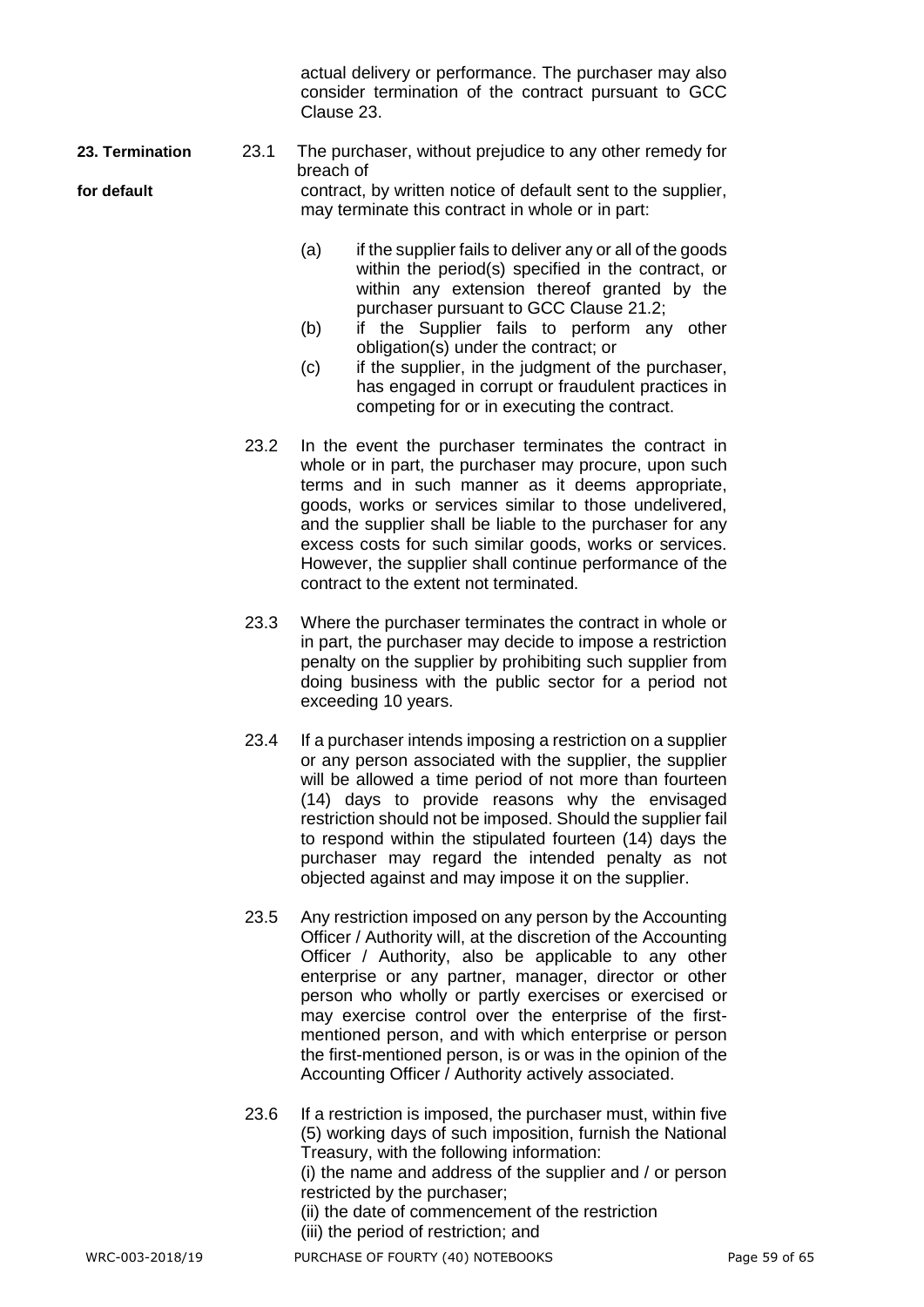actual delivery or performance. The purchaser may also consider termination of the contract pursuant to GCC Clause 23.

**23. Termination for default**

23.1 The purchaser, without prejudice to any other remedy for breach of contract, by written notice of default sent to the supplier, may terminate this contract in whole or in part:

(a) if the supplier fails to deliver any or all of the goods within the period(s) specified in the contract, or within any extension thereof granted by the purchaser pursuant to GCC Clause 21.2;

(b) if the Supplier fails to perform any other obligation(s) under the contract; or

(c) if the supplier, in the judgment of the purchaser, has engaged in corrupt or fraudulent practices in competing for or in executing the contract.

23.2 In the event the purchaser terminates the contract in whole or in part, the purchaser may procure, upon such terms and in such manner as it deems appropriate, goods, works or services similar to those undelivered, and the supplier shall be liable to the purchaser for any excess costs for such similar goods, works or services. However, the supplier shall continue performance of the contract to the extent not terminated.

23.3 Where the purchaser terminates the contract in whole or in part, the purchaser may decide to impose a restriction penalty on the supplier by prohibiting such supplier from doing business with the public sector for a period not exceeding 10 years.

23.4 If a purchaser intends imposing a restriction on a supplier or any person associated with the supplier, the supplier will be allowed a time period of not more than fourteen (14) days to provide reasons why the envisaged restriction should not be imposed. Should the supplier fail to respond within the stipulated fourteen (14) days the purchaser may regard the intended penalty as not objected against and may impose it on the supplier.

23.5 Any restriction imposed on any person by the Accounting Officer / Authority will, at the discretion of the Accounting Officer / Authority, also be applicable to any other enterprise or any partner, manager, director or other person who wholly or partly exercises or exercised or may exercise control over the enterprise of the first-mentioned person, and with which enterprise or person the first-mentioned person, is or was in the opinion of the Accounting Officer / Authority actively associated.

23.6 If a restriction is imposed, the purchaser must, within five (5) working days of such imposition, furnish the National Treasury, with the following information:

(i) the name and address of the supplier and / or person restricted by the purchaser;

(ii) the date of commencement of the restriction

(iii) the period of restriction; and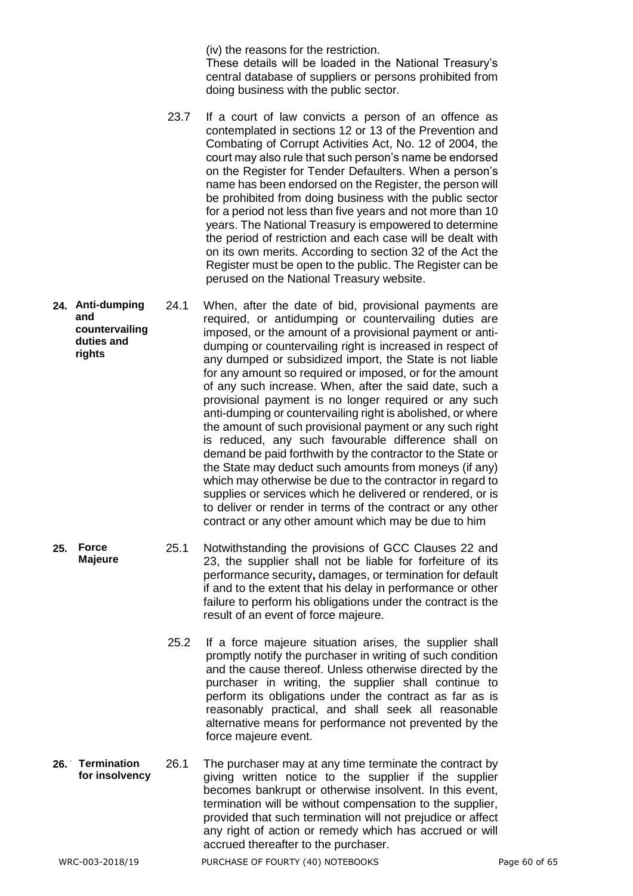(iv) the reasons for the restriction.

These details will be loaded in the National Treasury's central database of suppliers or persons prohibited from doing business with the public sector.

23.7 If a court of law convicts a person of an offence as contemplated in sections 12 or 13 of the Prevention and Combating of Corrupt Activities Act, No. 12 of 2004, the court may also rule that such person's name be endorsed on the Register for Tender Defaulters. When a person's name has been endorsed on the Register, the person will be prohibited from doing business with the public sector for a period not less than five years and not more than 10 years. The National Treasury is empowered to determine the period of restriction and each case will be dealt with on its own merits. According to section 32 of the Act the Register must be open to the public. The Register can be perused on the National Treasury website.

**24. Anti-dumping and countervailing duties and rights**

24.1 When, after the date of bid, provisional payments are required, or antidumping or countervailing duties are imposed, or the amount of a provisional payment or anti-dumping or countervailing right is increased in respect of any dumped or subsidized import, the State is not liable for any amount so required or imposed, or for the amount of any such increase. When, after the said date, such a provisional payment is no longer required or any such anti-dumping or countervailing right is abolished, or where the amount of such provisional payment or any such right is reduced, any such favourable difference shall on demand be paid forthwith by the contractor to the State or the State may deduct such amounts from moneys (if any) which may otherwise be due to the contractor in regard to supplies or services which he delivered or rendered, or is to deliver or render in terms of the contract or any other contract or any other amount which may be due to him

**25. Force Majeure**

25.1 Notwithstanding the provisions of GCC Clauses 22 and 23, the supplier shall not be liable for forfeiture of its performance security**,** damages, or termination for default if and to the extent that his delay in performance or other failure to perform his obligations under the contract is the result of an event of force majeure.

25.2 If a force majeure situation arises, the supplier shall promptly notify the purchaser in writing of such condition and the cause thereof. Unless otherwise directed by the purchaser in writing, the supplier shall continue to perform its obligations under the contract as far as is reasonably practical, and shall seek all reasonable alternative means for performance not prevented by the force majeure event.

**26. Termination for insolvency**

26.1 The purchaser may at any time terminate the contract by giving written notice to the supplier if the supplier becomes bankrupt or otherwise insolvent. In this event, termination will be without compensation to the supplier, provided that such termination will not prejudice or affect any right of action or remedy which has accrued or will accrued thereafter to the purchaser.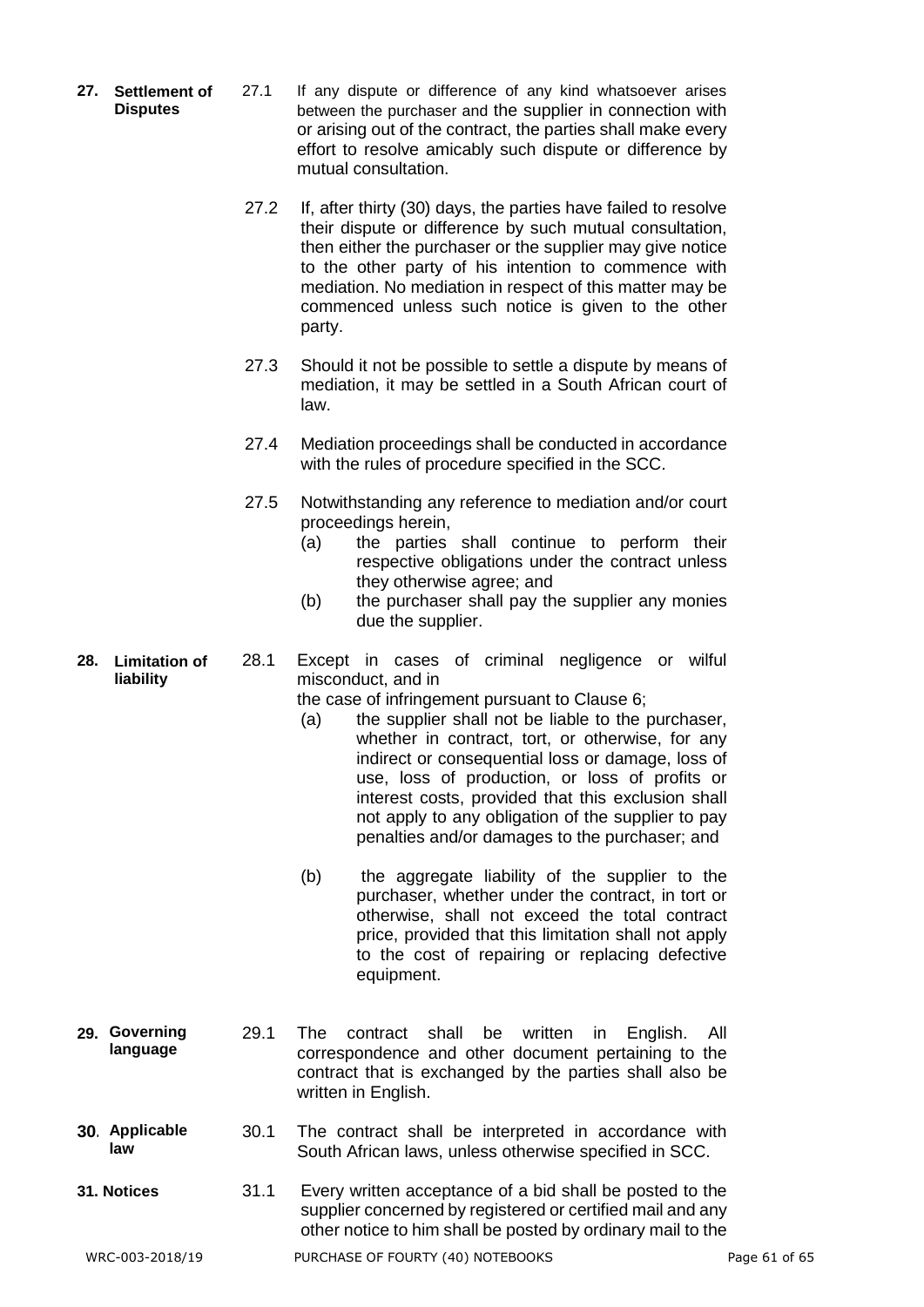**27. Settlement of Disputes**

27.1 If any dispute or difference of any kind whatsoever arises between the purchaser and the supplier in connection with or arising out of the contract, the parties shall make every effort to resolve amicably such dispute or difference by mutual consultation.

27.2 If, after thirty (30) days, the parties have failed to resolve their dispute or difference by such mutual consultation, then either the purchaser or the supplier may give notice to the other party of his intention to commence with mediation. No mediation in respect of this matter may be commenced unless such notice is given to the other party.

27.3 Should it not be possible to settle a dispute by means of mediation, it may be settled in a South African court of law.

27.4 Mediation proceedings shall be conducted in accordance with the rules of procedure specified in the SCC.

27.5 Notwithstanding any reference to mediation and/or court proceedings herein,

(a) the parties shall continue to perform their respective obligations under the contract unless they otherwise agree; and

(b) the purchaser shall pay the supplier any monies due the supplier.

**28. Limitation of liability**

28.1 Except in cases of criminal negligence or wilful misconduct, and in the case of infringement pursuant to Clause 6;

(a) the supplier shall not be liable to the purchaser, whether in contract, tort, or otherwise, for any indirect or consequential loss or damage, loss of use, loss of production, or loss of profits or interest costs, provided that this exclusion shall not apply to any obligation of the supplier to pay penalties and/or damages to the purchaser; and

(b) the aggregate liability of the supplier to the purchaser, whether under the contract, in tort or otherwise, shall not exceed the total contract price, provided that this limitation shall not apply to the cost of repairing or replacing defective equipment.

**29. Governing language**

29.1 The contract shall be written in English. All correspondence and other document pertaining to the contract that is exchanged by the parties shall also be written in English.

**30. Applicable law**

30.1 The contract shall be interpreted in accordance with South African laws, unless otherwise specified in SCC.

**31. Notices**

31.1 Every written acceptance of a bid shall be posted to the supplier concerned by registered or certified mail and any other notice to him shall be posted by ordinary mail to the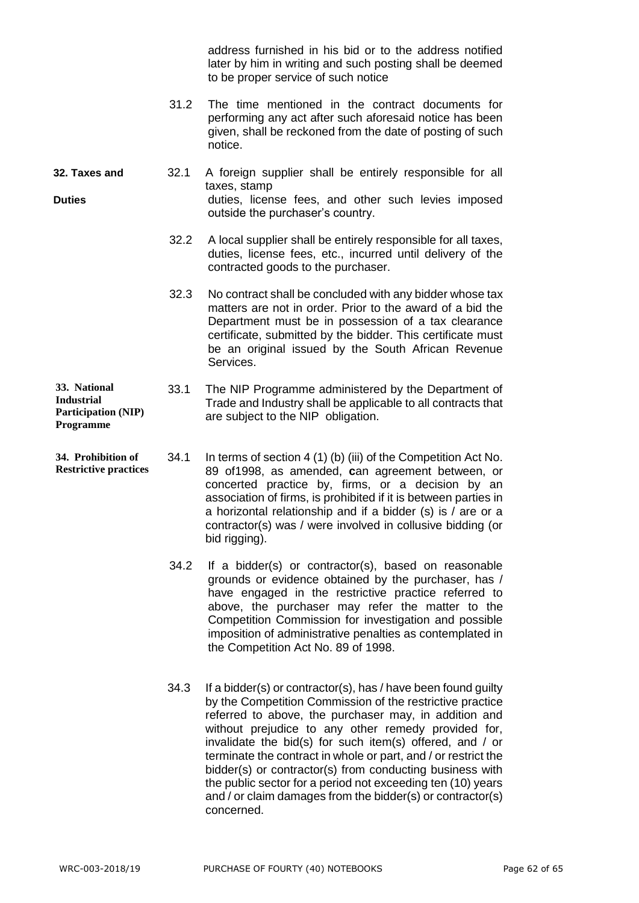address furnished in his bid or to the address notified later by him in writing and such posting shall be deemed to be proper service of such notice

31.2 The time mentioned in the contract documents for performing any act after such aforesaid notice has been given, shall be reckoned from the date of posting of such notice.

**32. Taxes and Duties**

32.1 A foreign supplier shall be entirely responsible for all taxes, stamp duties, license fees, and other such levies imposed outside the purchaser's country.

32.2 A local supplier shall be entirely responsible for all taxes, duties, license fees, etc., incurred until delivery of the contracted goods to the purchaser.

32.3 No contract shall be concluded with any bidder whose tax matters are not in order. Prior to the award of a bid the Department must be in possession of a tax clearance certificate, submitted by the bidder. This certificate must be an original issued by the South African Revenue Services.

**33. National Industrial Participation (NIP) Programme**

33.1 The NIP Programme administered by the Department of Trade and Industry shall be applicable to all contracts that are subject to the NIP obligation.

**34. Prohibition of Restrictive practices**

34.1 In terms of section 4 (1) (b) (iii) of the Competition Act No. 89 of1998, as amended, **c**an agreement between, or concerted practice by, firms, or a decision by an association of firms, is prohibited if it is between parties in a horizontal relationship and if a bidder (s) is / are or a contractor(s) was / were involved in collusive bidding (or bid rigging).

34.2 If a bidder(s) or contractor(s), based on reasonable grounds or evidence obtained by the purchaser, has / have engaged in the restrictive practice referred to above, the purchaser may refer the matter to the Competition Commission for investigation and possible imposition of administrative penalties as contemplated in the Competition Act No. 89 of 1998.

34.3 If a bidder(s) or contractor(s), has / have been found guilty by the Competition Commission of the restrictive practice referred to above, the purchaser may, in addition and without prejudice to any other remedy provided for, invalidate the bid(s) for such item(s) offered, and / or terminate the contract in whole or part, and / or restrict the bidder(s) or contractor(s) from conducting business with the public sector for a period not exceeding ten (10) years and / or claim damages from the bidder(s) or contractor(s) concerned.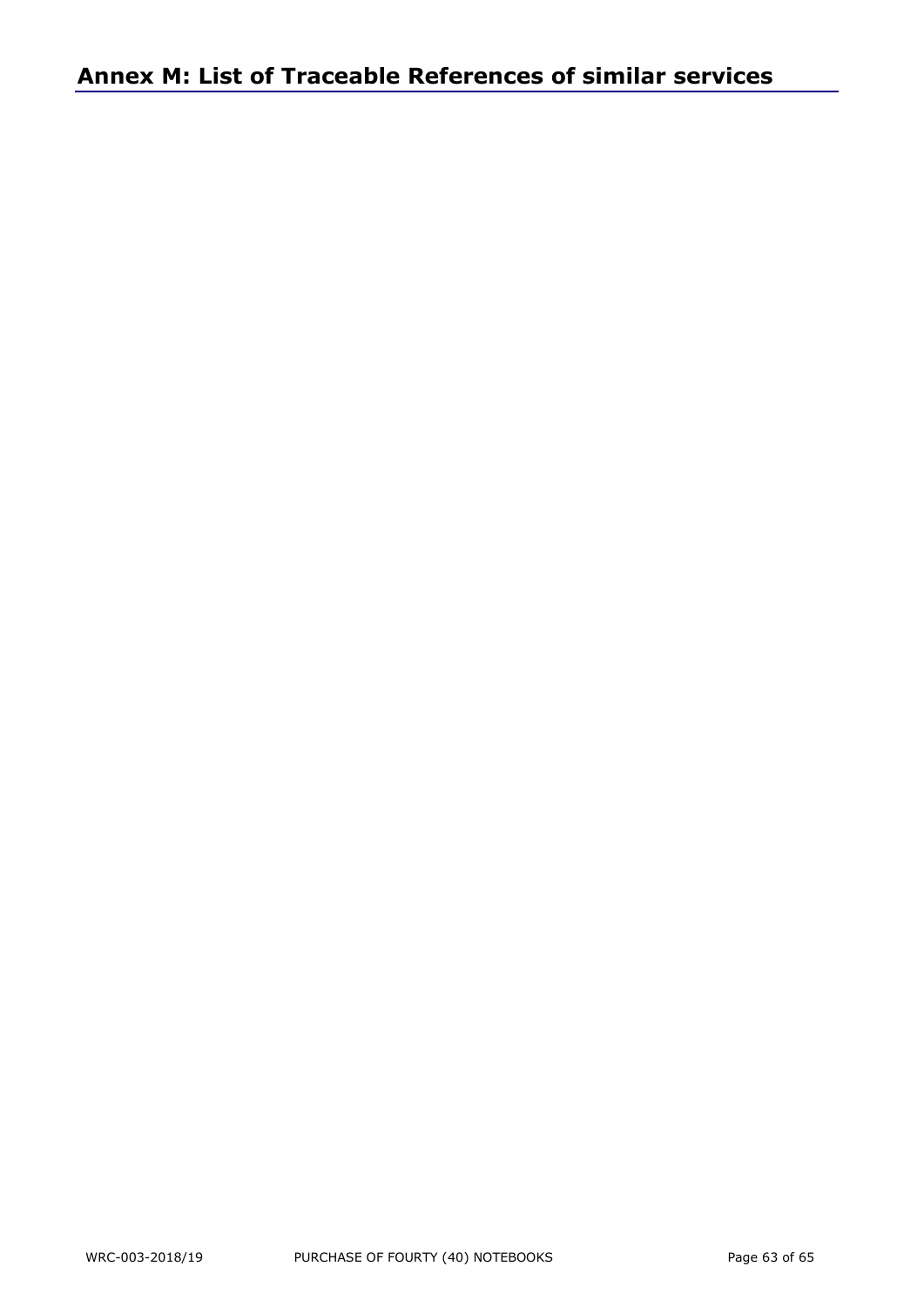## Annex M: List of Traceable References of similar services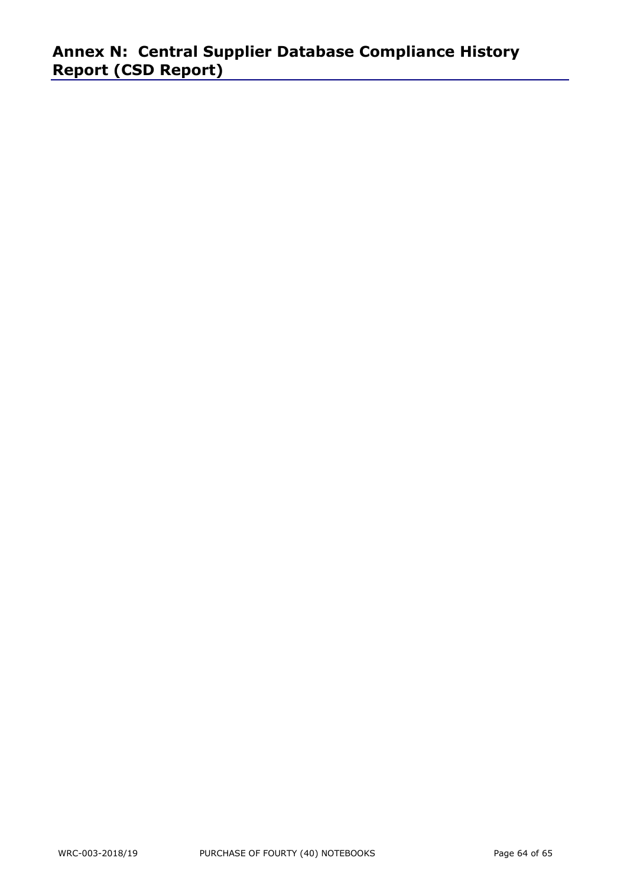# Annex N: Central Supplier Database Compliance History Report (CSD Report)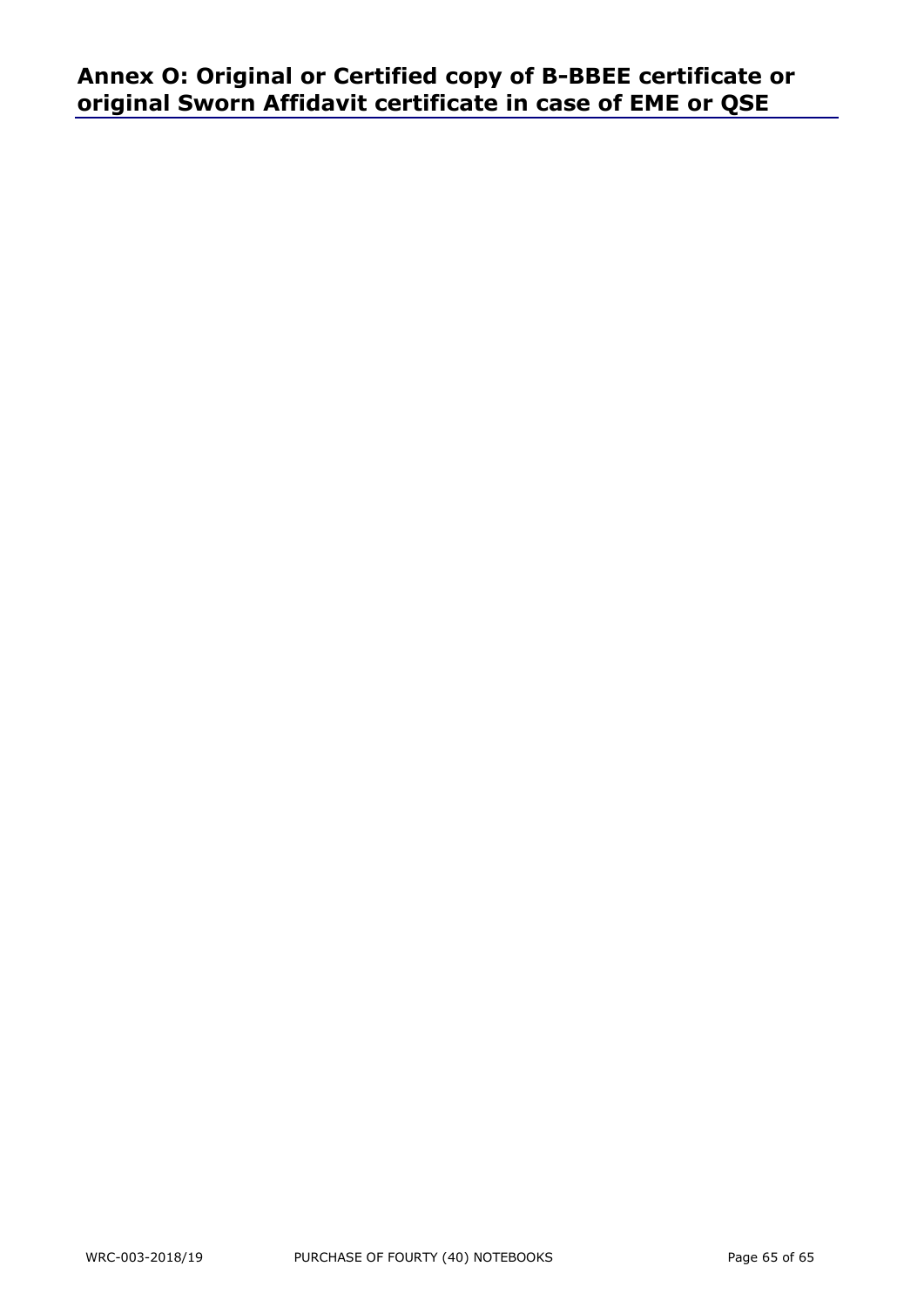## Annex O: Original or Certified copy of B-BBEE certificate or original Sworn Affidavit certificate in case of EME or QSE